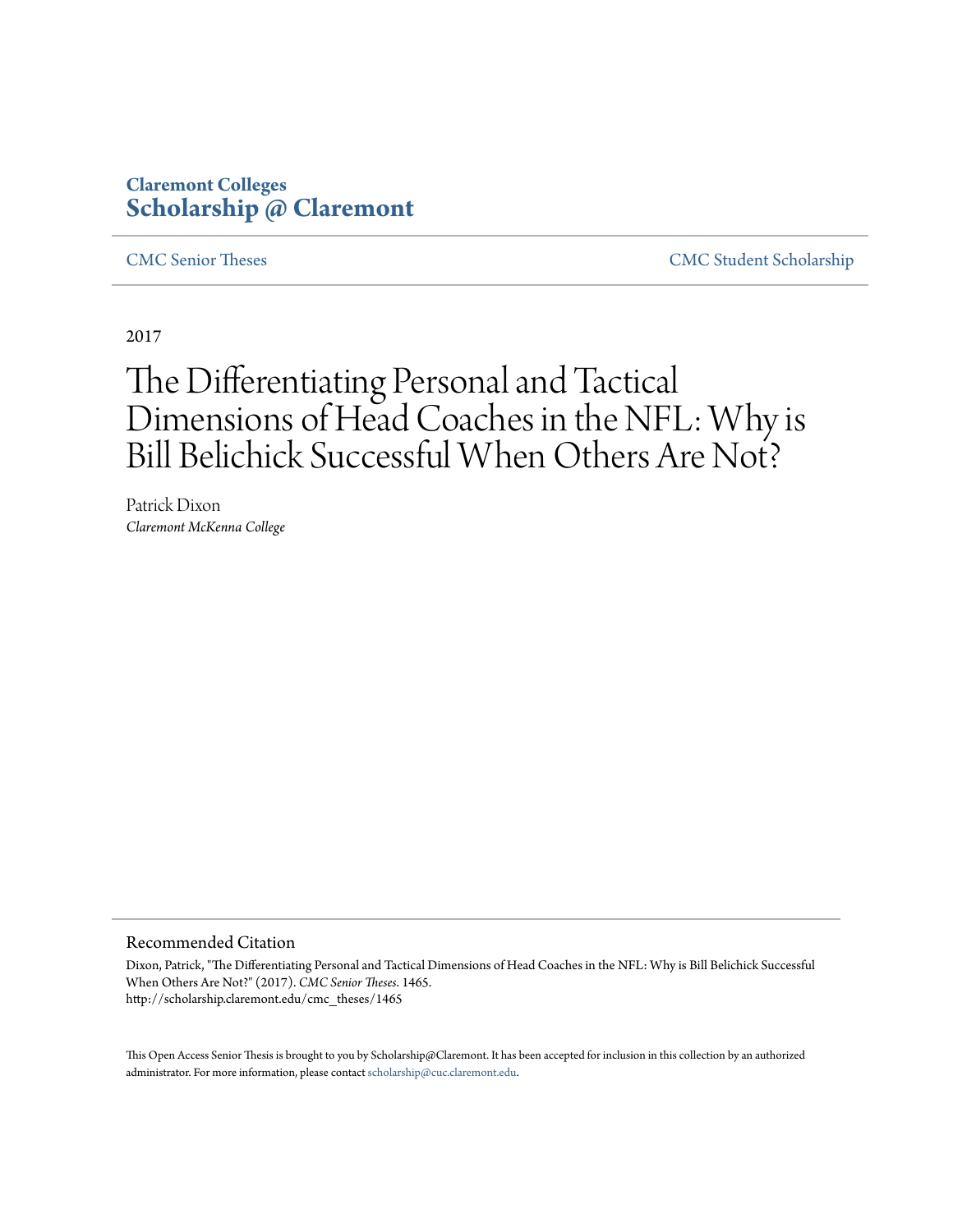**Claremont Colleges**
**Scholarship @ Claremont**

CMC Senior Theses | CMC Student Scholarship

2017

# The Differentiating Personal and Tactical Dimensions of Head Coaches in the NFL: Why is Bill Belichick Successful When Others Are Not?

Patrick Dixon
*Claremont McKenna College*

## Recommended Citation

Dixon, Patrick, "The Differentiating Personal and Tactical Dimensions of Head Coaches in the NFL: Why is Bill Belichick Successful When Others Are Not?" (2017). *CMC Senior Theses*. 1465.
http://scholarship.claremont.edu/cmc_theses/1465

This Open Access Senior Thesis is brought to you by Scholarship@Claremont. It has been accepted for inclusion in this collection by an authorized administrator. For more information, please contact scholarship@cuc.claremont.edu.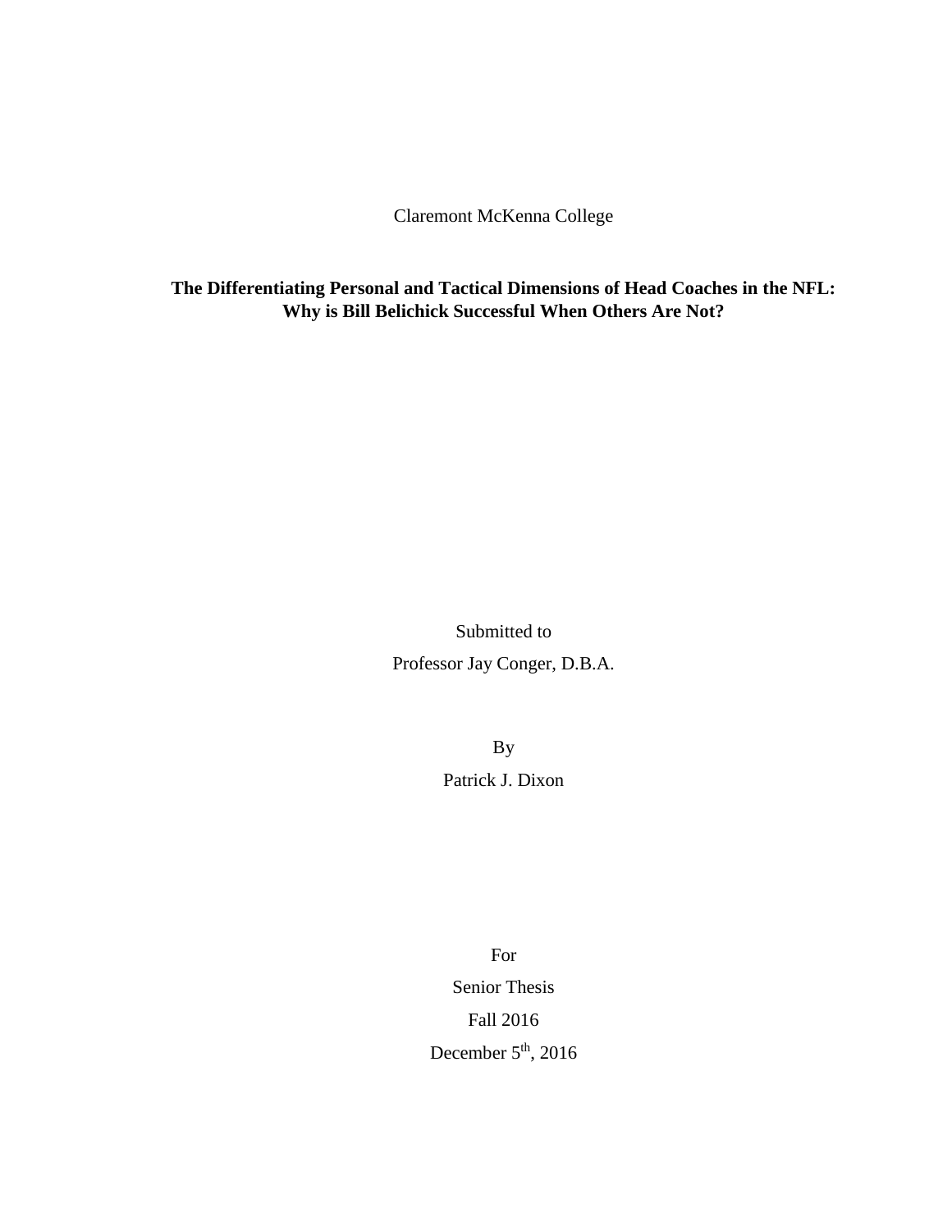Claremont McKenna College

**The Differentiating Personal and Tactical Dimensions of Head Coaches in the NFL: Why is Bill Belichick Successful When Others Are Not?**

Submitted to

Professor Jay Conger, D.B.A.

By

Patrick J. Dixon

For

Senior Thesis

Fall 2016

December 5th, 2016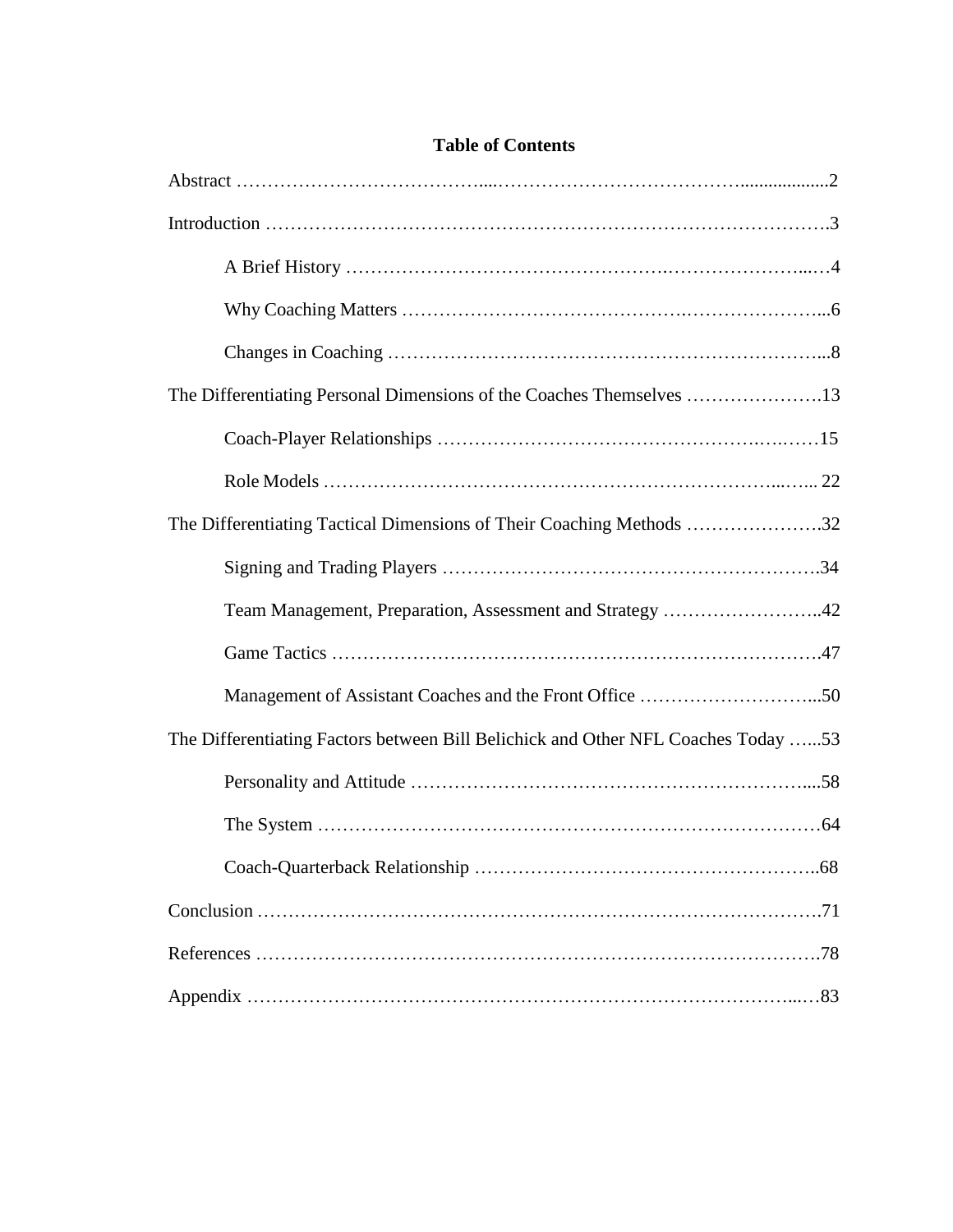**Table of Contents**

Abstract ........................................................................................2

Introduction ....................................................................................3

- A Brief History ..........................................................................4
- Why Coaching Matters ...............................................................6
- Changes in Coaching ..................................................................8

The Differentiating Personal Dimensions of the Coaches Themselves ....................13

- Coach-Player Relationships ........................................................15
- Role Models ................................................................................22

The Differentiating Tactical Dimensions of Their Coaching Methods ....................32

- Signing and Trading Players ......................................................34
- Team Management, Preparation, Assessment and Strategy ..........................42
- Game Tactics ..............................................................................47
- Management of Assistant Coaches and the Front Office ...........................50

The Differentiating Factors between Bill Belichick and Other NFL Coaches Today ......53

- Personality and Attitude ..............................................................58
- The System ..................................................................................64
- Coach-Quarterback Relationship ..................................................68

Conclusion ......................................................................................71

References ......................................................................................78

Appendix .........................................................................................83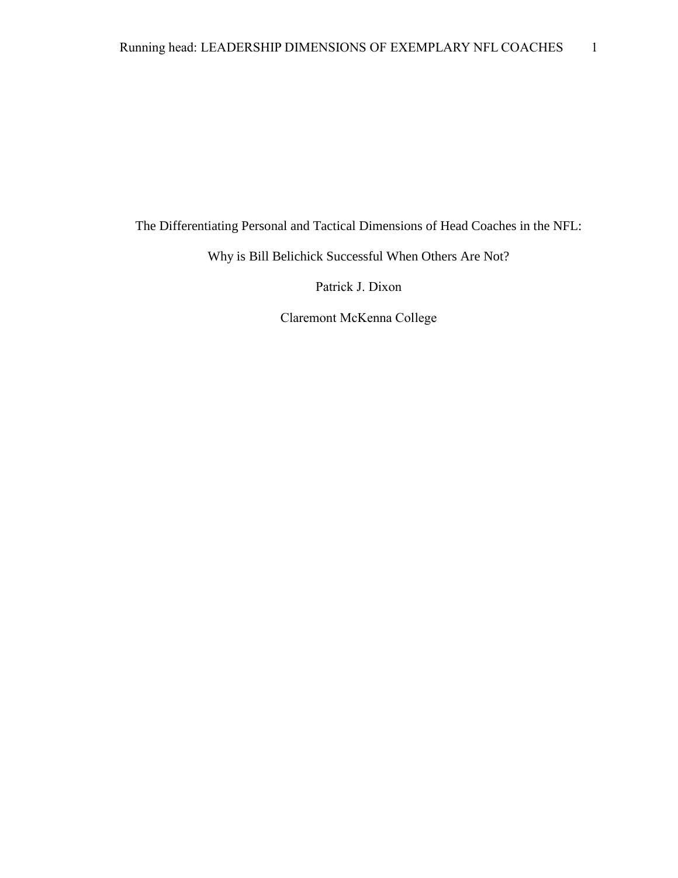# The Differentiating Personal and Tactical Dimensions of Head Coaches in the NFL:

# Why is Bill Belichick Successful When Others Are Not?

Patrick J. Dixon

Claremont McKenna College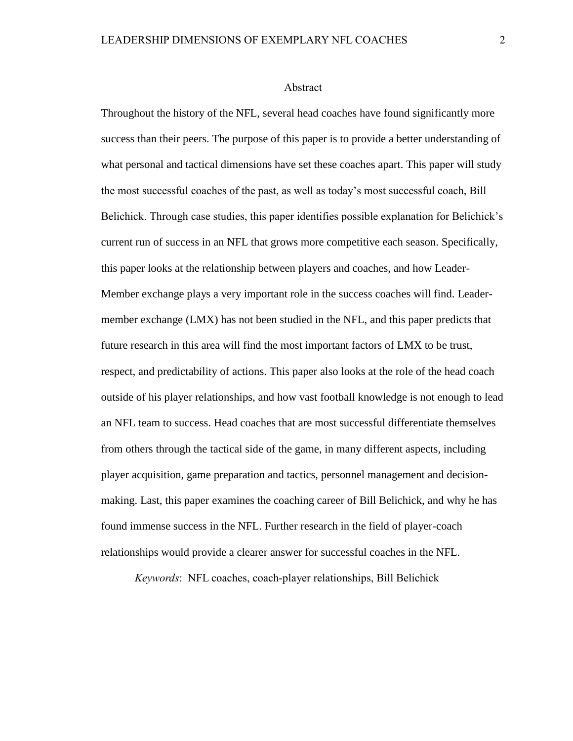# Abstract

Throughout the history of the NFL, several head coaches have found significantly more success than their peers. The purpose of this paper is to provide a better understanding of what personal and tactical dimensions have set these coaches apart. This paper will study the most successful coaches of the past, as well as today's most successful coach, Bill Belichick. Through case studies, this paper identifies possible explanation for Belichick's current run of success in an NFL that grows more competitive each season. Specifically, this paper looks at the relationship between players and coaches, and how Leader-Member exchange plays a very important role in the success coaches will find. Leader-member exchange (LMX) has not been studied in the NFL, and this paper predicts that future research in this area will find the most important factors of LMX to be trust, respect, and predictability of actions. This paper also looks at the role of the head coach outside of his player relationships, and how vast football knowledge is not enough to lead an NFL team to success. Head coaches that are most successful differentiate themselves from others through the tactical side of the game, in many different aspects, including player acquisition, game preparation and tactics, personnel management and decision-making. Last, this paper examines the coaching career of Bill Belichick, and why he has found immense success in the NFL. Further research in the field of player-coach relationships would provide a clearer answer for successful coaches in the NFL.

*Keywords*: NFL coaches, coach-player relationships, Bill Belichick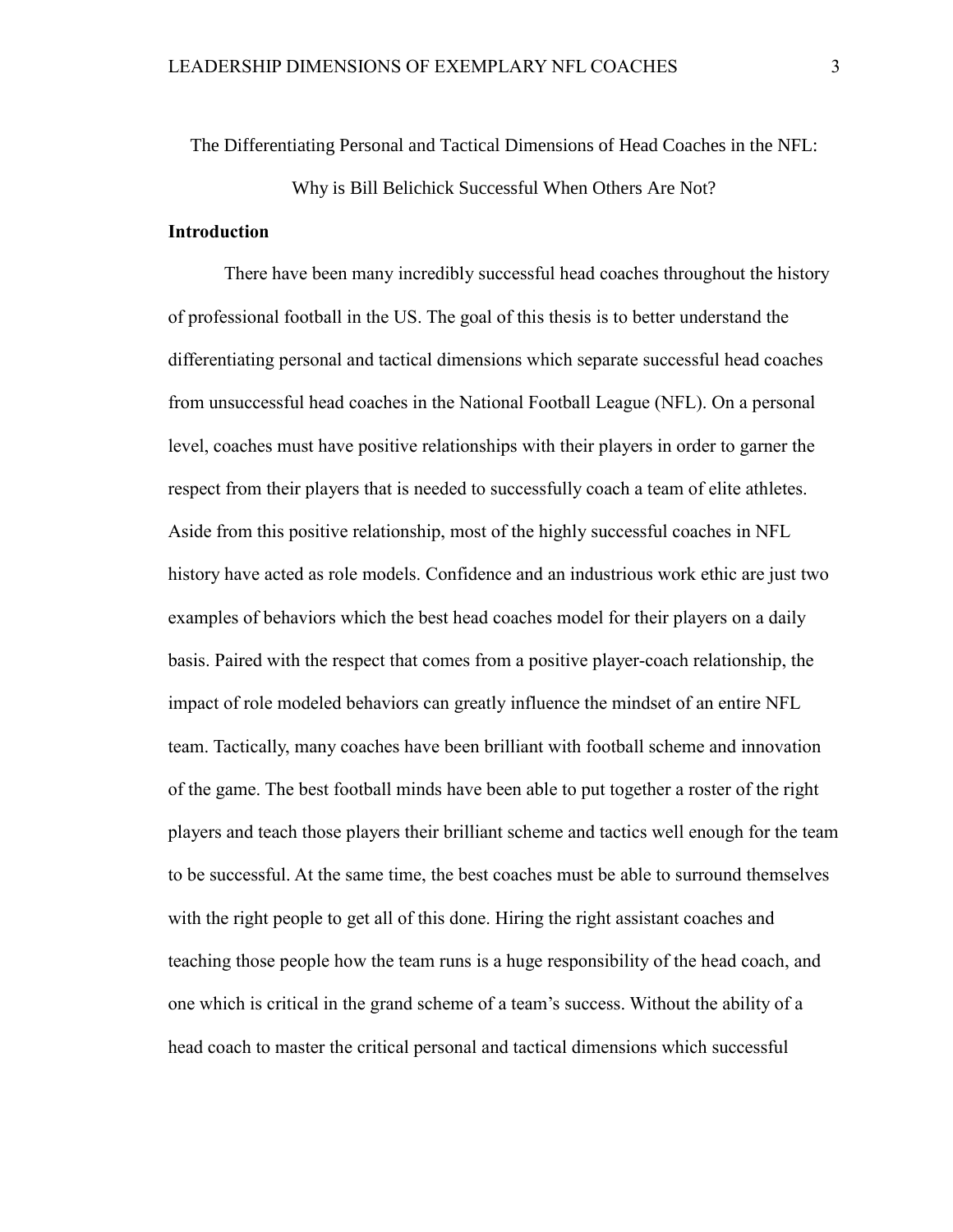The Differentiating Personal and Tactical Dimensions of Head Coaches in the NFL: Why is Bill Belichick Successful When Others Are Not?

## Introduction

There have been many incredibly successful head coaches throughout the history of professional football in the US. The goal of this thesis is to better understand the differentiating personal and tactical dimensions which separate successful head coaches from unsuccessful head coaches in the National Football League (NFL). On a personal level, coaches must have positive relationships with their players in order to garner the respect from their players that is needed to successfully coach a team of elite athletes. Aside from this positive relationship, most of the highly successful coaches in NFL history have acted as role models. Confidence and an industrious work ethic are just two examples of behaviors which the best head coaches model for their players on a daily basis. Paired with the respect that comes from a positive player-coach relationship, the impact of role modeled behaviors can greatly influence the mindset of an entire NFL team. Tactically, many coaches have been brilliant with football scheme and innovation of the game. The best football minds have been able to put together a roster of the right players and teach those players their brilliant scheme and tactics well enough for the team to be successful. At the same time, the best coaches must be able to surround themselves with the right people to get all of this done. Hiring the right assistant coaches and teaching those people how the team runs is a huge responsibility of the head coach, and one which is critical in the grand scheme of a team's success. Without the ability of a head coach to master the critical personal and tactical dimensions which successful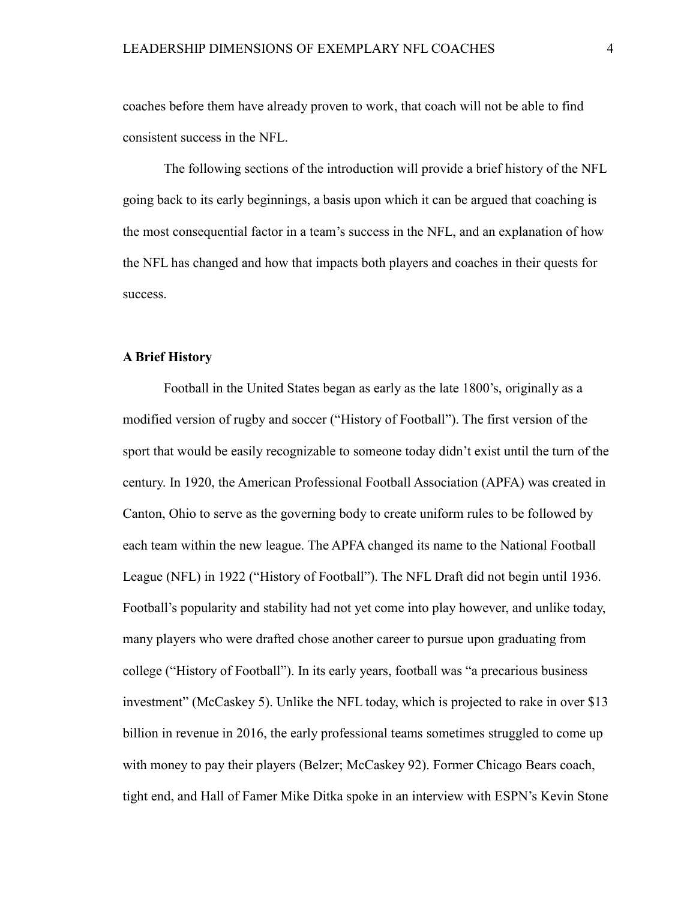coaches before them have already proven to work, that coach will not be able to find consistent success in the NFL.

The following sections of the introduction will provide a brief history of the NFL going back to its early beginnings, a basis upon which it can be argued that coaching is the most consequential factor in a team's success in the NFL, and an explanation of how the NFL has changed and how that impacts both players and coaches in their quests for success.

## A Brief History

Football in the United States began as early as the late 1800's, originally as a modified version of rugby and soccer ("History of Football"). The first version of the sport that would be easily recognizable to someone today didn't exist until the turn of the century. In 1920, the American Professional Football Association (APFA) was created in Canton, Ohio to serve as the governing body to create uniform rules to be followed by each team within the new league. The APFA changed its name to the National Football League (NFL) in 1922 ("History of Football"). The NFL Draft did not begin until 1936. Football's popularity and stability had not yet come into play however, and unlike today, many players who were drafted chose another career to pursue upon graduating from college ("History of Football"). In its early years, football was "a precarious business investment" (McCaskey 5). Unlike the NFL today, which is projected to rake in over $13 billion in revenue in 2016, the early professional teams sometimes struggled to come up with money to pay their players (Belzer; McCaskey 92). Former Chicago Bears coach, tight end, and Hall of Famer Mike Ditka spoke in an interview with ESPN's Kevin Stone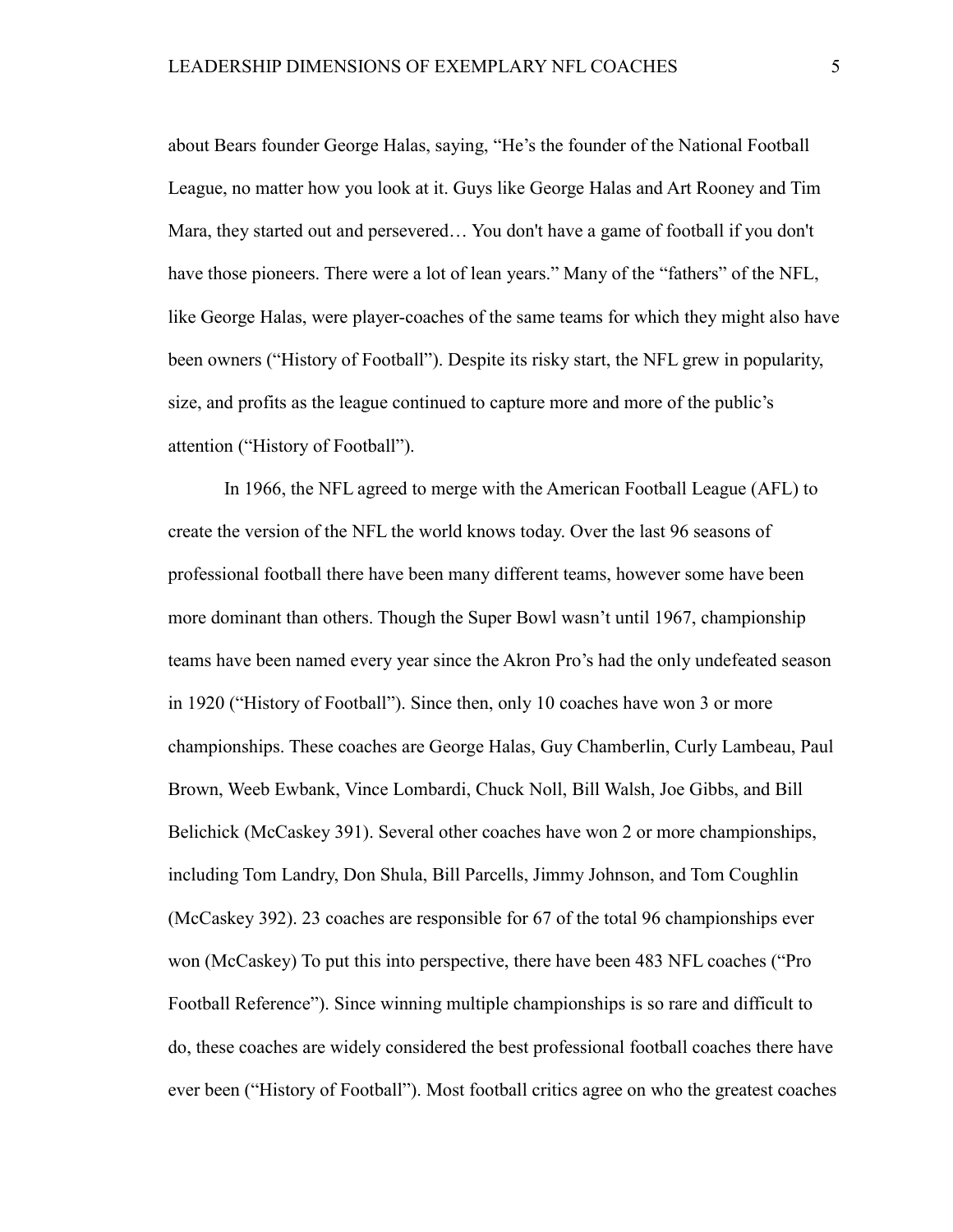about Bears founder George Halas, saying, "He's the founder of the National Football League, no matter how you look at it. Guys like George Halas and Art Rooney and Tim Mara, they started out and persevered… You don't have a game of football if you don't have those pioneers. There were a lot of lean years." Many of the "fathers" of the NFL, like George Halas, were player-coaches of the same teams for which they might also have been owners ("History of Football"). Despite its risky start, the NFL grew in popularity, size, and profits as the league continued to capture more and more of the public's attention ("History of Football").

In 1966, the NFL agreed to merge with the American Football League (AFL) to create the version of the NFL the world knows today. Over the last 96 seasons of professional football there have been many different teams, however some have been more dominant than others. Though the Super Bowl wasn't until 1967, championship teams have been named every year since the Akron Pro's had the only undefeated season in 1920 ("History of Football"). Since then, only 10 coaches have won 3 or more championships. These coaches are George Halas, Guy Chamberlin, Curly Lambeau, Paul Brown, Weeb Ewbank, Vince Lombardi, Chuck Noll, Bill Walsh, Joe Gibbs, and Bill Belichick (McCaskey 391). Several other coaches have won 2 or more championships, including Tom Landry, Don Shula, Bill Parcells, Jimmy Johnson, and Tom Coughlin (McCaskey 392). 23 coaches are responsible for 67 of the total 96 championships ever won (McCaskey) To put this into perspective, there have been 483 NFL coaches ("Pro Football Reference"). Since winning multiple championships is so rare and difficult to do, these coaches are widely considered the best professional football coaches there have ever been ("History of Football"). Most football critics agree on who the greatest coaches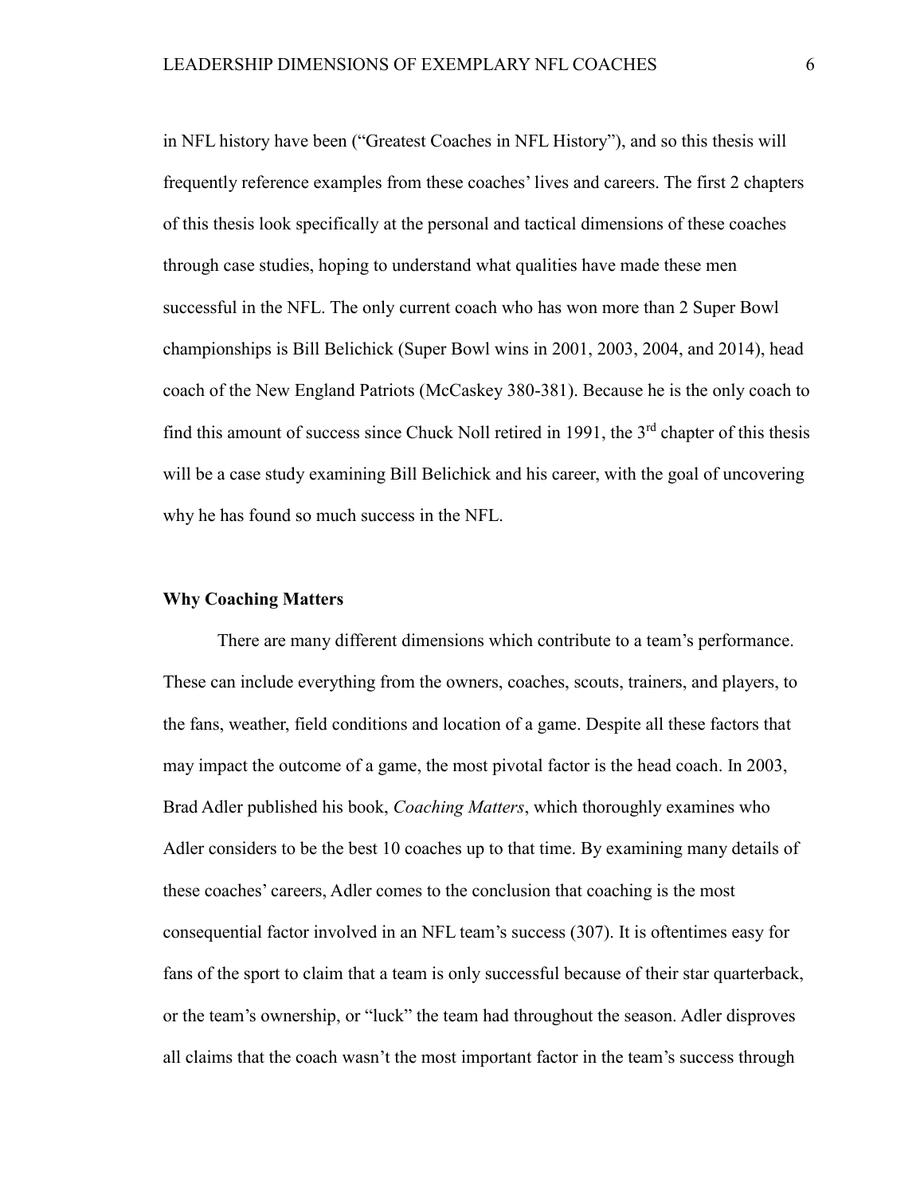in NFL history have been ("Greatest Coaches in NFL History"), and so this thesis will frequently reference examples from these coaches' lives and careers. The first 2 chapters of this thesis look specifically at the personal and tactical dimensions of these coaches through case studies, hoping to understand what qualities have made these men successful in the NFL. The only current coach who has won more than 2 Super Bowl championships is Bill Belichick (Super Bowl wins in 2001, 2003, 2004, and 2014), head coach of the New England Patriots (McCaskey 380-381). Because he is the only coach to find this amount of success since Chuck Noll retired in 1991, the 3rd chapter of this thesis will be a case study examining Bill Belichick and his career, with the goal of uncovering why he has found so much success in the NFL.

**Why Coaching Matters**

There are many different dimensions which contribute to a team's performance. These can include everything from the owners, coaches, scouts, trainers, and players, to the fans, weather, field conditions and location of a game. Despite all these factors that may impact the outcome of a game, the most pivotal factor is the head coach. In 2003, Brad Adler published his book, *Coaching Matters*, which thoroughly examines who Adler considers to be the best 10 coaches up to that time. By examining many details of these coaches' careers, Adler comes to the conclusion that coaching is the most consequential factor involved in an NFL team's success (307). It is oftentimes easy for fans of the sport to claim that a team is only successful because of their star quarterback, or the team's ownership, or "luck" the team had throughout the season. Adler disproves all claims that the coach wasn't the most important factor in the team's success through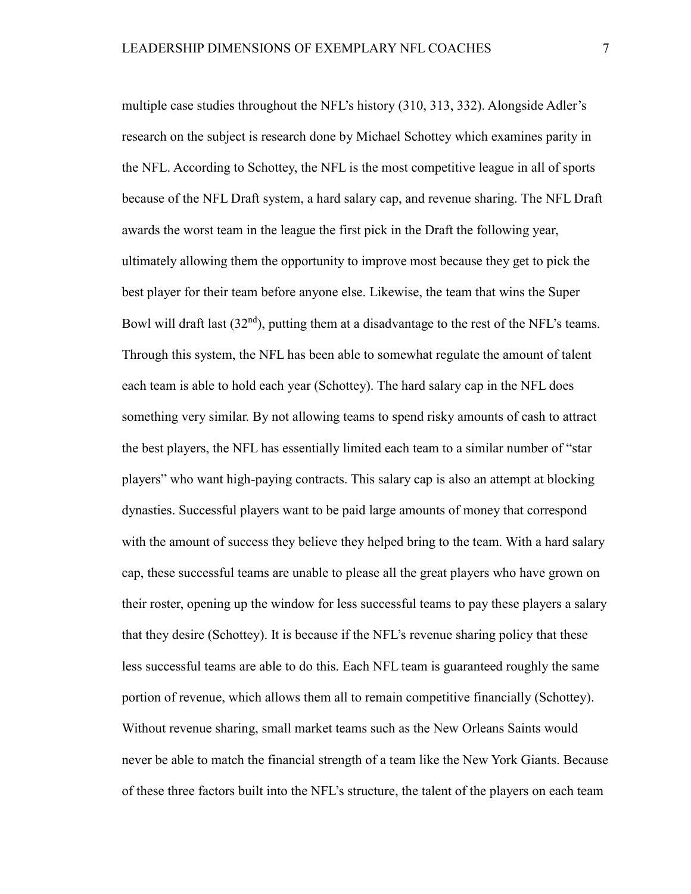multiple case studies throughout the NFL's history (310, 313, 332). Alongside Adler's research on the subject is research done by Michael Schottey which examines parity in the NFL. According to Schottey, the NFL is the most competitive league in all of sports because of the NFL Draft system, a hard salary cap, and revenue sharing. The NFL Draft awards the worst team in the league the first pick in the Draft the following year, ultimately allowing them the opportunity to improve most because they get to pick the best player for their team before anyone else. Likewise, the team that wins the Super Bowl will draft last (32nd), putting them at a disadvantage to the rest of the NFL's teams. Through this system, the NFL has been able to somewhat regulate the amount of talent each team is able to hold each year (Schottey). The hard salary cap in the NFL does something very similar. By not allowing teams to spend risky amounts of cash to attract the best players, the NFL has essentially limited each team to a similar number of "star players" who want high-paying contracts. This salary cap is also an attempt at blocking dynasties. Successful players want to be paid large amounts of money that correspond with the amount of success they believe they helped bring to the team. With a hard salary cap, these successful teams are unable to please all the great players who have grown on their roster, opening up the window for less successful teams to pay these players a salary that they desire (Schottey). It is because if the NFL's revenue sharing policy that these less successful teams are able to do this. Each NFL team is guaranteed roughly the same portion of revenue, which allows them all to remain competitive financially (Schottey). Without revenue sharing, small market teams such as the New Orleans Saints would never be able to match the financial strength of a team like the New York Giants. Because of these three factors built into the NFL's structure, the talent of the players on each team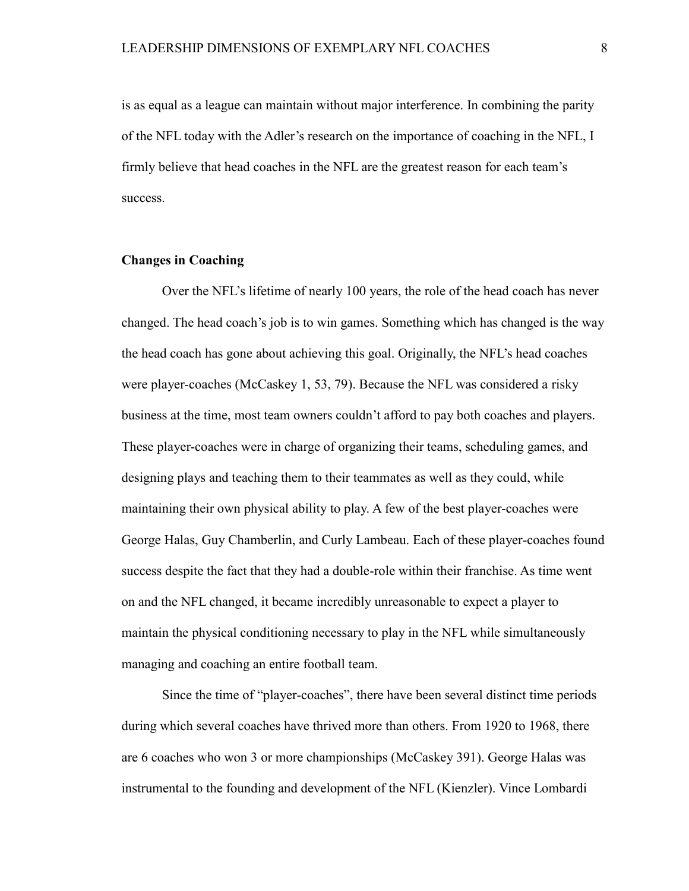is as equal as a league can maintain without major interference. In combining the parity of the NFL today with the Adler's research on the importance of coaching in the NFL, I firmly believe that head coaches in the NFL are the greatest reason for each team's success.

**Changes in Coaching**

Over the NFL's lifetime of nearly 100 years, the role of the head coach has never changed. The head coach's job is to win games. Something which has changed is the way the head coach has gone about achieving this goal. Originally, the NFL's head coaches were player-coaches (McCaskey 1, 53, 79). Because the NFL was considered a risky business at the time, most team owners couldn't afford to pay both coaches and players. These player-coaches were in charge of organizing their teams, scheduling games, and designing plays and teaching them to their teammates as well as they could, while maintaining their own physical ability to play. A few of the best player-coaches were George Halas, Guy Chamberlin, and Curly Lambeau. Each of these player-coaches found success despite the fact that they had a double-role within their franchise. As time went on and the NFL changed, it became incredibly unreasonable to expect a player to maintain the physical conditioning necessary to play in the NFL while simultaneously managing and coaching an entire football team.

Since the time of "player-coaches", there have been several distinct time periods during which several coaches have thrived more than others. From 1920 to 1968, there are 6 coaches who won 3 or more championships (McCaskey 391). George Halas was instrumental to the founding and development of the NFL (Kienzler). Vince Lombardi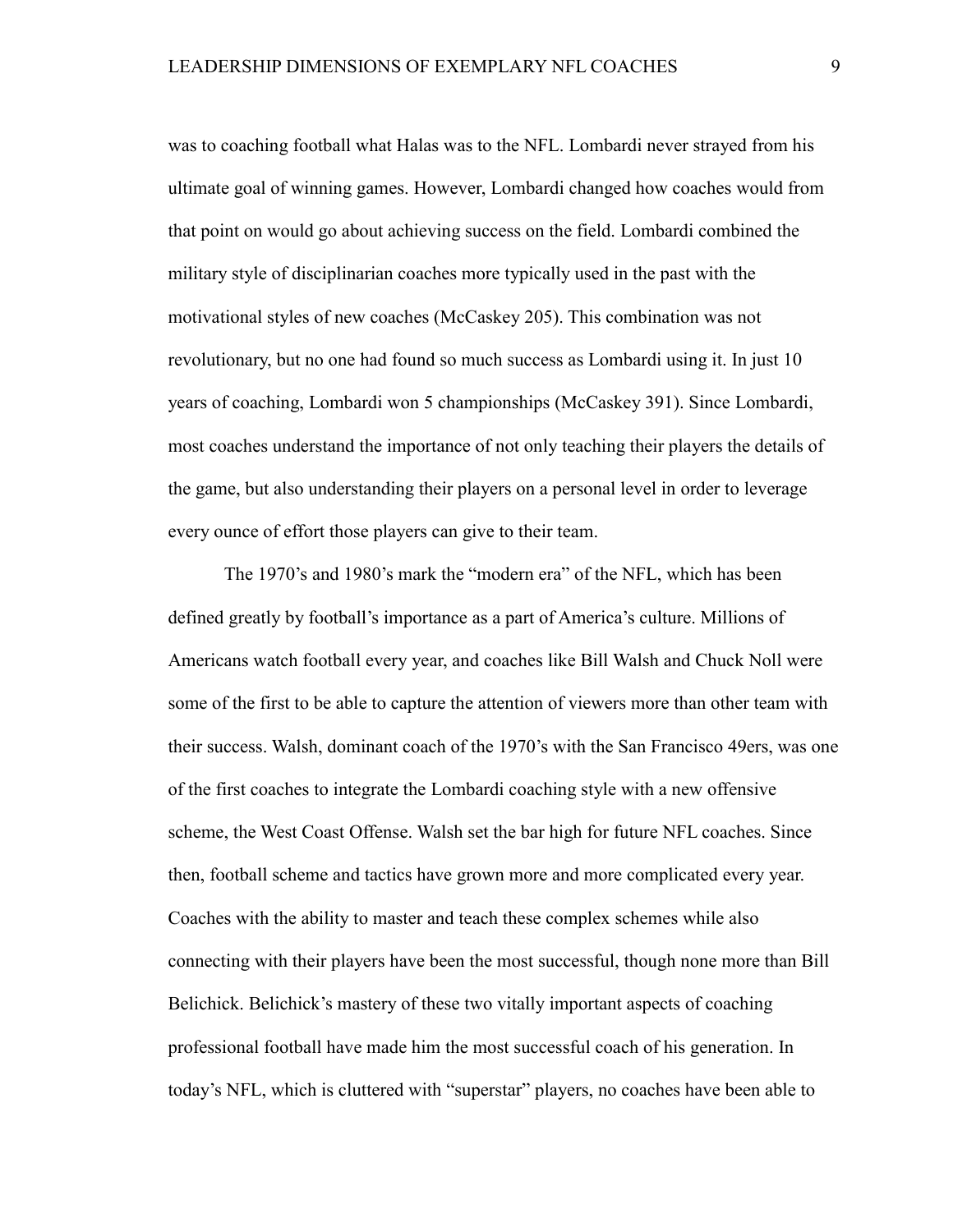was to coaching football what Halas was to the NFL. Lombardi never strayed from his ultimate goal of winning games. However, Lombardi changed how coaches would from that point on would go about achieving success on the field. Lombardi combined the military style of disciplinarian coaches more typically used in the past with the motivational styles of new coaches (McCaskey 205). This combination was not revolutionary, but no one had found so much success as Lombardi using it. In just 10 years of coaching, Lombardi won 5 championships (McCaskey 391). Since Lombardi, most coaches understand the importance of not only teaching their players the details of the game, but also understanding their players on a personal level in order to leverage every ounce of effort those players can give to their team.

The 1970's and 1980's mark the "modern era" of the NFL, which has been defined greatly by football's importance as a part of America's culture. Millions of Americans watch football every year, and coaches like Bill Walsh and Chuck Noll were some of the first to be able to capture the attention of viewers more than other team with their success. Walsh, dominant coach of the 1970's with the San Francisco 49ers, was one of the first coaches to integrate the Lombardi coaching style with a new offensive scheme, the West Coast Offense. Walsh set the bar high for future NFL coaches. Since then, football scheme and tactics have grown more and more complicated every year. Coaches with the ability to master and teach these complex schemes while also connecting with their players have been the most successful, though none more than Bill Belichick. Belichick's mastery of these two vitally important aspects of coaching professional football have made him the most successful coach of his generation. In today's NFL, which is cluttered with "superstar" players, no coaches have been able to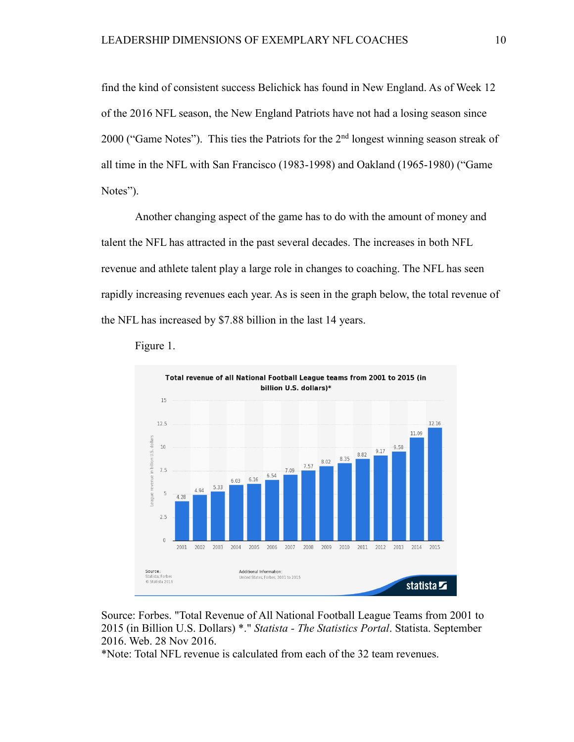find the kind of consistent success Belichick has found in New England. As of Week 12 of the 2016 NFL season, the New England Patriots have not had a losing season since 2000 (“Game Notes”). This ties the Patriots for the 2nd longest winning season streak of all time in the NFL with San Francisco (1983-1998) and Oakland (1965-1980) (“Game Notes”).

Another changing aspect of the game has to do with the amount of money and talent the NFL has attracted in the past several decades. The increases in both NFL revenue and athlete talent play a large role in changes to coaching. The NFL has seen rapidly increasing revenues each year. As is seen in the graph below, the total revenue of the NFL has increased by $7.88 billion in the last 14 years.

Figure 1.

Total revenue of all National Football League teams from 2001 to 2015 (in billion U.S. dollars)*

League revenue in billion U.S. dollars

15
12.5
10
7.5
5
2.5
0

2001 2002 2003 2004 2005 2006 2007 2008 2009 2010 2011 2012 2013 2014 2015

4.28 4.94 5.33 6.03 6.16 6.54 7.09 7.57 8.02 8.35 8.82 9.17 9.58 11.09 12.16

Source: Statista; Forbes © Statista 2016

Additional Information: United States; Forbes; 2001 to 2015

statista

Source: Forbes. "Total Revenue of All National Football League Teams from 2001 to 2015 (in Billion U.S. Dollars) *." *Statista - The Statistics Portal*. Statista. September 2016. Web. 28 Nov 2016.
*Note: Total NFL revenue is calculated from each of the 32 team revenues.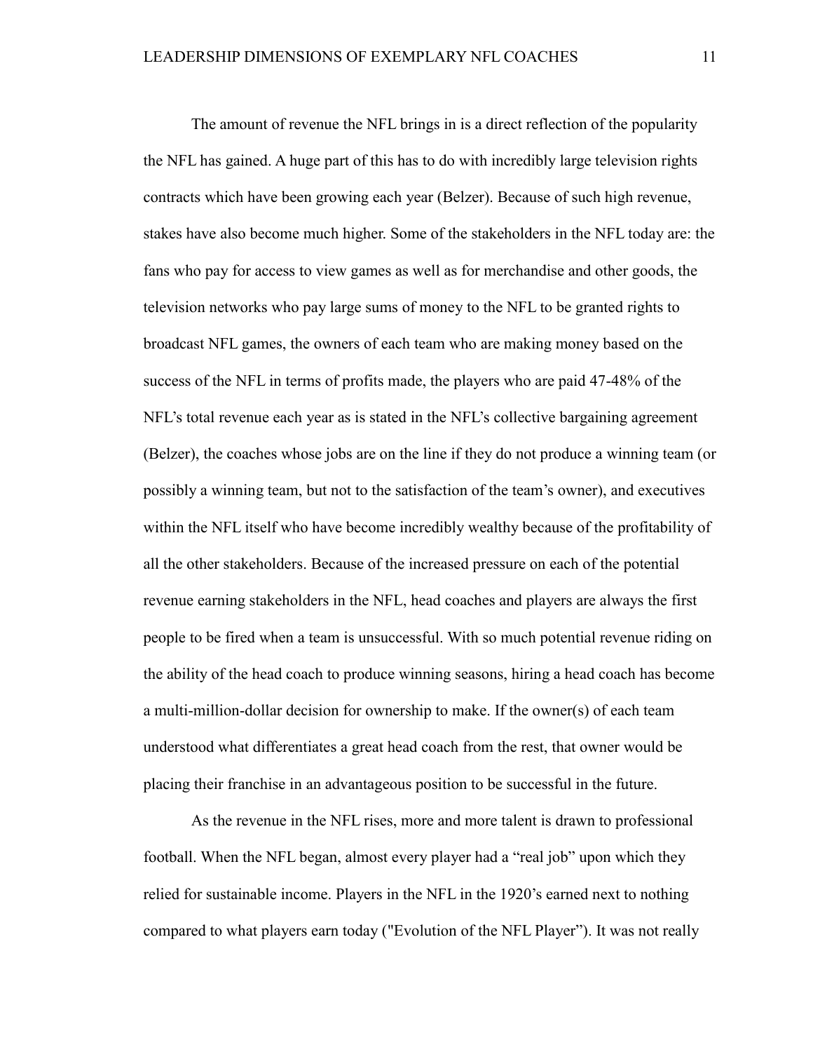The amount of revenue the NFL brings in is a direct reflection of the popularity the NFL has gained. A huge part of this has to do with incredibly large television rights contracts which have been growing each year (Belzer). Because of such high revenue, stakes have also become much higher. Some of the stakeholders in the NFL today are: the fans who pay for access to view games as well as for merchandise and other goods, the television networks who pay large sums of money to the NFL to be granted rights to broadcast NFL games, the owners of each team who are making money based on the success of the NFL in terms of profits made, the players who are paid 47-48% of the NFL's total revenue each year as is stated in the NFL's collective bargaining agreement (Belzer), the coaches whose jobs are on the line if they do not produce a winning team (or possibly a winning team, but not to the satisfaction of the team's owner), and executives within the NFL itself who have become incredibly wealthy because of the profitability of all the other stakeholders. Because of the increased pressure on each of the potential revenue earning stakeholders in the NFL, head coaches and players are always the first people to be fired when a team is unsuccessful. With so much potential revenue riding on the ability of the head coach to produce winning seasons, hiring a head coach has become a multi-million-dollar decision for ownership to make. If the owner(s) of each team understood what differentiates a great head coach from the rest, that owner would be placing their franchise in an advantageous position to be successful in the future.

As the revenue in the NFL rises, more and more talent is drawn to professional football. When the NFL began, almost every player had a "real job" upon which they relied for sustainable income. Players in the NFL in the 1920's earned next to nothing compared to what players earn today ("Evolution of the NFL Player"). It was not really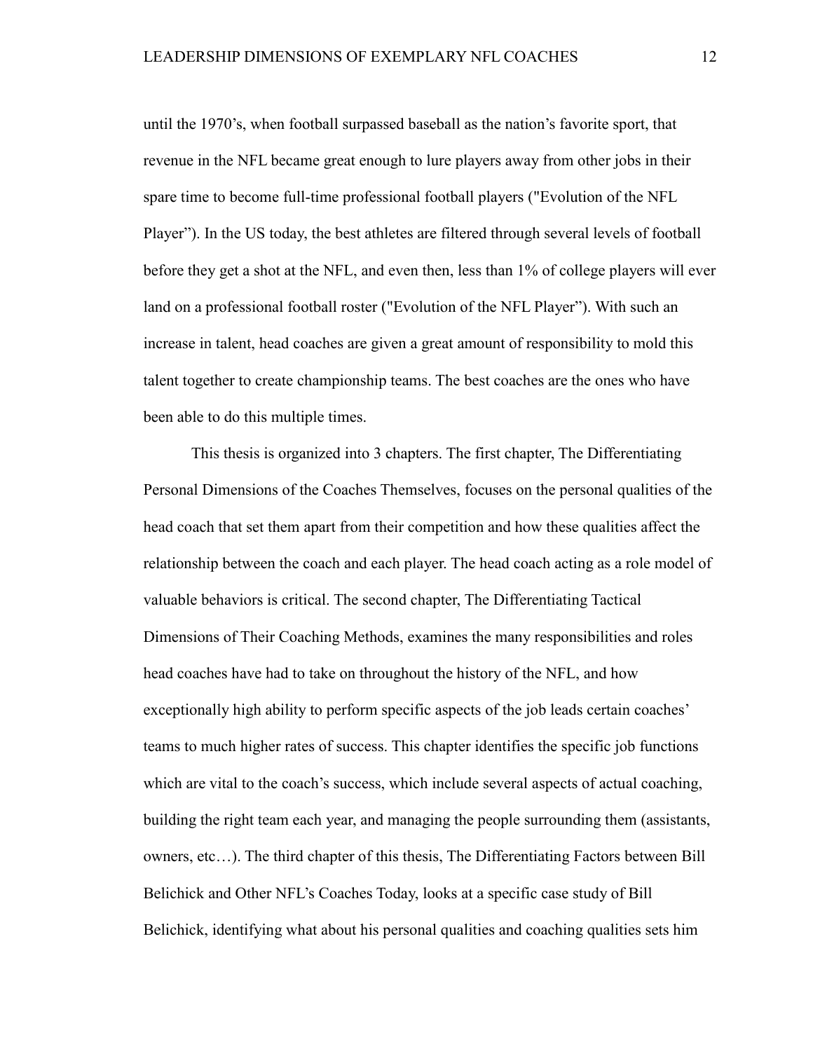until the 1970's, when football surpassed baseball as the nation's favorite sport, that revenue in the NFL became great enough to lure players away from other jobs in their spare time to become full-time professional football players ("Evolution of the NFL Player"). In the US today, the best athletes are filtered through several levels of football before they get a shot at the NFL, and even then, less than 1% of college players will ever land on a professional football roster ("Evolution of the NFL Player"). With such an increase in talent, head coaches are given a great amount of responsibility to mold this talent together to create championship teams. The best coaches are the ones who have been able to do this multiple times.

This thesis is organized into 3 chapters. The first chapter, The Differentiating Personal Dimensions of the Coaches Themselves, focuses on the personal qualities of the head coach that set them apart from their competition and how these qualities affect the relationship between the coach and each player. The head coach acting as a role model of valuable behaviors is critical. The second chapter, The Differentiating Tactical Dimensions of Their Coaching Methods, examines the many responsibilities and roles head coaches have had to take on throughout the history of the NFL, and how exceptionally high ability to perform specific aspects of the job leads certain coaches' teams to much higher rates of success. This chapter identifies the specific job functions which are vital to the coach's success, which include several aspects of actual coaching, building the right team each year, and managing the people surrounding them (assistants, owners, etc…). The third chapter of this thesis, The Differentiating Factors between Bill Belichick and Other NFL's Coaches Today, looks at a specific case study of Bill Belichick, identifying what about his personal qualities and coaching qualities sets him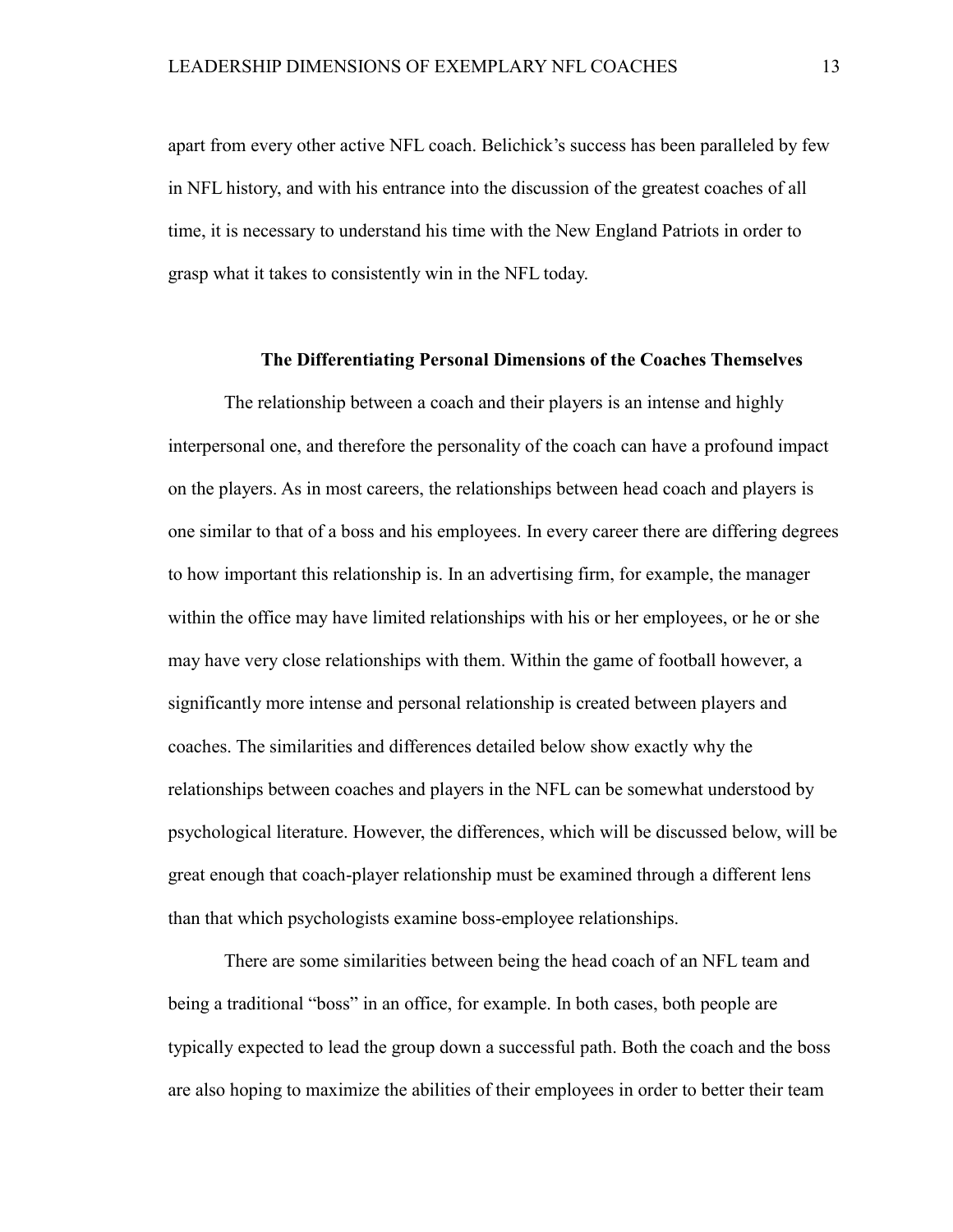apart from every other active NFL coach. Belichick's success has been paralleled by few in NFL history, and with his entrance into the discussion of the greatest coaches of all time, it is necessary to understand his time with the New England Patriots in order to grasp what it takes to consistently win in the NFL today.

## The Differentiating Personal Dimensions of the Coaches Themselves

The relationship between a coach and their players is an intense and highly interpersonal one, and therefore the personality of the coach can have a profound impact on the players. As in most careers, the relationships between head coach and players is one similar to that of a boss and his employees. In every career there are differing degrees to how important this relationship is. In an advertising firm, for example, the manager within the office may have limited relationships with his or her employees, or he or she may have very close relationships with them. Within the game of football however, a significantly more intense and personal relationship is created between players and coaches. The similarities and differences detailed below show exactly why the relationships between coaches and players in the NFL can be somewhat understood by psychological literature. However, the differences, which will be discussed below, will be great enough that coach-player relationship must be examined through a different lens than that which psychologists examine boss-employee relationships.

There are some similarities between being the head coach of an NFL team and being a traditional "boss" in an office, for example. In both cases, both people are typically expected to lead the group down a successful path. Both the coach and the boss are also hoping to maximize the abilities of their employees in order to better their team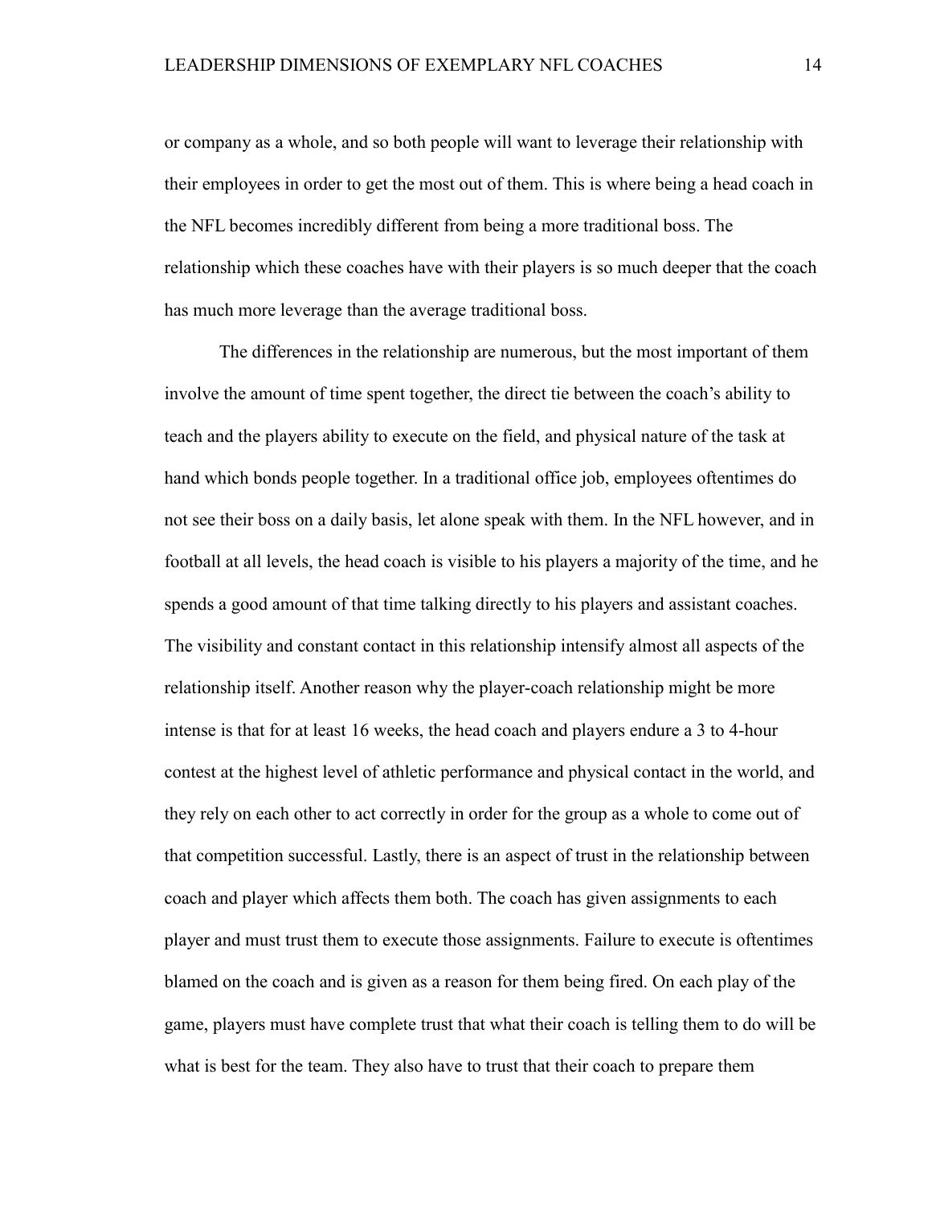or company as a whole, and so both people will want to leverage their relationship with their employees in order to get the most out of them. This is where being a head coach in the NFL becomes incredibly different from being a more traditional boss. The relationship which these coaches have with their players is so much deeper that the coach has much more leverage than the average traditional boss.

The differences in the relationship are numerous, but the most important of them involve the amount of time spent together, the direct tie between the coach's ability to teach and the players ability to execute on the field, and physical nature of the task at hand which bonds people together. In a traditional office job, employees oftentimes do not see their boss on a daily basis, let alone speak with them. In the NFL however, and in football at all levels, the head coach is visible to his players a majority of the time, and he spends a good amount of that time talking directly to his players and assistant coaches. The visibility and constant contact in this relationship intensify almost all aspects of the relationship itself. Another reason why the player-coach relationship might be more intense is that for at least 16 weeks, the head coach and players endure a 3 to 4-hour contest at the highest level of athletic performance and physical contact in the world, and they rely on each other to act correctly in order for the group as a whole to come out of that competition successful. Lastly, there is an aspect of trust in the relationship between coach and player which affects them both. The coach has given assignments to each player and must trust them to execute those assignments. Failure to execute is oftentimes blamed on the coach and is given as a reason for them being fired. On each play of the game, players must have complete trust that what their coach is telling them to do will be what is best for the team. They also have to trust that their coach to prepare them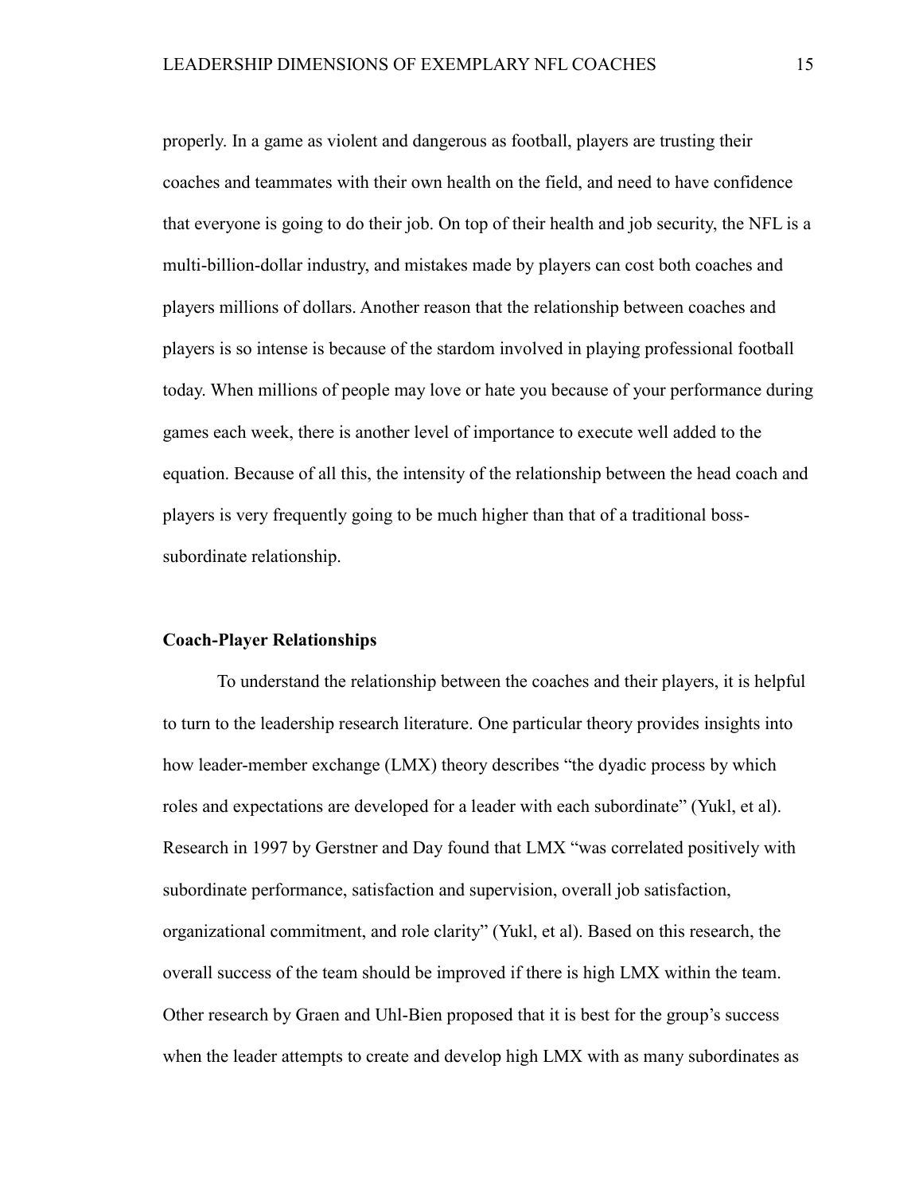properly. In a game as violent and dangerous as football, players are trusting their coaches and teammates with their own health on the field, and need to have confidence that everyone is going to do their job. On top of their health and job security, the NFL is a multi-billion-dollar industry, and mistakes made by players can cost both coaches and players millions of dollars. Another reason that the relationship between coaches and players is so intense is because of the stardom involved in playing professional football today. When millions of people may love or hate you because of your performance during games each week, there is another level of importance to execute well added to the equation. Because of all this, the intensity of the relationship between the head coach and players is very frequently going to be much higher than that of a traditional boss-subordinate relationship.

## Coach-Player Relationships

To understand the relationship between the coaches and their players, it is helpful to turn to the leadership research literature. One particular theory provides insights into how leader-member exchange (LMX) theory describes "the dyadic process by which roles and expectations are developed for a leader with each subordinate" (Yukl, et al). Research in 1997 by Gerstner and Day found that LMX "was correlated positively with subordinate performance, satisfaction and supervision, overall job satisfaction, organizational commitment, and role clarity" (Yukl, et al). Based on this research, the overall success of the team should be improved if there is high LMX within the team. Other research by Graen and Uhl-Bien proposed that it is best for the group's success when the leader attempts to create and develop high LMX with as many subordinates as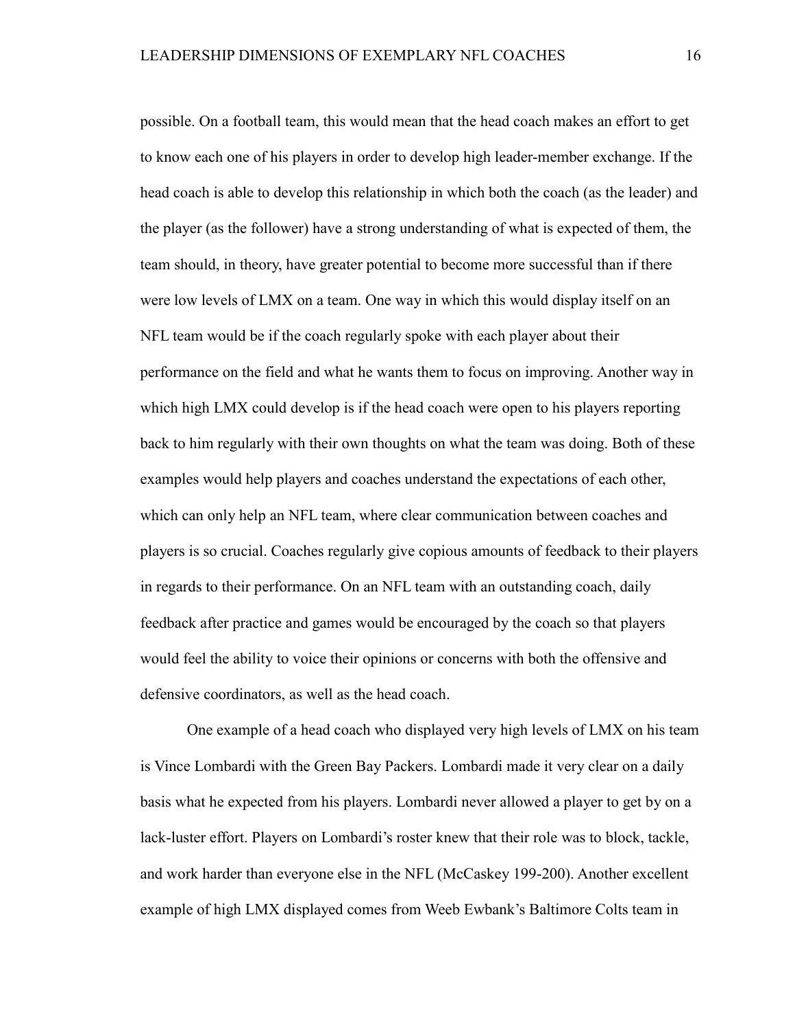possible. On a football team, this would mean that the head coach makes an effort to get to know each one of his players in order to develop high leader-member exchange. If the head coach is able to develop this relationship in which both the coach (as the leader) and the player (as the follower) have a strong understanding of what is expected of them, the team should, in theory, have greater potential to become more successful than if there were low levels of LMX on a team. One way in which this would display itself on an NFL team would be if the coach regularly spoke with each player about their performance on the field and what he wants them to focus on improving. Another way in which high LMX could develop is if the head coach were open to his players reporting back to him regularly with their own thoughts on what the team was doing. Both of these examples would help players and coaches understand the expectations of each other, which can only help an NFL team, where clear communication between coaches and players is so crucial. Coaches regularly give copious amounts of feedback to their players in regards to their performance. On an NFL team with an outstanding coach, daily feedback after practice and games would be encouraged by the coach so that players would feel the ability to voice their opinions or concerns with both the offensive and defensive coordinators, as well as the head coach.

One example of a head coach who displayed very high levels of LMX on his team is Vince Lombardi with the Green Bay Packers. Lombardi made it very clear on a daily basis what he expected from his players. Lombardi never allowed a player to get by on a lack-luster effort. Players on Lombardi's roster knew that their role was to block, tackle, and work harder than everyone else in the NFL (McCaskey 199-200). Another excellent example of high LMX displayed comes from Weeb Ewbank's Baltimore Colts team in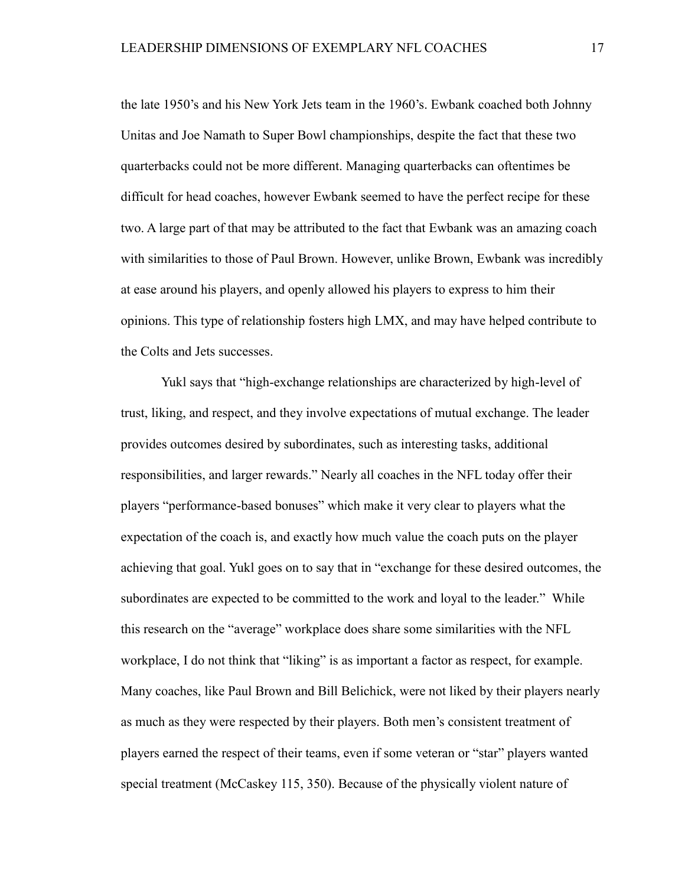the late 1950's and his New York Jets team in the 1960's. Ewbank coached both Johnny Unitas and Joe Namath to Super Bowl championships, despite the fact that these two quarterbacks could not be more different. Managing quarterbacks can oftentimes be difficult for head coaches, however Ewbank seemed to have the perfect recipe for these two. A large part of that may be attributed to the fact that Ewbank was an amazing coach with similarities to those of Paul Brown. However, unlike Brown, Ewbank was incredibly at ease around his players, and openly allowed his players to express to him their opinions. This type of relationship fosters high LMX, and may have helped contribute to the Colts and Jets successes.

Yukl says that "high-exchange relationships are characterized by high-level of trust, liking, and respect, and they involve expectations of mutual exchange. The leader provides outcomes desired by subordinates, such as interesting tasks, additional responsibilities, and larger rewards." Nearly all coaches in the NFL today offer their players "performance-based bonuses" which make it very clear to players what the expectation of the coach is, and exactly how much value the coach puts on the player achieving that goal. Yukl goes on to say that in "exchange for these desired outcomes, the subordinates are expected to be committed to the work and loyal to the leader." While this research on the "average" workplace does share some similarities with the NFL workplace, I do not think that "liking" is as important a factor as respect, for example. Many coaches, like Paul Brown and Bill Belichick, were not liked by their players nearly as much as they were respected by their players. Both men's consistent treatment of players earned the respect of their teams, even if some veteran or "star" players wanted special treatment (McCaskey 115, 350). Because of the physically violent nature of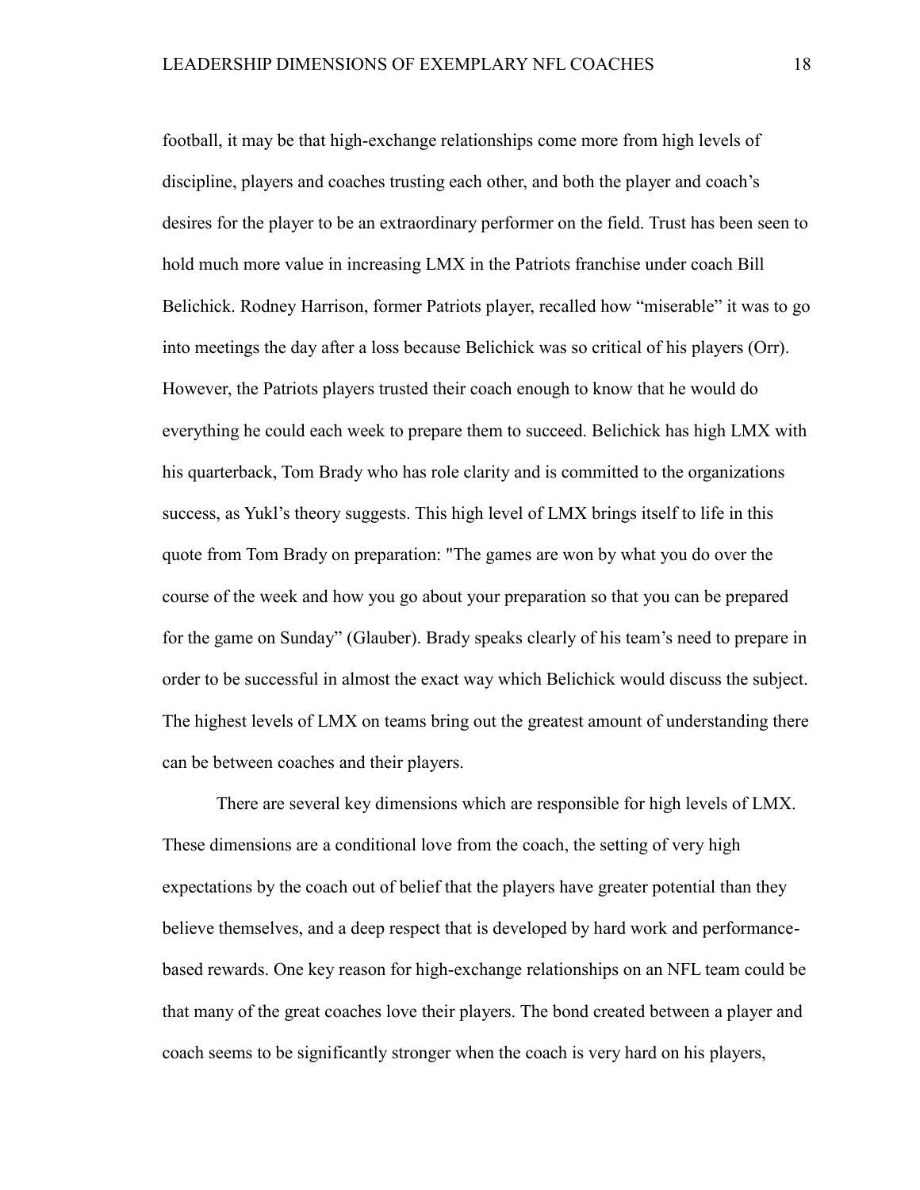football, it may be that high-exchange relationships come more from high levels of discipline, players and coaches trusting each other, and both the player and coach's desires for the player to be an extraordinary performer on the field. Trust has been seen to hold much more value in increasing LMX in the Patriots franchise under coach Bill Belichick. Rodney Harrison, former Patriots player, recalled how "miserable" it was to go into meetings the day after a loss because Belichick was so critical of his players (Orr). However, the Patriots players trusted their coach enough to know that he would do everything he could each week to prepare them to succeed. Belichick has high LMX with his quarterback, Tom Brady who has role clarity and is committed to the organizations success, as Yukl's theory suggests. This high level of LMX brings itself to life in this quote from Tom Brady on preparation: "The games are won by what you do over the course of the week and how you go about your preparation so that you can be prepared for the game on Sunday" (Glauber). Brady speaks clearly of his team's need to prepare in order to be successful in almost the exact way which Belichick would discuss the subject. The highest levels of LMX on teams bring out the greatest amount of understanding there can be between coaches and their players.

There are several key dimensions which are responsible for high levels of LMX. These dimensions are a conditional love from the coach, the setting of very high expectations by the coach out of belief that the players have greater potential than they believe themselves, and a deep respect that is developed by hard work and performance-based rewards. One key reason for high-exchange relationships on an NFL team could be that many of the great coaches love their players. The bond created between a player and coach seems to be significantly stronger when the coach is very hard on his players,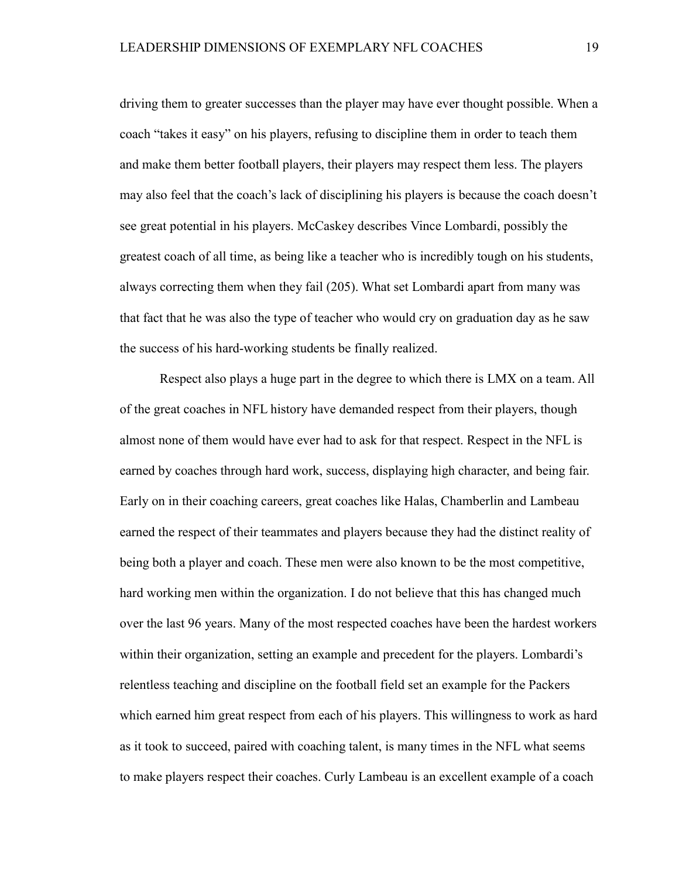driving them to greater successes than the player may have ever thought possible. When a coach "takes it easy" on his players, refusing to discipline them in order to teach them and make them better football players, their players may respect them less. The players may also feel that the coach's lack of disciplining his players is because the coach doesn't see great potential in his players. McCaskey describes Vince Lombardi, possibly the greatest coach of all time, as being like a teacher who is incredibly tough on his students, always correcting them when they fail (205). What set Lombardi apart from many was that fact that he was also the type of teacher who would cry on graduation day as he saw the success of his hard-working students be finally realized.

Respect also plays a huge part in the degree to which there is LMX on a team. All of the great coaches in NFL history have demanded respect from their players, though almost none of them would have ever had to ask for that respect. Respect in the NFL is earned by coaches through hard work, success, displaying high character, and being fair. Early on in their coaching careers, great coaches like Halas, Chamberlin and Lambeau earned the respect of their teammates and players because they had the distinct reality of being both a player and coach. These men were also known to be the most competitive, hard working men within the organization. I do not believe that this has changed much over the last 96 years. Many of the most respected coaches have been the hardest workers within their organization, setting an example and precedent for the players. Lombardi's relentless teaching and discipline on the football field set an example for the Packers which earned him great respect from each of his players. This willingness to work as hard as it took to succeed, paired with coaching talent, is many times in the NFL what seems to make players respect their coaches. Curly Lambeau is an excellent example of a coach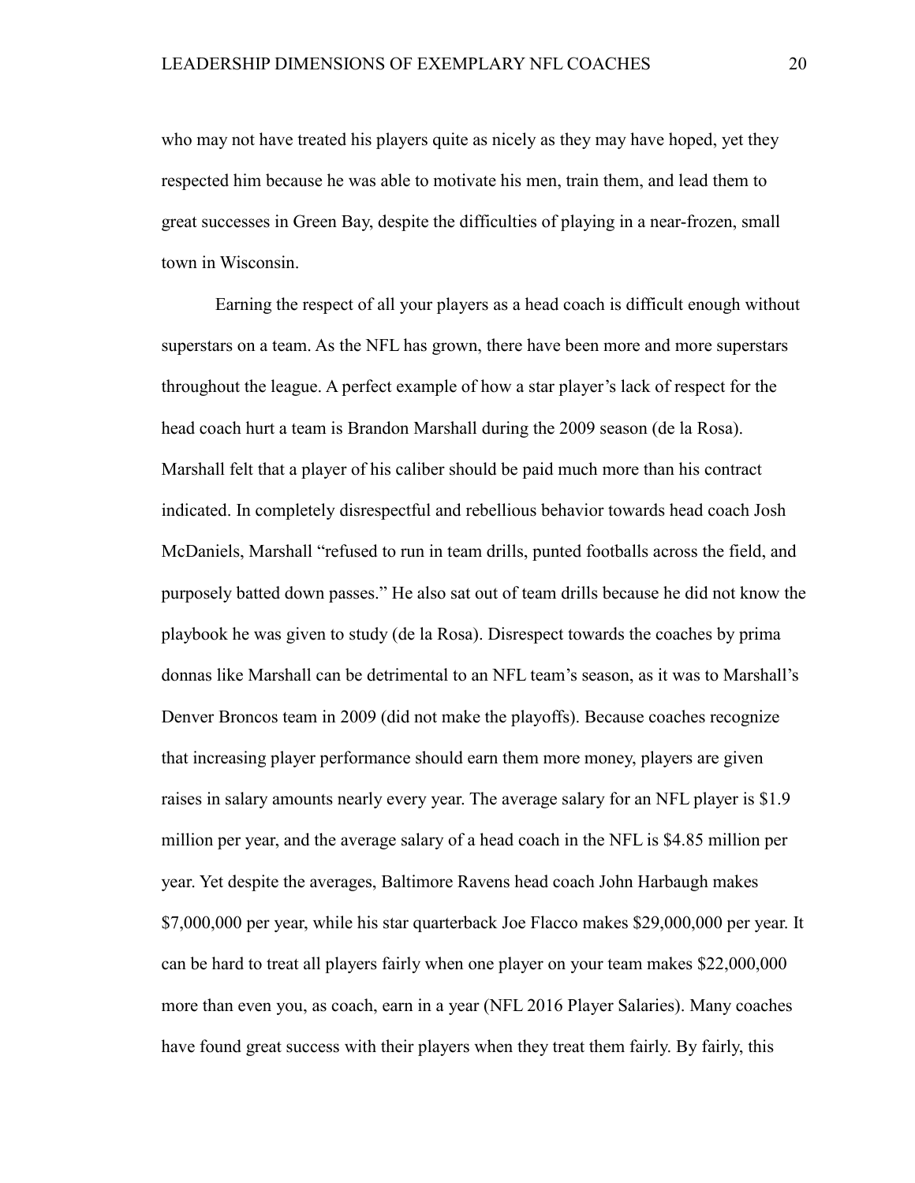who may not have treated his players quite as nicely as they may have hoped, yet they respected him because he was able to motivate his men, train them, and lead them to great successes in Green Bay, despite the difficulties of playing in a near-frozen, small town in Wisconsin.

Earning the respect of all your players as a head coach is difficult enough without superstars on a team. As the NFL has grown, there have been more and more superstars throughout the league. A perfect example of how a star player's lack of respect for the head coach hurt a team is Brandon Marshall during the 2009 season (de la Rosa). Marshall felt that a player of his caliber should be paid much more than his contract indicated. In completely disrespectful and rebellious behavior towards head coach Josh McDaniels, Marshall "refused to run in team drills, punted footballs across the field, and purposely batted down passes." He also sat out of team drills because he did not know the playbook he was given to study (de la Rosa). Disrespect towards the coaches by prima donnas like Marshall can be detrimental to an NFL team's season, as it was to Marshall's Denver Broncos team in 2009 (did not make the playoffs). Because coaches recognize that increasing player performance should earn them more money, players are given raises in salary amounts nearly every year. The average salary for an NFL player is $1.9 million per year, and the average salary of a head coach in the NFL is $4.85 million per year. Yet despite the averages, Baltimore Ravens head coach John Harbaugh makes $7,000,000 per year, while his star quarterback Joe Flacco makes $29,000,000 per year. It can be hard to treat all players fairly when one player on your team makes $22,000,000 more than even you, as coach, earn in a year (NFL 2016 Player Salaries). Many coaches have found great success with their players when they treat them fairly. By fairly, this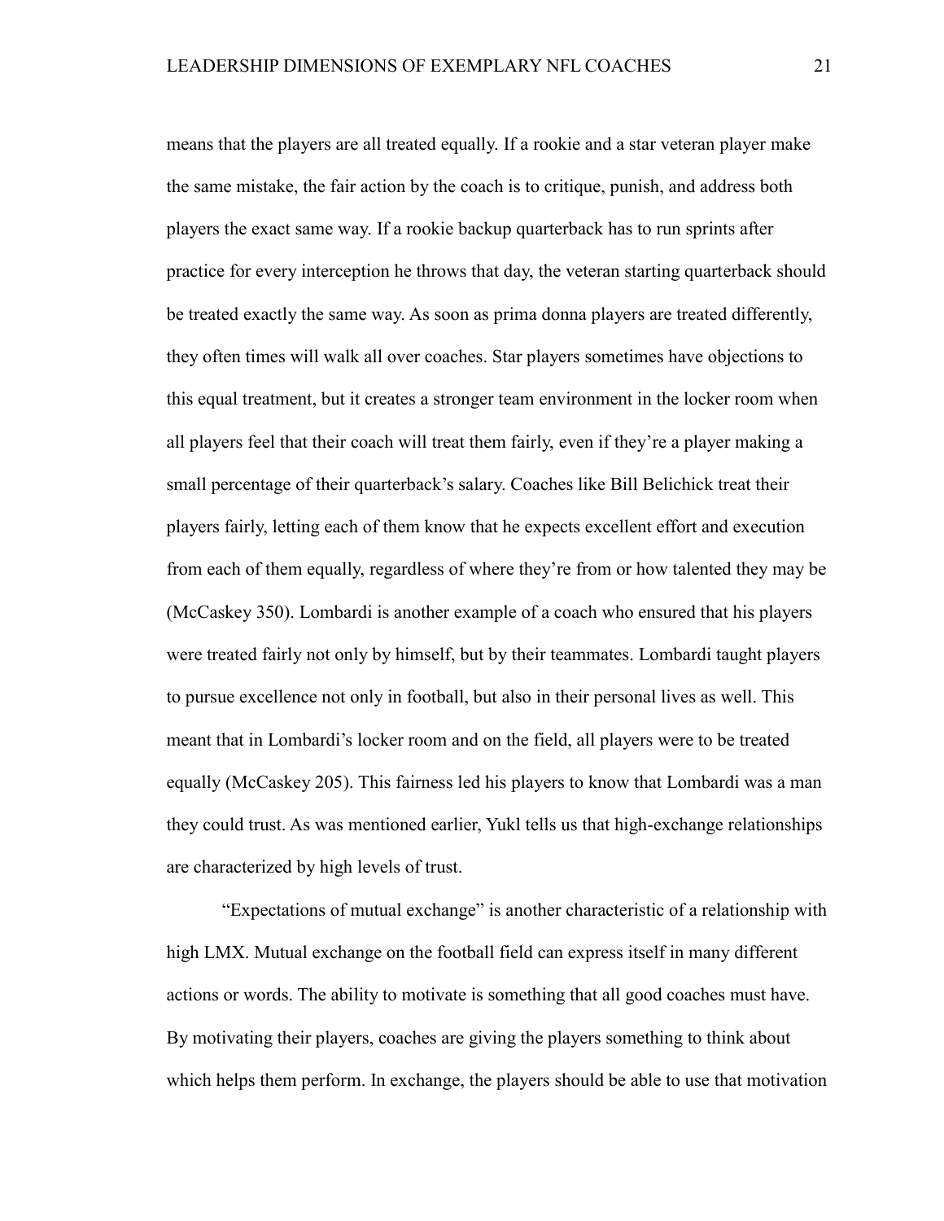means that the players are all treated equally. If a rookie and a star veteran player make the same mistake, the fair action by the coach is to critique, punish, and address both players the exact same way. If a rookie backup quarterback has to run sprints after practice for every interception he throws that day, the veteran starting quarterback should be treated exactly the same way. As soon as prima donna players are treated differently, they often times will walk all over coaches. Star players sometimes have objections to this equal treatment, but it creates a stronger team environment in the locker room when all players feel that their coach will treat them fairly, even if they're a player making a small percentage of their quarterback's salary. Coaches like Bill Belichick treat their players fairly, letting each of them know that he expects excellent effort and execution from each of them equally, regardless of where they're from or how talented they may be (McCaskey 350). Lombardi is another example of a coach who ensured that his players were treated fairly not only by himself, but by their teammates. Lombardi taught players to pursue excellence not only in football, but also in their personal lives as well. This meant that in Lombardi's locker room and on the field, all players were to be treated equally (McCaskey 205). This fairness led his players to know that Lombardi was a man they could trust. As was mentioned earlier, Yukl tells us that high-exchange relationships are characterized by high levels of trust.

"Expectations of mutual exchange" is another characteristic of a relationship with high LMX. Mutual exchange on the football field can express itself in many different actions or words. The ability to motivate is something that all good coaches must have. By motivating their players, coaches are giving the players something to think about which helps them perform. In exchange, the players should be able to use that motivation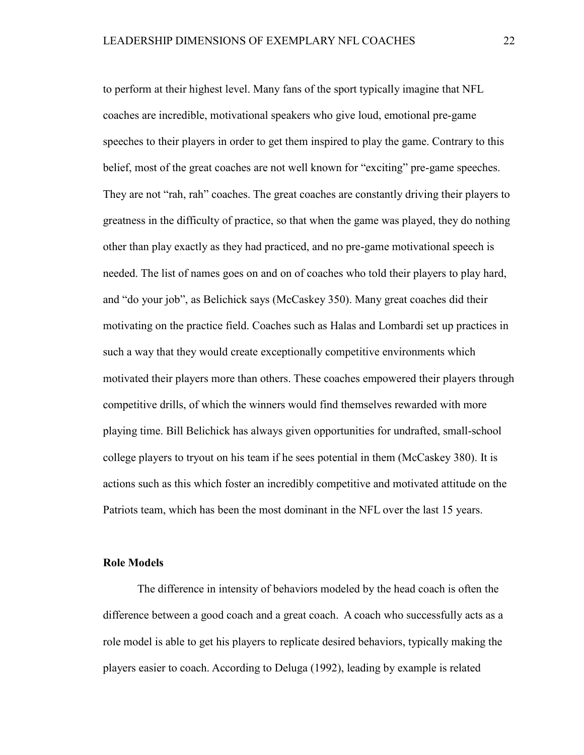to perform at their highest level. Many fans of the sport typically imagine that NFL coaches are incredible, motivational speakers who give loud, emotional pre-game speeches to their players in order to get them inspired to play the game. Contrary to this belief, most of the great coaches are not well known for "exciting" pre-game speeches. They are not "rah, rah" coaches. The great coaches are constantly driving their players to greatness in the difficulty of practice, so that when the game was played, they do nothing other than play exactly as they had practiced, and no pre-game motivational speech is needed. The list of names goes on and on of coaches who told their players to play hard, and "do your job", as Belichick says (McCaskey 350). Many great coaches did their motivating on the practice field. Coaches such as Halas and Lombardi set up practices in such a way that they would create exceptionally competitive environments which motivated their players more than others. These coaches empowered their players through competitive drills, of which the winners would find themselves rewarded with more playing time. Bill Belichick has always given opportunities for undrafted, small-school college players to tryout on his team if he sees potential in them (McCaskey 380). It is actions such as this which foster an incredibly competitive and motivated attitude on the Patriots team, which has been the most dominant in the NFL over the last 15 years.

**Role Models**

The difference in intensity of behaviors modeled by the head coach is often the difference between a good coach and a great coach. A coach who successfully acts as a role model is able to get his players to replicate desired behaviors, typically making the players easier to coach. According to Deluga (1992), leading by example is related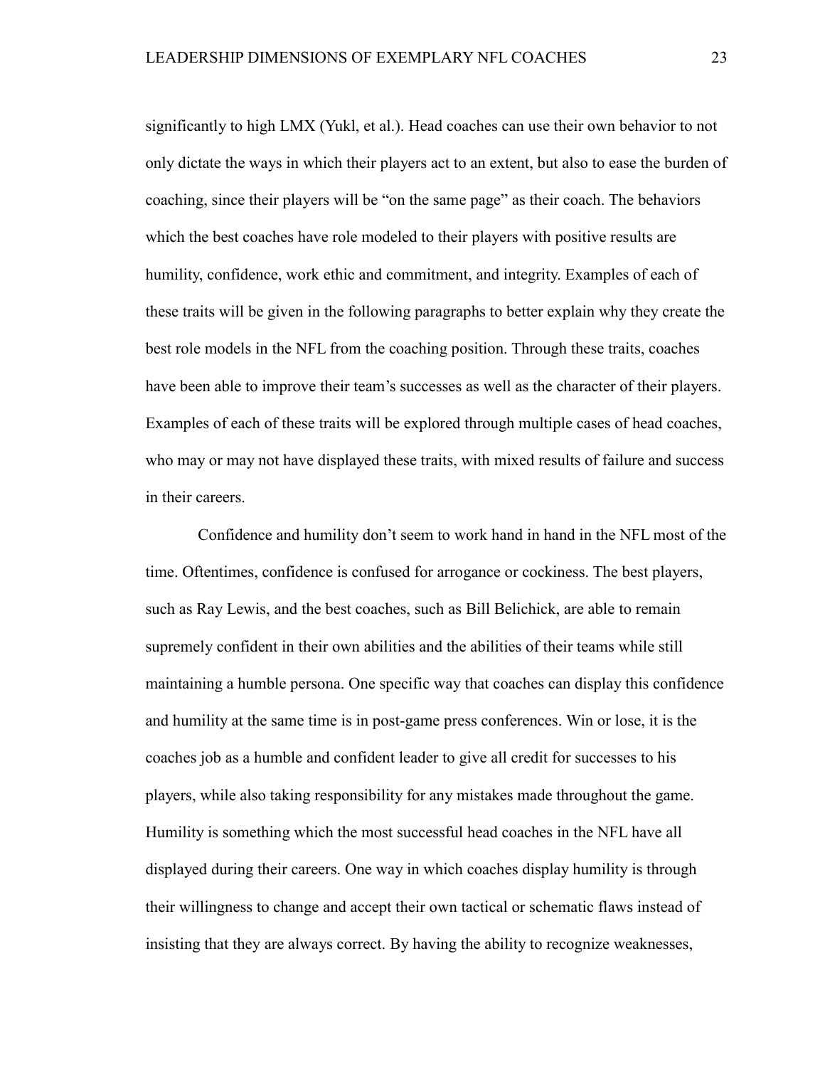significantly to high LMX (Yukl, et al.). Head coaches can use their own behavior to not only dictate the ways in which their players act to an extent, but also to ease the burden of coaching, since their players will be "on the same page" as their coach. The behaviors which the best coaches have role modeled to their players with positive results are humility, confidence, work ethic and commitment, and integrity. Examples of each of these traits will be given in the following paragraphs to better explain why they create the best role models in the NFL from the coaching position. Through these traits, coaches have been able to improve their team's successes as well as the character of their players. Examples of each of these traits will be explored through multiple cases of head coaches, who may or may not have displayed these traits, with mixed results of failure and success in their careers.

Confidence and humility don't seem to work hand in hand in the NFL most of the time. Oftentimes, confidence is confused for arrogance or cockiness. The best players, such as Ray Lewis, and the best coaches, such as Bill Belichick, are able to remain supremely confident in their own abilities and the abilities of their teams while still maintaining a humble persona. One specific way that coaches can display this confidence and humility at the same time is in post-game press conferences. Win or lose, it is the coaches job as a humble and confident leader to give all credit for successes to his players, while also taking responsibility for any mistakes made throughout the game. Humility is something which the most successful head coaches in the NFL have all displayed during their careers. One way in which coaches display humility is through their willingness to change and accept their own tactical or schematic flaws instead of insisting that they are always correct. By having the ability to recognize weaknesses,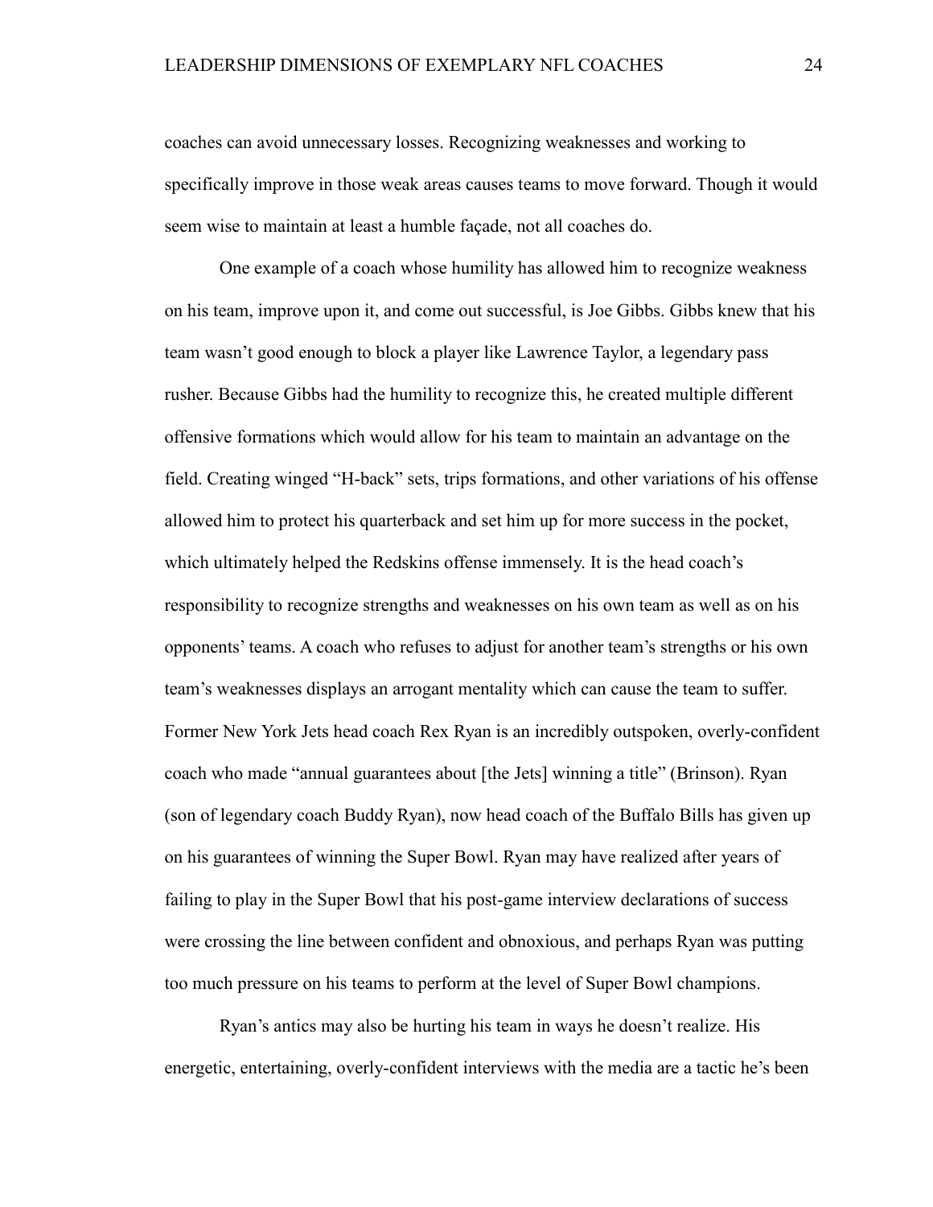coaches can avoid unnecessary losses. Recognizing weaknesses and working to specifically improve in those weak areas causes teams to move forward. Though it would seem wise to maintain at least a humble façade, not all coaches do.

One example of a coach whose humility has allowed him to recognize weakness on his team, improve upon it, and come out successful, is Joe Gibbs. Gibbs knew that his team wasn't good enough to block a player like Lawrence Taylor, a legendary pass rusher. Because Gibbs had the humility to recognize this, he created multiple different offensive formations which would allow for his team to maintain an advantage on the field. Creating winged "H-back" sets, trips formations, and other variations of his offense allowed him to protect his quarterback and set him up for more success in the pocket, which ultimately helped the Redskins offense immensely. It is the head coach's responsibility to recognize strengths and weaknesses on his own team as well as on his opponents' teams. A coach who refuses to adjust for another team's strengths or his own team's weaknesses displays an arrogant mentality which can cause the team to suffer. Former New York Jets head coach Rex Ryan is an incredibly outspoken, overly-confident coach who made "annual guarantees about [the Jets] winning a title" (Brinson). Ryan (son of legendary coach Buddy Ryan), now head coach of the Buffalo Bills has given up on his guarantees of winning the Super Bowl. Ryan may have realized after years of failing to play in the Super Bowl that his post-game interview declarations of success were crossing the line between confident and obnoxious, and perhaps Ryan was putting too much pressure on his teams to perform at the level of Super Bowl champions.

Ryan's antics may also be hurting his team in ways he doesn't realize. His energetic, entertaining, overly-confident interviews with the media are a tactic he's been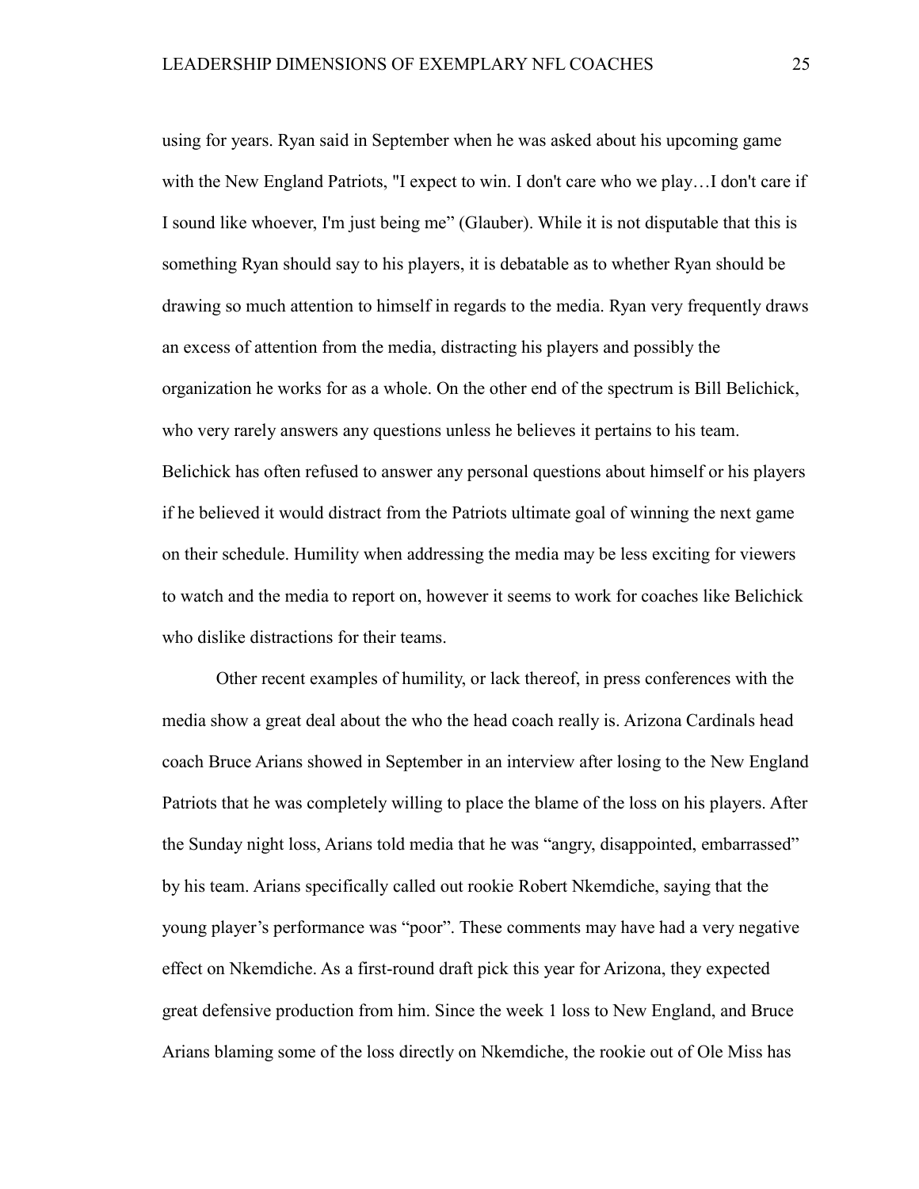using for years. Ryan said in September when he was asked about his upcoming game with the New England Patriots, "I expect to win. I don't care who we play…I don't care if I sound like whoever, I'm just being me" (Glauber). While it is not disputable that this is something Ryan should say to his players, it is debatable as to whether Ryan should be drawing so much attention to himself in regards to the media. Ryan very frequently draws an excess of attention from the media, distracting his players and possibly the organization he works for as a whole. On the other end of the spectrum is Bill Belichick, who very rarely answers any questions unless he believes it pertains to his team. Belichick has often refused to answer any personal questions about himself or his players if he believed it would distract from the Patriots ultimate goal of winning the next game on their schedule. Humility when addressing the media may be less exciting for viewers to watch and the media to report on, however it seems to work for coaches like Belichick who dislike distractions for their teams.

Other recent examples of humility, or lack thereof, in press conferences with the media show a great deal about the who the head coach really is. Arizona Cardinals head coach Bruce Arians showed in September in an interview after losing to the New England Patriots that he was completely willing to place the blame of the loss on his players. After the Sunday night loss, Arians told media that he was "angry, disappointed, embarrassed" by his team. Arians specifically called out rookie Robert Nkemdiche, saying that the young player's performance was "poor". These comments may have had a very negative effect on Nkemdiche. As a first-round draft pick this year for Arizona, they expected great defensive production from him. Since the week 1 loss to New England, and Bruce Arians blaming some of the loss directly on Nkemdiche, the rookie out of Ole Miss has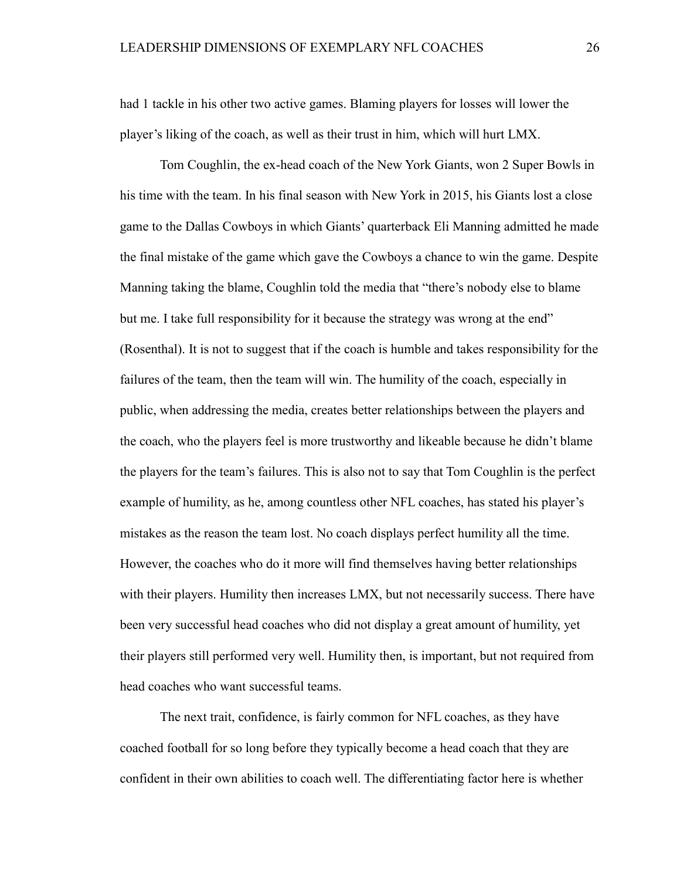had 1 tackle in his other two active games. Blaming players for losses will lower the player's liking of the coach, as well as their trust in him, which will hurt LMX.

Tom Coughlin, the ex-head coach of the New York Giants, won 2 Super Bowls in his time with the team. In his final season with New York in 2015, his Giants lost a close game to the Dallas Cowboys in which Giants' quarterback Eli Manning admitted he made the final mistake of the game which gave the Cowboys a chance to win the game. Despite Manning taking the blame, Coughlin told the media that "there's nobody else to blame but me. I take full responsibility for it because the strategy was wrong at the end" (Rosenthal). It is not to suggest that if the coach is humble and takes responsibility for the failures of the team, then the team will win. The humility of the coach, especially in public, when addressing the media, creates better relationships between the players and the coach, who the players feel is more trustworthy and likeable because he didn't blame the players for the team's failures. This is also not to say that Tom Coughlin is the perfect example of humility, as he, among countless other NFL coaches, has stated his player's mistakes as the reason the team lost. No coach displays perfect humility all the time. However, the coaches who do it more will find themselves having better relationships with their players. Humility then increases LMX, but not necessarily success. There have been very successful head coaches who did not display a great amount of humility, yet their players still performed very well. Humility then, is important, but not required from head coaches who want successful teams.

The next trait, confidence, is fairly common for NFL coaches, as they have coached football for so long before they typically become a head coach that they are confident in their own abilities to coach well. The differentiating factor here is whether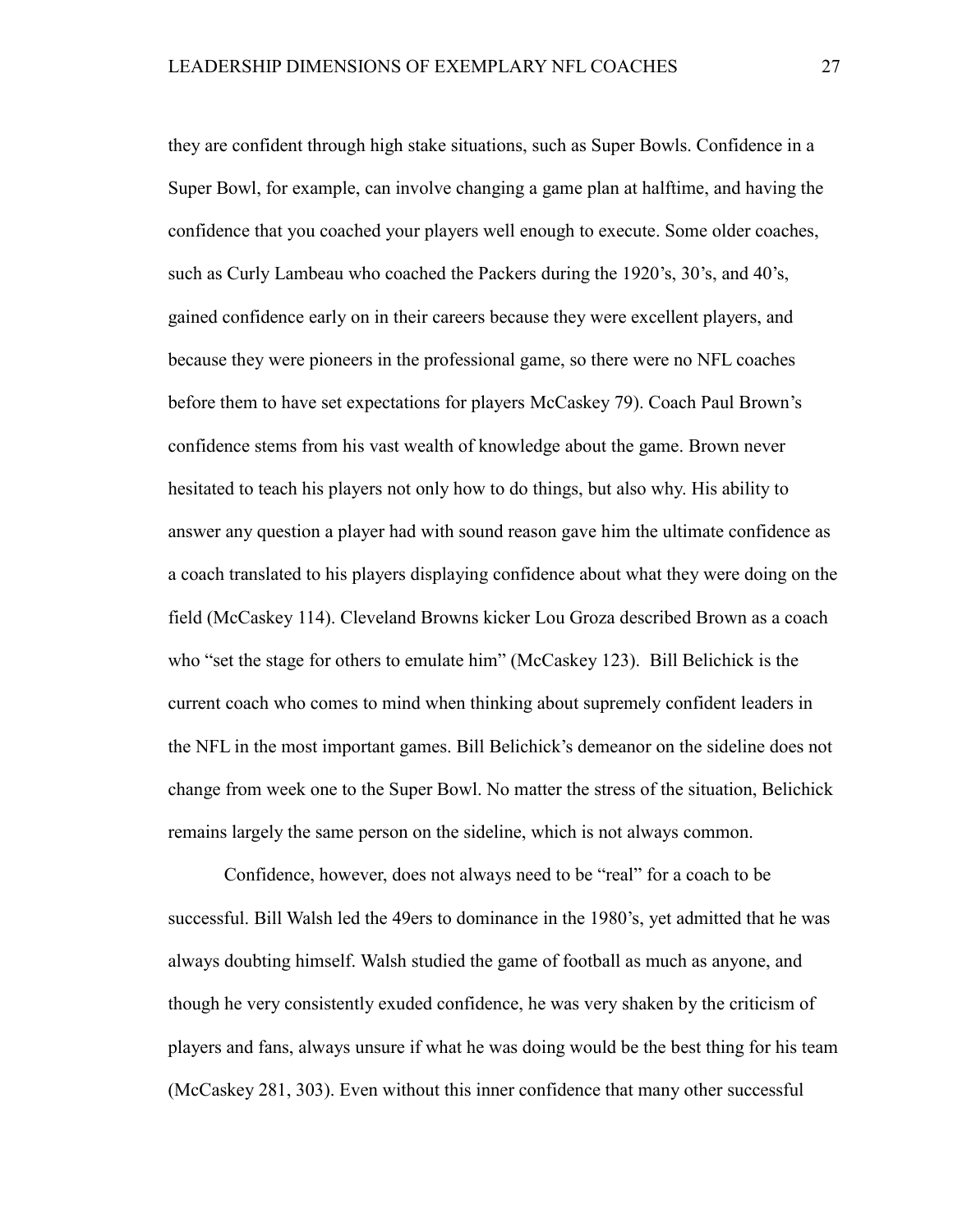they are confident through high stake situations, such as Super Bowls. Confidence in a Super Bowl, for example, can involve changing a game plan at halftime, and having the confidence that you coached your players well enough to execute. Some older coaches, such as Curly Lambeau who coached the Packers during the 1920's, 30's, and 40's, gained confidence early on in their careers because they were excellent players, and because they were pioneers in the professional game, so there were no NFL coaches before them to have set expectations for players McCaskey 79). Coach Paul Brown's confidence stems from his vast wealth of knowledge about the game. Brown never hesitated to teach his players not only how to do things, but also why. His ability to answer any question a player had with sound reason gave him the ultimate confidence as a coach translated to his players displaying confidence about what they were doing on the field (McCaskey 114). Cleveland Browns kicker Lou Groza described Brown as a coach who "set the stage for others to emulate him" (McCaskey 123). Bill Belichick is the current coach who comes to mind when thinking about supremely confident leaders in the NFL in the most important games. Bill Belichick's demeanor on the sideline does not change from week one to the Super Bowl. No matter the stress of the situation, Belichick remains largely the same person on the sideline, which is not always common.

Confidence, however, does not always need to be "real" for a coach to be successful. Bill Walsh led the 49ers to dominance in the 1980's, yet admitted that he was always doubting himself. Walsh studied the game of football as much as anyone, and though he very consistently exuded confidence, he was very shaken by the criticism of players and fans, always unsure if what he was doing would be the best thing for his team (McCaskey 281, 303). Even without this inner confidence that many other successful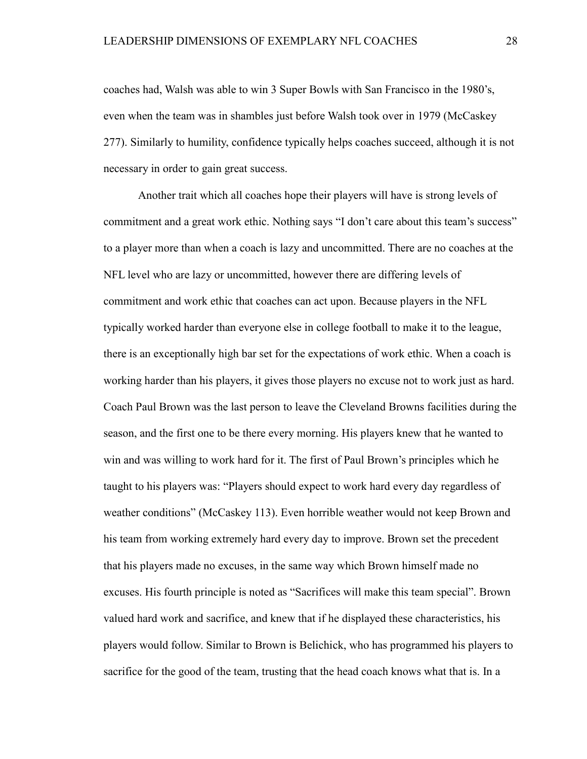coaches had, Walsh was able to win 3 Super Bowls with San Francisco in the 1980's, even when the team was in shambles just before Walsh took over in 1979 (McCaskey 277). Similarly to humility, confidence typically helps coaches succeed, although it is not necessary in order to gain great success.

Another trait which all coaches hope their players will have is strong levels of commitment and a great work ethic. Nothing says "I don't care about this team's success" to a player more than when a coach is lazy and uncommitted. There are no coaches at the NFL level who are lazy or uncommitted, however there are differing levels of commitment and work ethic that coaches can act upon. Because players in the NFL typically worked harder than everyone else in college football to make it to the league, there is an exceptionally high bar set for the expectations of work ethic. When a coach is working harder than his players, it gives those players no excuse not to work just as hard. Coach Paul Brown was the last person to leave the Cleveland Browns facilities during the season, and the first one to be there every morning. His players knew that he wanted to win and was willing to work hard for it. The first of Paul Brown's principles which he taught to his players was: "Players should expect to work hard every day regardless of weather conditions" (McCaskey 113). Even horrible weather would not keep Brown and his team from working extremely hard every day to improve. Brown set the precedent that his players made no excuses, in the same way which Brown himself made no excuses. His fourth principle is noted as "Sacrifices will make this team special". Brown valued hard work and sacrifice, and knew that if he displayed these characteristics, his players would follow. Similar to Brown is Belichick, who has programmed his players to sacrifice for the good of the team, trusting that the head coach knows what that is. In a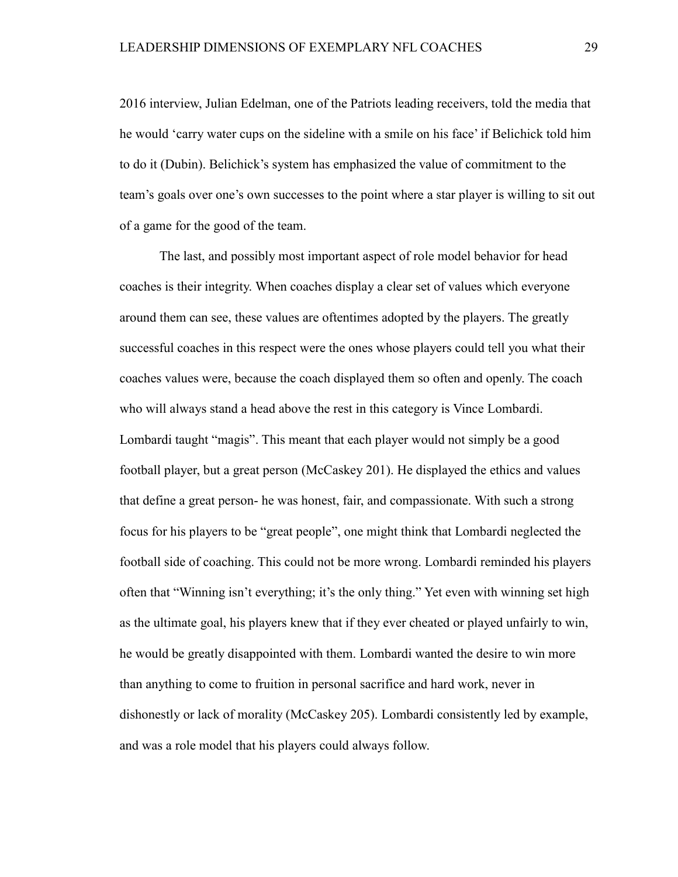2016 interview, Julian Edelman, one of the Patriots leading receivers, told the media that he would 'carry water cups on the sideline with a smile on his face' if Belichick told him to do it (Dubin). Belichick's system has emphasized the value of commitment to the team's goals over one's own successes to the point where a star player is willing to sit out of a game for the good of the team.

The last, and possibly most important aspect of role model behavior for head coaches is their integrity. When coaches display a clear set of values which everyone around them can see, these values are oftentimes adopted by the players. The greatly successful coaches in this respect were the ones whose players could tell you what their coaches values were, because the coach displayed them so often and openly. The coach who will always stand a head above the rest in this category is Vince Lombardi. Lombardi taught "magis". This meant that each player would not simply be a good football player, but a great person (McCaskey 201). He displayed the ethics and values that define a great person- he was honest, fair, and compassionate. With such a strong focus for his players to be "great people", one might think that Lombardi neglected the football side of coaching. This could not be more wrong. Lombardi reminded his players often that "Winning isn't everything; it's the only thing." Yet even with winning set high as the ultimate goal, his players knew that if they ever cheated or played unfairly to win, he would be greatly disappointed with them. Lombardi wanted the desire to win more than anything to come to fruition in personal sacrifice and hard work, never in dishonestly or lack of morality (McCaskey 205). Lombardi consistently led by example, and was a role model that his players could always follow.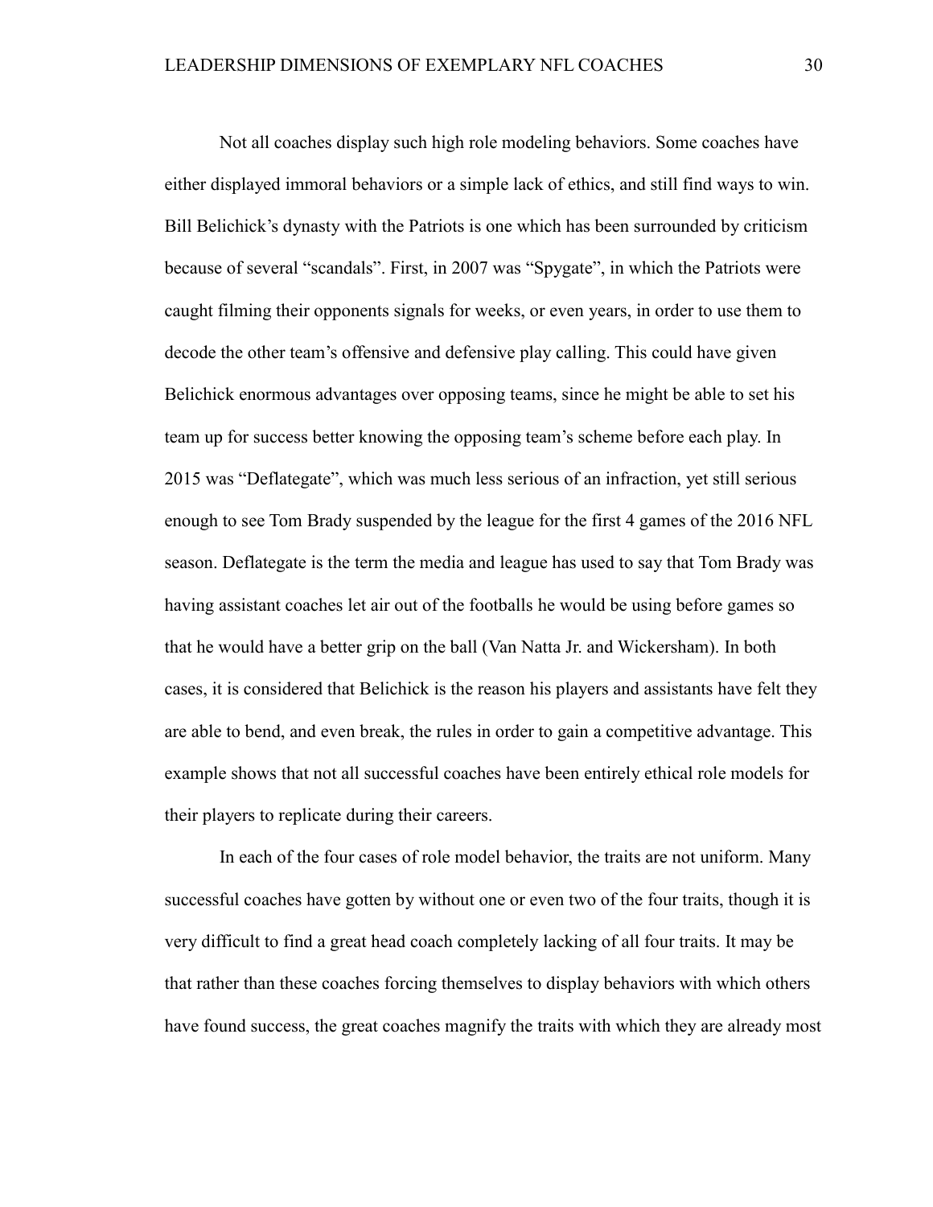Not all coaches display such high role modeling behaviors. Some coaches have either displayed immoral behaviors or a simple lack of ethics, and still find ways to win. Bill Belichick's dynasty with the Patriots is one which has been surrounded by criticism because of several "scandals". First, in 2007 was "Spygate", in which the Patriots were caught filming their opponents signals for weeks, or even years, in order to use them to decode the other team's offensive and defensive play calling. This could have given Belichick enormous advantages over opposing teams, since he might be able to set his team up for success better knowing the opposing team's scheme before each play. In 2015 was "Deflategate", which was much less serious of an infraction, yet still serious enough to see Tom Brady suspended by the league for the first 4 games of the 2016 NFL season. Deflategate is the term the media and league has used to say that Tom Brady was having assistant coaches let air out of the footballs he would be using before games so that he would have a better grip on the ball (Van Natta Jr. and Wickersham). In both cases, it is considered that Belichick is the reason his players and assistants have felt they are able to bend, and even break, the rules in order to gain a competitive advantage. This example shows that not all successful coaches have been entirely ethical role models for their players to replicate during their careers.

In each of the four cases of role model behavior, the traits are not uniform. Many successful coaches have gotten by without one or even two of the four traits, though it is very difficult to find a great head coach completely lacking of all four traits. It may be that rather than these coaches forcing themselves to display behaviors with which others have found success, the great coaches magnify the traits with which they are already most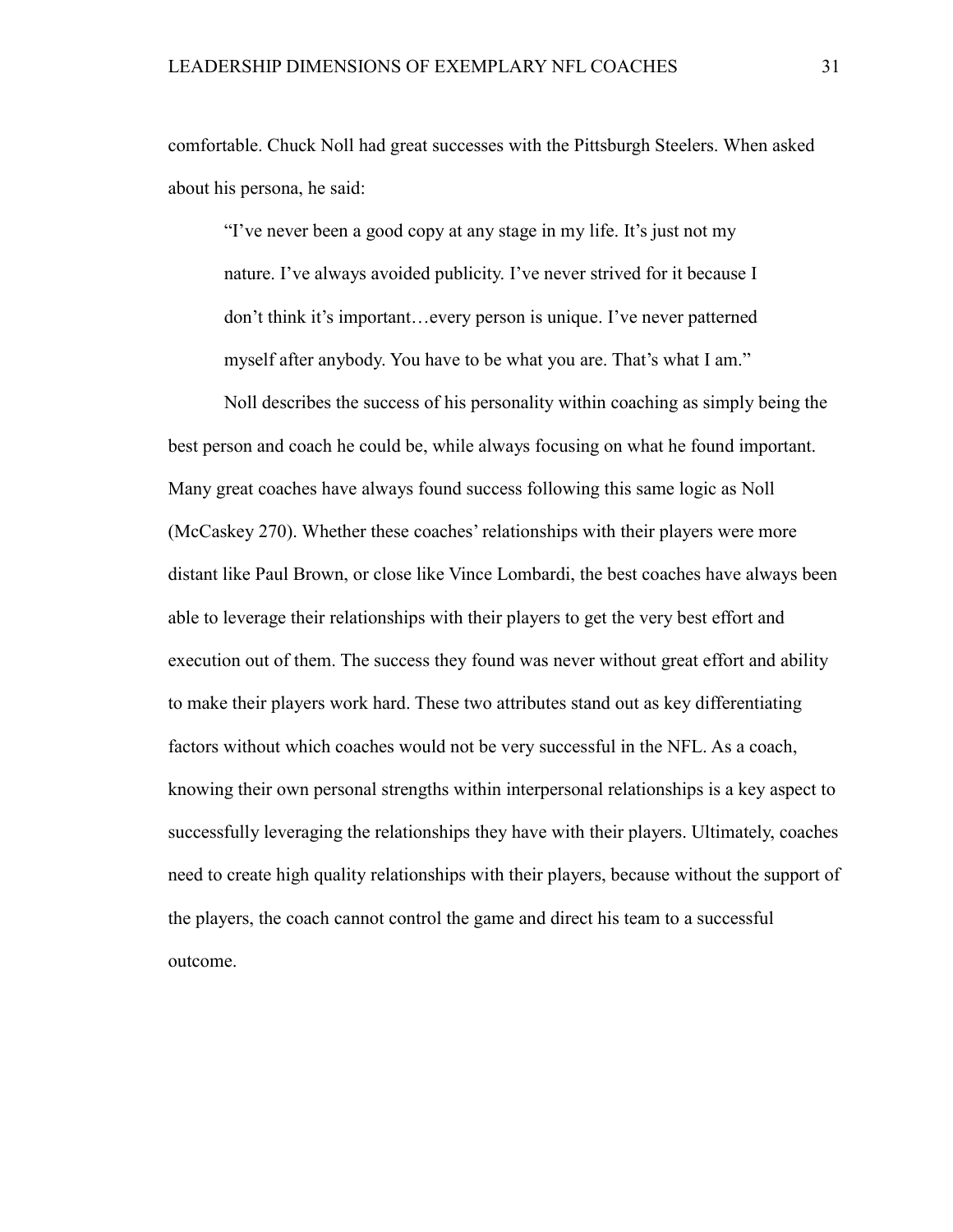comfortable. Chuck Noll had great successes with the Pittsburgh Steelers. When asked about his persona, he said:

> "I've never been a good copy at any stage in my life. It's just not my nature. I've always avoided publicity. I've never strived for it because I don't think it's important…every person is unique. I've never patterned myself after anybody. You have to be what you are. That's what I am."

Noll describes the success of his personality within coaching as simply being the best person and coach he could be, while always focusing on what he found important. Many great coaches have always found success following this same logic as Noll (McCaskey 270). Whether these coaches' relationships with their players were more distant like Paul Brown, or close like Vince Lombardi, the best coaches have always been able to leverage their relationships with their players to get the very best effort and execution out of them. The success they found was never without great effort and ability to make their players work hard. These two attributes stand out as key differentiating factors without which coaches would not be very successful in the NFL. As a coach, knowing their own personal strengths within interpersonal relationships is a key aspect to successfully leveraging the relationships they have with their players. Ultimately, coaches need to create high quality relationships with their players, because without the support of the players, the coach cannot control the game and direct his team to a successful outcome.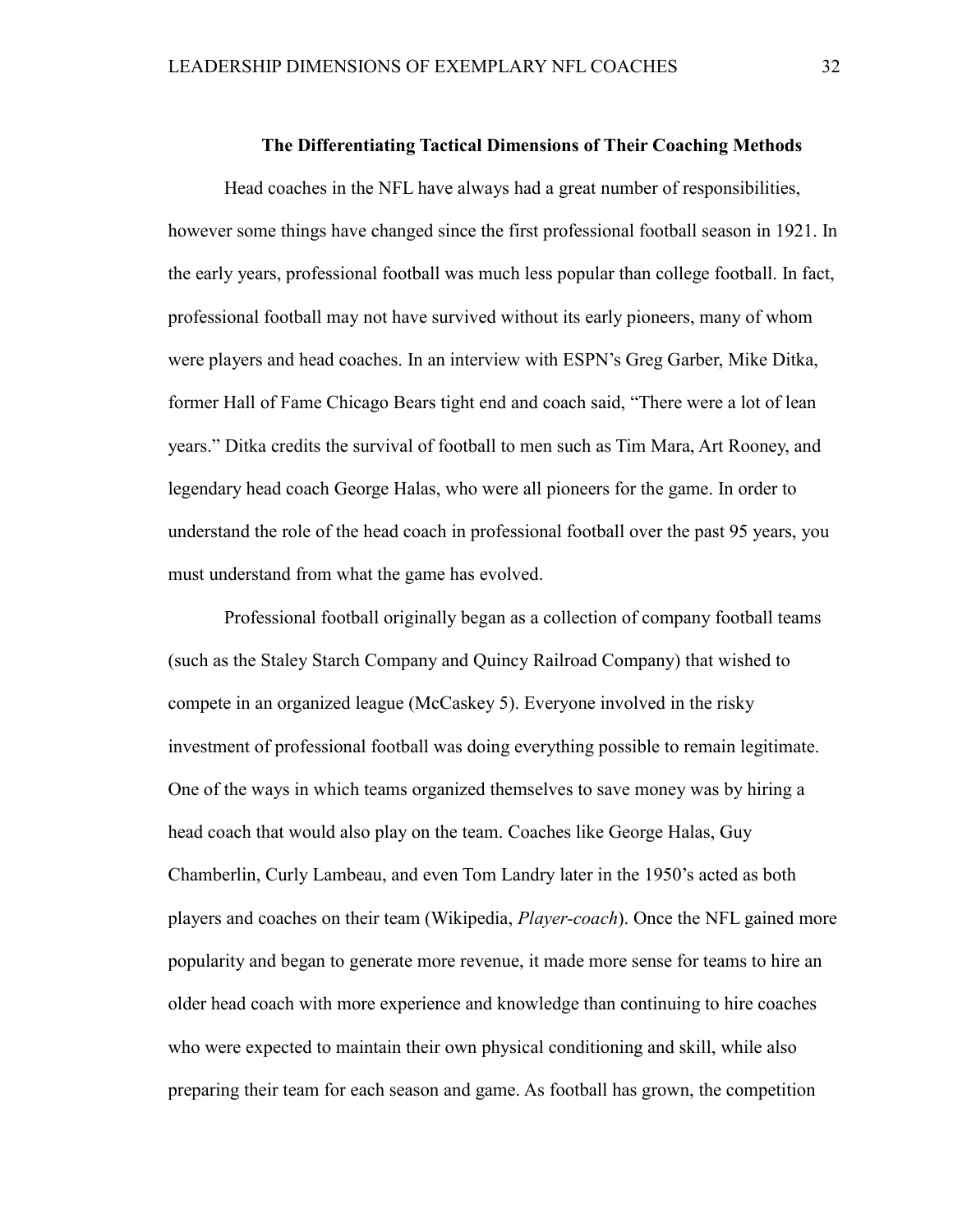## The Differentiating Tactical Dimensions of Their Coaching Methods

Head coaches in the NFL have always had a great number of responsibilities, however some things have changed since the first professional football season in 1921. In the early years, professional football was much less popular than college football. In fact, professional football may not have survived without its early pioneers, many of whom were players and head coaches. In an interview with ESPN's Greg Garber, Mike Ditka, former Hall of Fame Chicago Bears tight end and coach said, "There were a lot of lean years." Ditka credits the survival of football to men such as Tim Mara, Art Rooney, and legendary head coach George Halas, who were all pioneers for the game. In order to understand the role of the head coach in professional football over the past 95 years, you must understand from what the game has evolved.

Professional football originally began as a collection of company football teams (such as the Staley Starch Company and Quincy Railroad Company) that wished to compete in an organized league (McCaskey 5). Everyone involved in the risky investment of professional football was doing everything possible to remain legitimate. One of the ways in which teams organized themselves to save money was by hiring a head coach that would also play on the team. Coaches like George Halas, Guy Chamberlin, Curly Lambeau, and even Tom Landry later in the 1950's acted as both players and coaches on their team (Wikipedia, *Player-coach*). Once the NFL gained more popularity and began to generate more revenue, it made more sense for teams to hire an older head coach with more experience and knowledge than continuing to hire coaches who were expected to maintain their own physical conditioning and skill, while also preparing their team for each season and game. As football has grown, the competition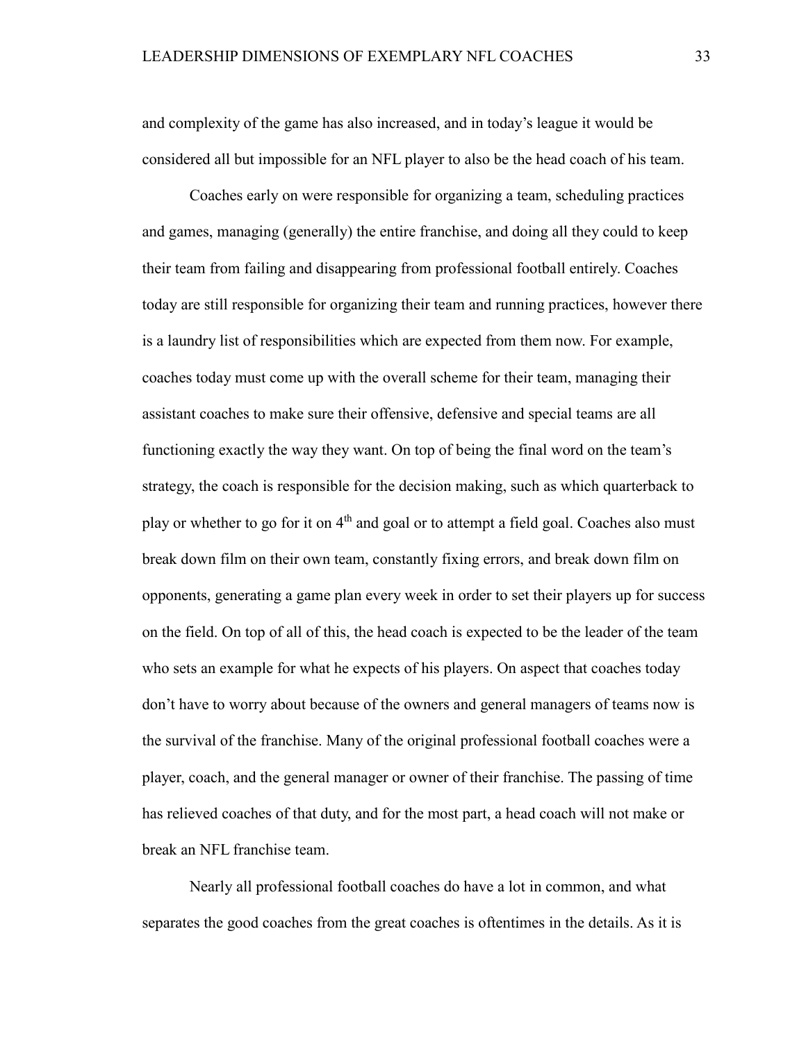and complexity of the game has also increased, and in today's league it would be considered all but impossible for an NFL player to also be the head coach of his team.

Coaches early on were responsible for organizing a team, scheduling practices and games, managing (generally) the entire franchise, and doing all they could to keep their team from failing and disappearing from professional football entirely. Coaches today are still responsible for organizing their team and running practices, however there is a laundry list of responsibilities which are expected from them now. For example, coaches today must come up with the overall scheme for their team, managing their assistant coaches to make sure their offensive, defensive and special teams are all functioning exactly the way they want. On top of being the final word on the team's strategy, the coach is responsible for the decision making, such as which quarterback to play or whether to go for it on 4th and goal or to attempt a field goal. Coaches also must break down film on their own team, constantly fixing errors, and break down film on opponents, generating a game plan every week in order to set their players up for success on the field. On top of all of this, the head coach is expected to be the leader of the team who sets an example for what he expects of his players. On aspect that coaches today don't have to worry about because of the owners and general managers of teams now is the survival of the franchise. Many of the original professional football coaches were a player, coach, and the general manager or owner of their franchise. The passing of time has relieved coaches of that duty, and for the most part, a head coach will not make or break an NFL franchise team.

Nearly all professional football coaches do have a lot in common, and what separates the good coaches from the great coaches is oftentimes in the details. As it is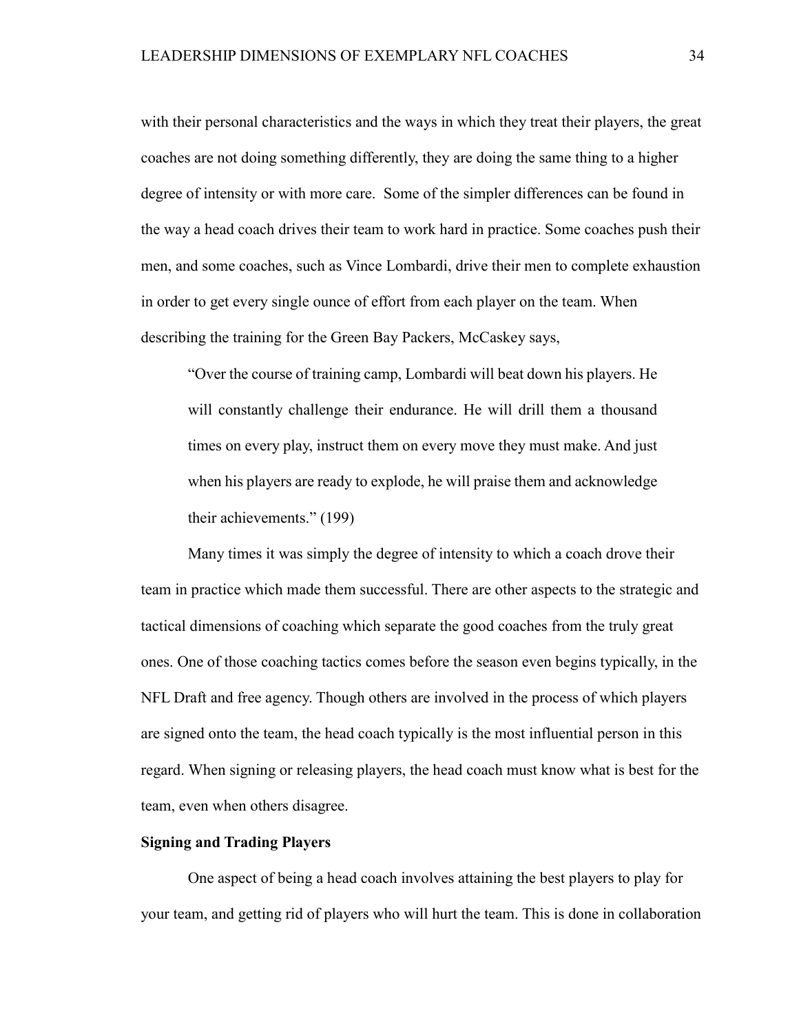with their personal characteristics and the ways in which they treat their players, the great coaches are not doing something differently, they are doing the same thing to a higher degree of intensity or with more care. Some of the simpler differences can be found in the way a head coach drives their team to work hard in practice. Some coaches push their men, and some coaches, such as Vince Lombardi, drive their men to complete exhaustion in order to get every single ounce of effort from each player on the team. When describing the training for the Green Bay Packers, McCaskey says,

> "Over the course of training camp, Lombardi will beat down his players. He will constantly challenge their endurance. He will drill them a thousand times on every play, instruct them on every move they must make. And just when his players are ready to explode, he will praise them and acknowledge their achievements." (199)

Many times it was simply the degree of intensity to which a coach drove their team in practice which made them successful. There are other aspects to the strategic and tactical dimensions of coaching which separate the good coaches from the truly great ones. One of those coaching tactics comes before the season even begins typically, in the NFL Draft and free agency. Though others are involved in the process of which players are signed onto the team, the head coach typically is the most influential person in this regard. When signing or releasing players, the head coach must know what is best for the team, even when others disagree.

**Signing and Trading Players**

One aspect of being a head coach involves attaining the best players to play for your team, and getting rid of players who will hurt the team. This is done in collaboration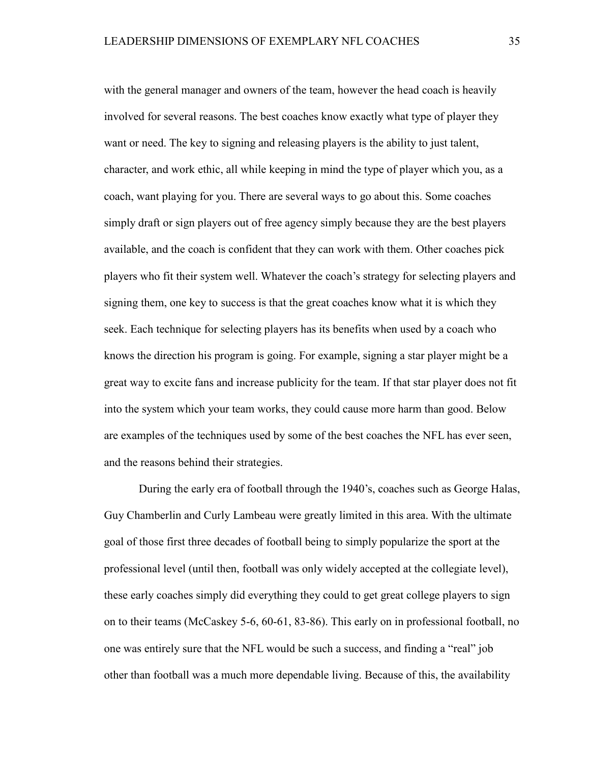with the general manager and owners of the team, however the head coach is heavily involved for several reasons. The best coaches know exactly what type of player they want or need. The key to signing and releasing players is the ability to just talent, character, and work ethic, all while keeping in mind the type of player which you, as a coach, want playing for you. There are several ways to go about this. Some coaches simply draft or sign players out of free agency simply because they are the best players available, and the coach is confident that they can work with them. Other coaches pick players who fit their system well. Whatever the coach's strategy for selecting players and signing them, one key to success is that the great coaches know what it is which they seek. Each technique for selecting players has its benefits when used by a coach who knows the direction his program is going. For example, signing a star player might be a great way to excite fans and increase publicity for the team. If that star player does not fit into the system which your team works, they could cause more harm than good. Below are examples of the techniques used by some of the best coaches the NFL has ever seen, and the reasons behind their strategies.

During the early era of football through the 1940's, coaches such as George Halas, Guy Chamberlin and Curly Lambeau were greatly limited in this area. With the ultimate goal of those first three decades of football being to simply popularize the sport at the professional level (until then, football was only widely accepted at the collegiate level), these early coaches simply did everything they could to get great college players to sign on to their teams (McCaskey 5-6, 60-61, 83-86). This early on in professional football, no one was entirely sure that the NFL would be such a success, and finding a "real" job other than football was a much more dependable living. Because of this, the availability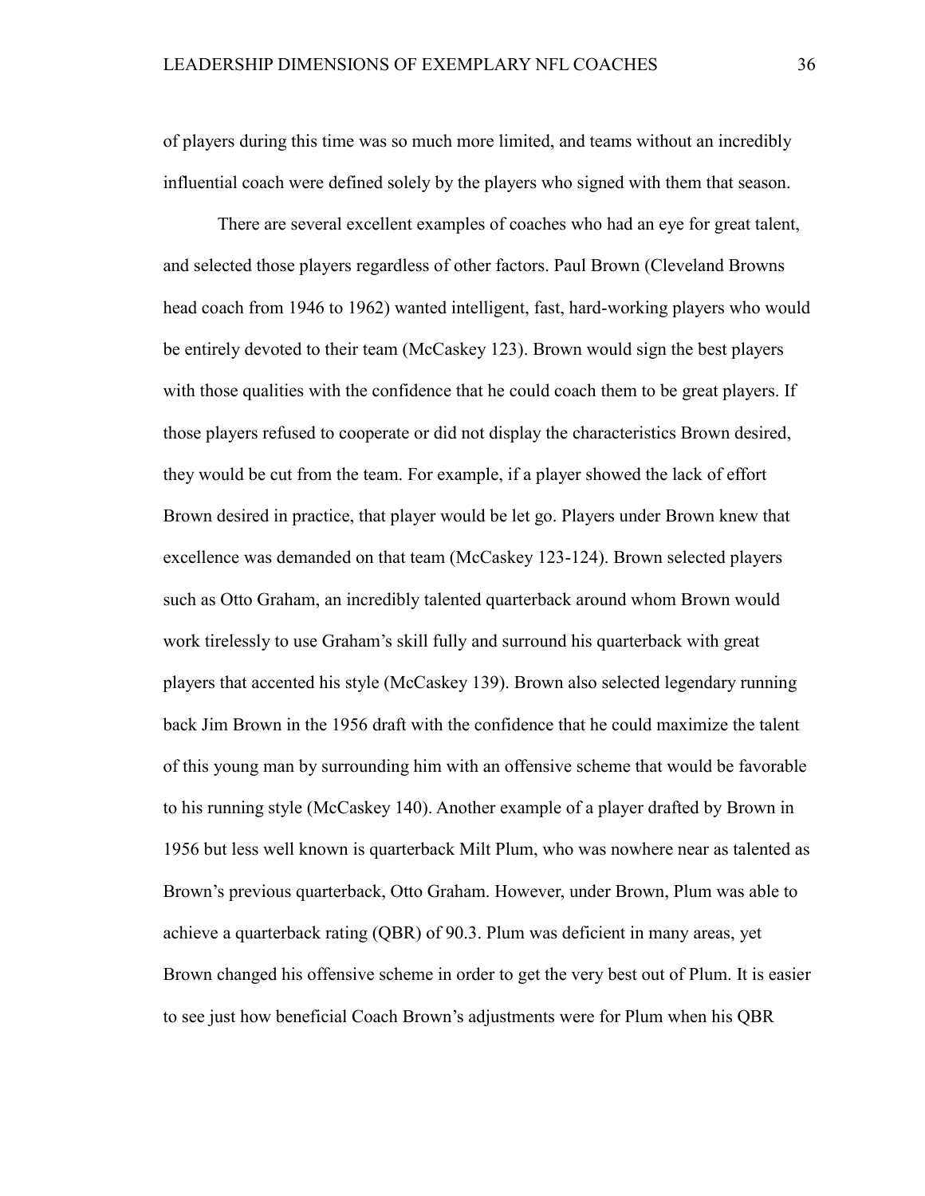of players during this time was so much more limited, and teams without an incredibly influential coach were defined solely by the players who signed with them that season.

There are several excellent examples of coaches who had an eye for great talent, and selected those players regardless of other factors. Paul Brown (Cleveland Browns head coach from 1946 to 1962) wanted intelligent, fast, hard-working players who would be entirely devoted to their team (McCaskey 123). Brown would sign the best players with those qualities with the confidence that he could coach them to be great players. If those players refused to cooperate or did not display the characteristics Brown desired, they would be cut from the team. For example, if a player showed the lack of effort Brown desired in practice, that player would be let go. Players under Brown knew that excellence was demanded on that team (McCaskey 123-124). Brown selected players such as Otto Graham, an incredibly talented quarterback around whom Brown would work tirelessly to use Graham's skill fully and surround his quarterback with great players that accented his style (McCaskey 139). Brown also selected legendary running back Jim Brown in the 1956 draft with the confidence that he could maximize the talent of this young man by surrounding him with an offensive scheme that would be favorable to his running style (McCaskey 140). Another example of a player drafted by Brown in 1956 but less well known is quarterback Milt Plum, who was nowhere near as talented as Brown's previous quarterback, Otto Graham. However, under Brown, Plum was able to achieve a quarterback rating (QBR) of 90.3. Plum was deficient in many areas, yet Brown changed his offensive scheme in order to get the very best out of Plum. It is easier to see just how beneficial Coach Brown's adjustments were for Plum when his QBR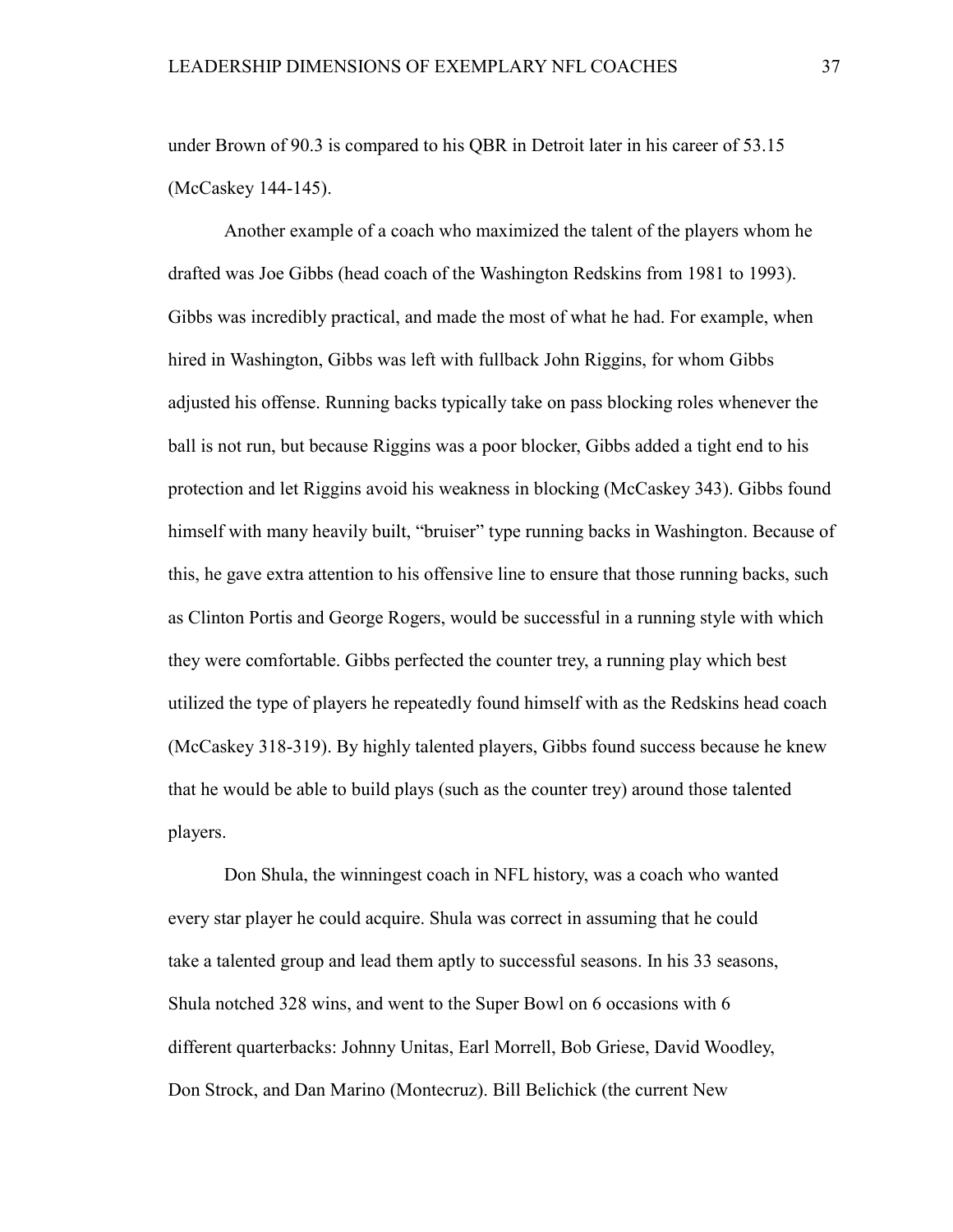under Brown of 90.3 is compared to his QBR in Detroit later in his career of 53.15 (McCaskey 144-145).

Another example of a coach who maximized the talent of the players whom he drafted was Joe Gibbs (head coach of the Washington Redskins from 1981 to 1993). Gibbs was incredibly practical, and made the most of what he had. For example, when hired in Washington, Gibbs was left with fullback John Riggins, for whom Gibbs adjusted his offense. Running backs typically take on pass blocking roles whenever the ball is not run, but because Riggins was a poor blocker, Gibbs added a tight end to his protection and let Riggins avoid his weakness in blocking (McCaskey 343). Gibbs found himself with many heavily built, "bruiser" type running backs in Washington. Because of this, he gave extra attention to his offensive line to ensure that those running backs, such as Clinton Portis and George Rogers, would be successful in a running style with which they were comfortable. Gibbs perfected the counter trey, a running play which best utilized the type of players he repeatedly found himself with as the Redskins head coach (McCaskey 318-319). By highly talented players, Gibbs found success because he knew that he would be able to build plays (such as the counter trey) around those talented players.

Don Shula, the winningest coach in NFL history, was a coach who wanted every star player he could acquire. Shula was correct in assuming that he could take a talented group and lead them aptly to successful seasons. In his 33 seasons, Shula notched 328 wins, and went to the Super Bowl on 6 occasions with 6 different quarterbacks: Johnny Unitas, Earl Morrell, Bob Griese, David Woodley, Don Strock, and Dan Marino (Montecruz). Bill Belichick (the current New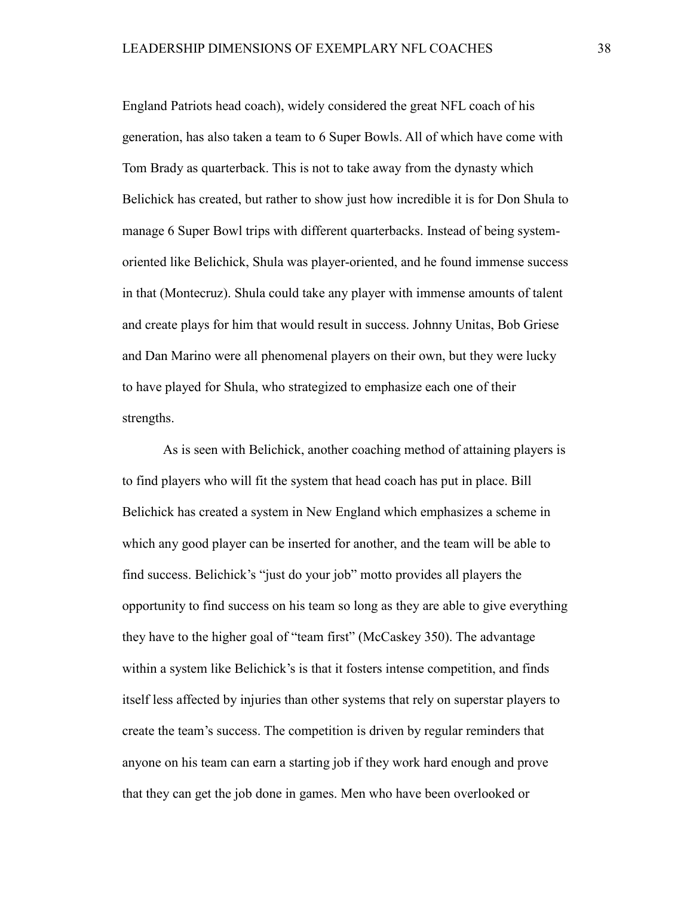England Patriots head coach), widely considered the great NFL coach of his generation, has also taken a team to 6 Super Bowls. All of which have come with Tom Brady as quarterback. This is not to take away from the dynasty which Belichick has created, but rather to show just how incredible it is for Don Shula to manage 6 Super Bowl trips with different quarterbacks. Instead of being system-oriented like Belichick, Shula was player-oriented, and he found immense success in that (Montecruz). Shula could take any player with immense amounts of talent and create plays for him that would result in success. Johnny Unitas, Bob Griese and Dan Marino were all phenomenal players on their own, but they were lucky to have played for Shula, who strategized to emphasize each one of their strengths.

As is seen with Belichick, another coaching method of attaining players is to find players who will fit the system that head coach has put in place. Bill Belichick has created a system in New England which emphasizes a scheme in which any good player can be inserted for another, and the team will be able to find success. Belichick's "just do your job" motto provides all players the opportunity to find success on his team so long as they are able to give everything they have to the higher goal of "team first" (McCaskey 350). The advantage within a system like Belichick's is that it fosters intense competition, and finds itself less affected by injuries than other systems that rely on superstar players to create the team's success. The competition is driven by regular reminders that anyone on his team can earn a starting job if they work hard enough and prove that they can get the job done in games. Men who have been overlooked or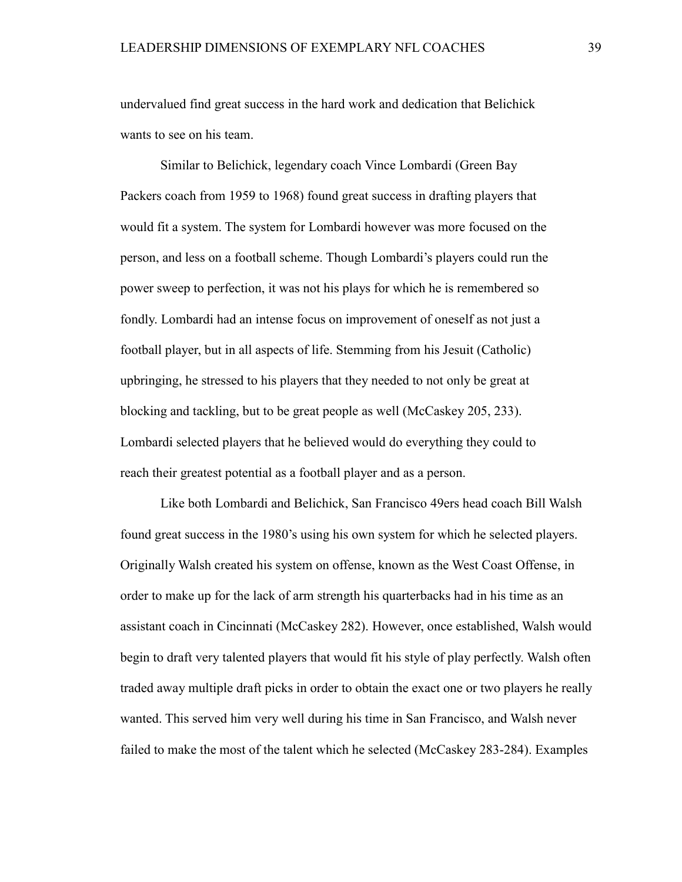undervalued find great success in the hard work and dedication that Belichick wants to see on his team.

Similar to Belichick, legendary coach Vince Lombardi (Green Bay Packers coach from 1959 to 1968) found great success in drafting players that would fit a system. The system for Lombardi however was more focused on the person, and less on a football scheme. Though Lombardi's players could run the power sweep to perfection, it was not his plays for which he is remembered so fondly. Lombardi had an intense focus on improvement of oneself as not just a football player, but in all aspects of life. Stemming from his Jesuit (Catholic) upbringing, he stressed to his players that they needed to not only be great at blocking and tackling, but to be great people as well (McCaskey 205, 233). Lombardi selected players that he believed would do everything they could to reach their greatest potential as a football player and as a person.

Like both Lombardi and Belichick, San Francisco 49ers head coach Bill Walsh found great success in the 1980's using his own system for which he selected players. Originally Walsh created his system on offense, known as the West Coast Offense, in order to make up for the lack of arm strength his quarterbacks had in his time as an assistant coach in Cincinnati (McCaskey 282). However, once established, Walsh would begin to draft very talented players that would fit his style of play perfectly. Walsh often traded away multiple draft picks in order to obtain the exact one or two players he really wanted. This served him very well during his time in San Francisco, and Walsh never failed to make the most of the talent which he selected (McCaskey 283-284). Examples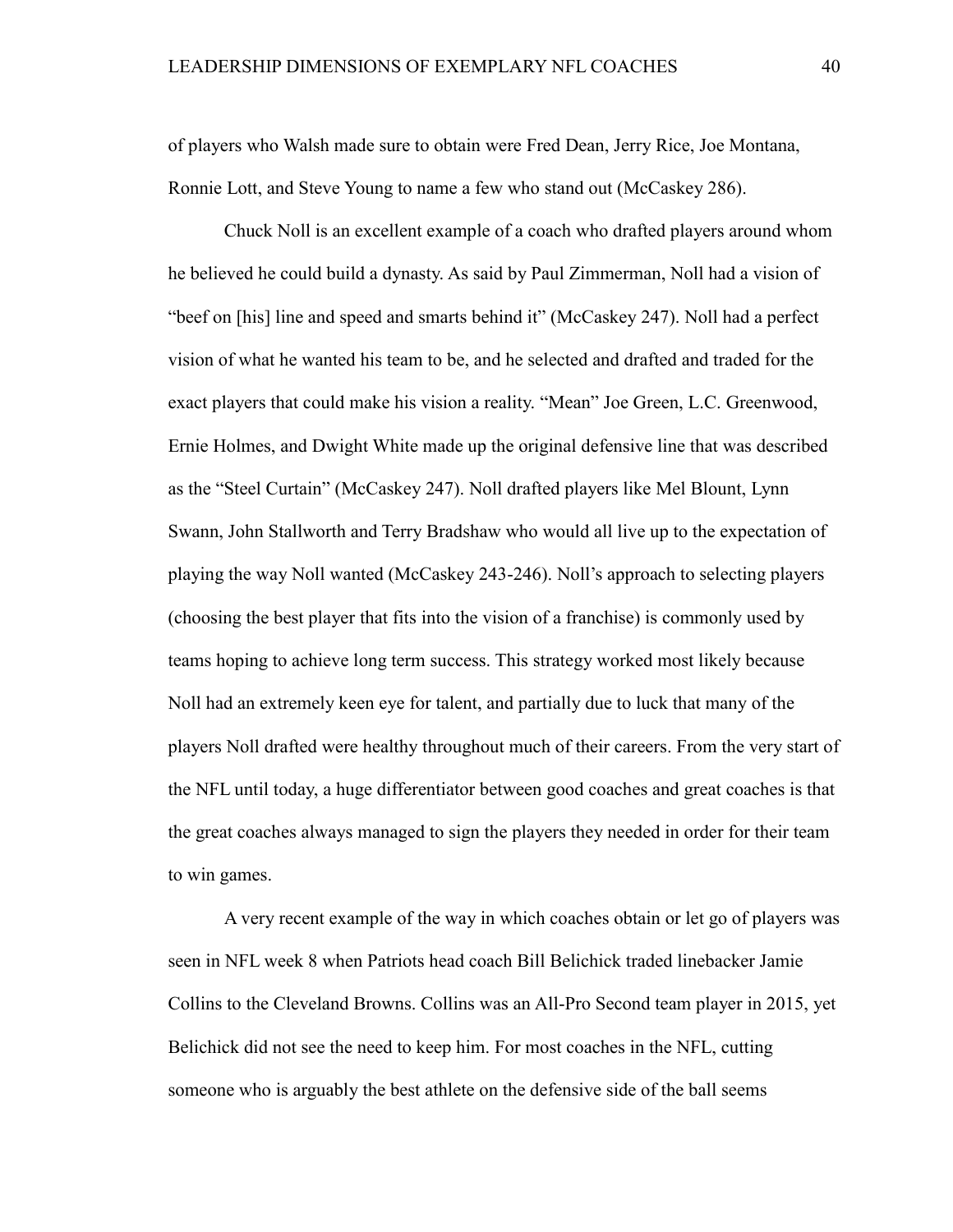of players who Walsh made sure to obtain were Fred Dean, Jerry Rice, Joe Montana, Ronnie Lott, and Steve Young to name a few who stand out (McCaskey 286).

Chuck Noll is an excellent example of a coach who drafted players around whom he believed he could build a dynasty. As said by Paul Zimmerman, Noll had a vision of "beef on [his] line and speed and smarts behind it" (McCaskey 247). Noll had a perfect vision of what he wanted his team to be, and he selected and drafted and traded for the exact players that could make his vision a reality. "Mean" Joe Green, L.C. Greenwood, Ernie Holmes, and Dwight White made up the original defensive line that was described as the "Steel Curtain" (McCaskey 247). Noll drafted players like Mel Blount, Lynn Swann, John Stallworth and Terry Bradshaw who would all live up to the expectation of playing the way Noll wanted (McCaskey 243-246). Noll's approach to selecting players (choosing the best player that fits into the vision of a franchise) is commonly used by teams hoping to achieve long term success. This strategy worked most likely because Noll had an extremely keen eye for talent, and partially due to luck that many of the players Noll drafted were healthy throughout much of their careers. From the very start of the NFL until today, a huge differentiator between good coaches and great coaches is that the great coaches always managed to sign the players they needed in order for their team to win games.

A very recent example of the way in which coaches obtain or let go of players was seen in NFL week 8 when Patriots head coach Bill Belichick traded linebacker Jamie Collins to the Cleveland Browns. Collins was an All-Pro Second team player in 2015, yet Belichick did not see the need to keep him. For most coaches in the NFL, cutting someone who is arguably the best athlete on the defensive side of the ball seems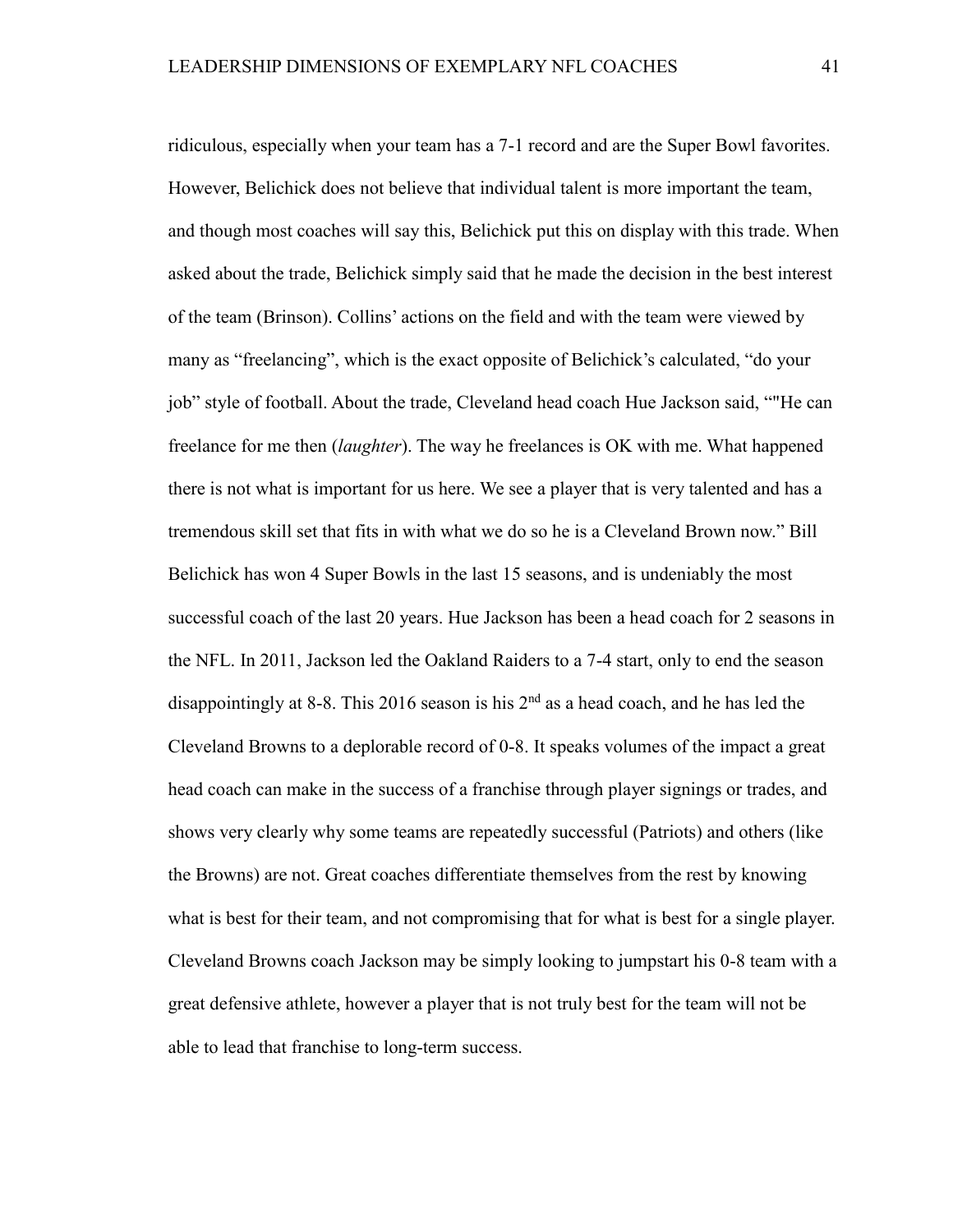ridiculous, especially when your team has a 7-1 record and are the Super Bowl favorites. However, Belichick does not believe that individual talent is more important the team, and though most coaches will say this, Belichick put this on display with this trade. When asked about the trade, Belichick simply said that he made the decision in the best interest of the team (Brinson). Collins' actions on the field and with the team were viewed by many as "freelancing", which is the exact opposite of Belichick's calculated, "do your job" style of football. About the trade, Cleveland head coach Hue Jackson said, ""He can freelance for me then (*laughter*). The way he freelances is OK with me. What happened there is not what is important for us here. We see a player that is very talented and has a tremendous skill set that fits in with what we do so he is a Cleveland Brown now." Bill Belichick has won 4 Super Bowls in the last 15 seasons, and is undeniably the most successful coach of the last 20 years. Hue Jackson has been a head coach for 2 seasons in the NFL. In 2011, Jackson led the Oakland Raiders to a 7-4 start, only to end the season disappointingly at 8-8. This 2016 season is his 2nd as a head coach, and he has led the Cleveland Browns to a deplorable record of 0-8. It speaks volumes of the impact a great head coach can make in the success of a franchise through player signings or trades, and shows very clearly why some teams are repeatedly successful (Patriots) and others (like the Browns) are not. Great coaches differentiate themselves from the rest by knowing what is best for their team, and not compromising that for what is best for a single player. Cleveland Browns coach Jackson may be simply looking to jumpstart his 0-8 team with a great defensive athlete, however a player that is not truly best for the team will not be able to lead that franchise to long-term success.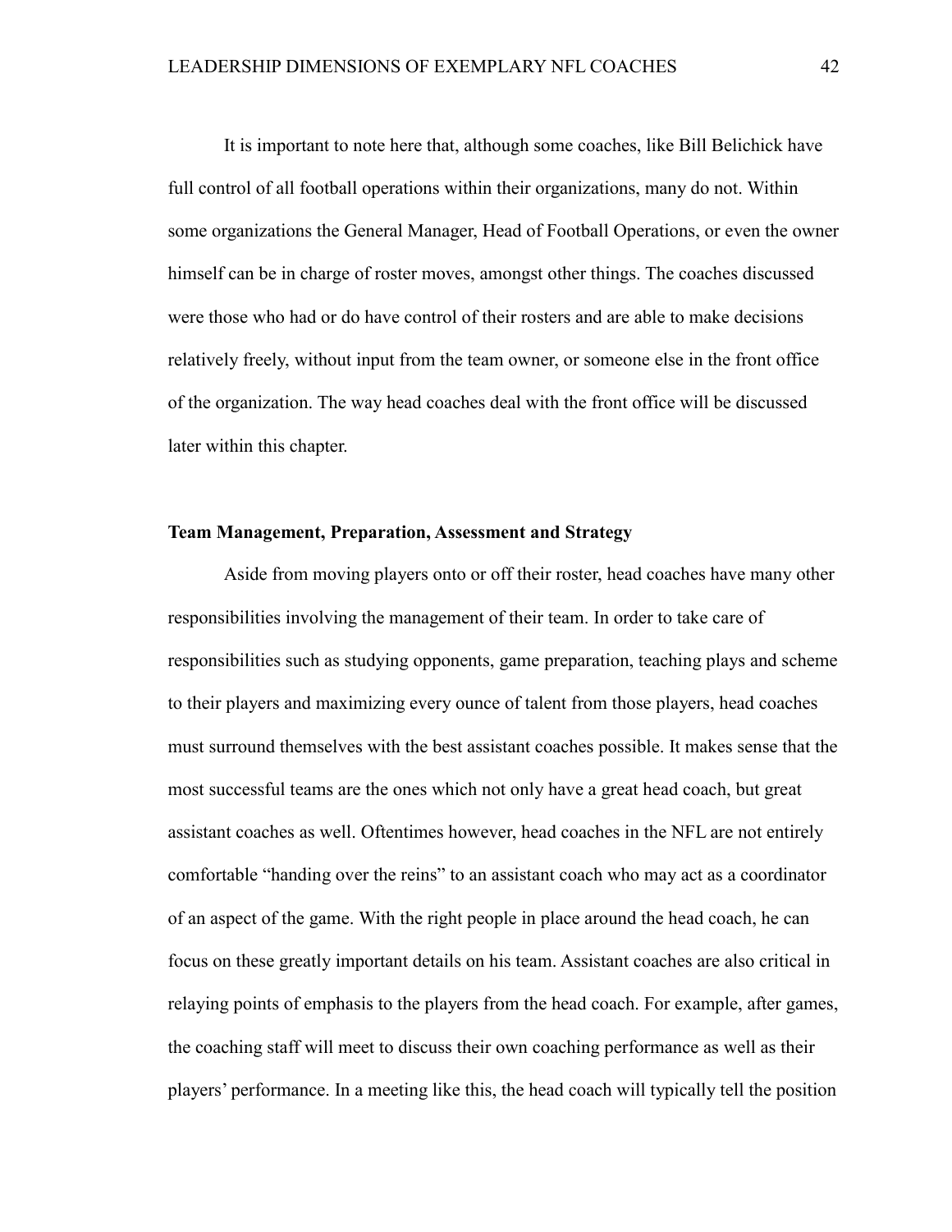It is important to note here that, although some coaches, like Bill Belichick have full control of all football operations within their organizations, many do not. Within some organizations the General Manager, Head of Football Operations, or even the owner himself can be in charge of roster moves, amongst other things. The coaches discussed were those who had or do have control of their rosters and are able to make decisions relatively freely, without input from the team owner, or someone else in the front office of the organization. The way head coaches deal with the front office will be discussed later within this chapter.

## Team Management, Preparation, Assessment and Strategy

Aside from moving players onto or off their roster, head coaches have many other responsibilities involving the management of their team. In order to take care of responsibilities such as studying opponents, game preparation, teaching plays and scheme to their players and maximizing every ounce of talent from those players, head coaches must surround themselves with the best assistant coaches possible. It makes sense that the most successful teams are the ones which not only have a great head coach, but great assistant coaches as well. Oftentimes however, head coaches in the NFL are not entirely comfortable "handing over the reins" to an assistant coach who may act as a coordinator of an aspect of the game. With the right people in place around the head coach, he can focus on these greatly important details on his team. Assistant coaches are also critical in relaying points of emphasis to the players from the head coach. For example, after games, the coaching staff will meet to discuss their own coaching performance as well as their players' performance. In a meeting like this, the head coach will typically tell the position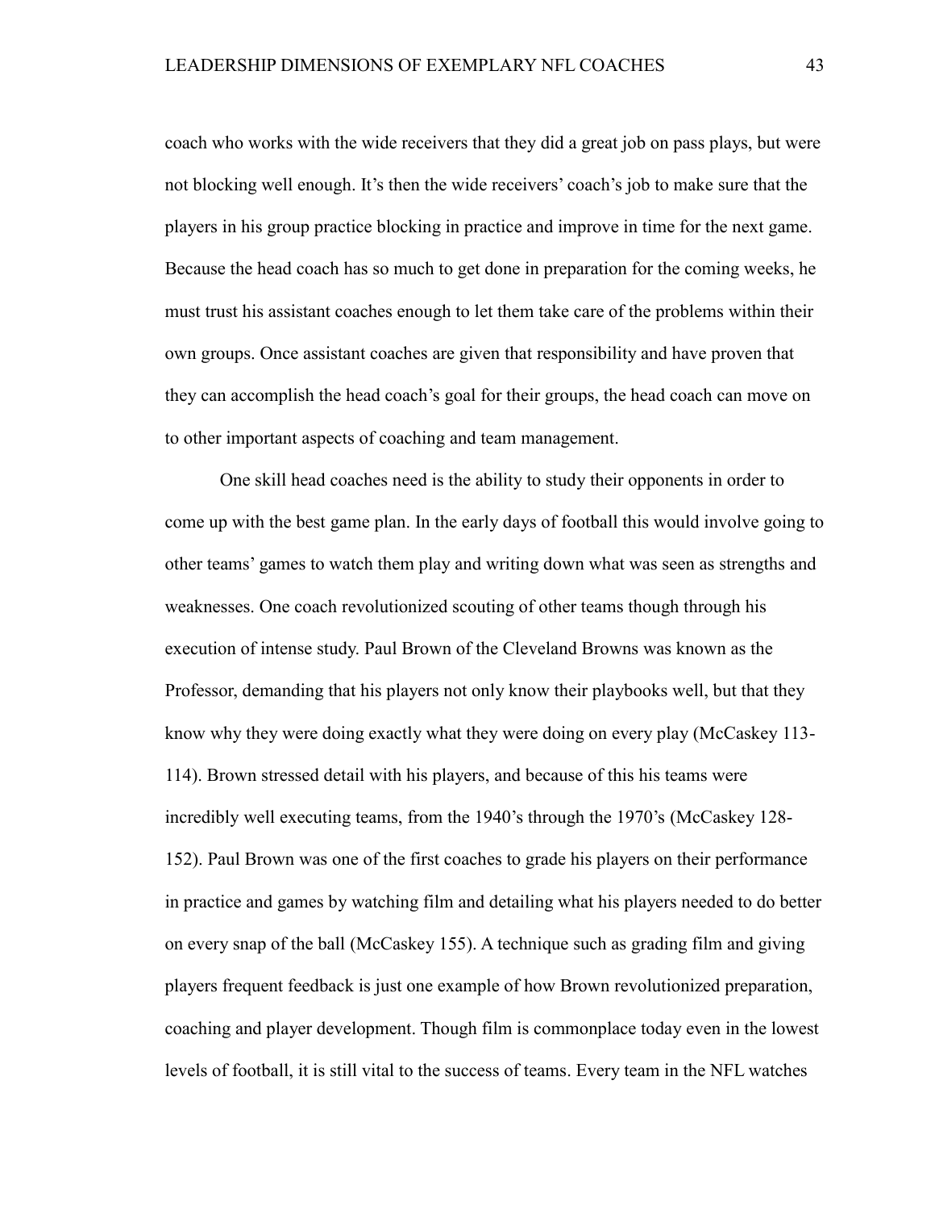coach who works with the wide receivers that they did a great job on pass plays, but were not blocking well enough. It's then the wide receivers' coach's job to make sure that the players in his group practice blocking in practice and improve in time for the next game. Because the head coach has so much to get done in preparation for the coming weeks, he must trust his assistant coaches enough to let them take care of the problems within their own groups. Once assistant coaches are given that responsibility and have proven that they can accomplish the head coach's goal for their groups, the head coach can move on to other important aspects of coaching and team management.

One skill head coaches need is the ability to study their opponents in order to come up with the best game plan. In the early days of football this would involve going to other teams' games to watch them play and writing down what was seen as strengths and weaknesses. One coach revolutionized scouting of other teams though through his execution of intense study. Paul Brown of the Cleveland Browns was known as the Professor, demanding that his players not only know their playbooks well, but that they know why they were doing exactly what they were doing on every play (McCaskey 113-114). Brown stressed detail with his players, and because of this his teams were incredibly well executing teams, from the 1940's through the 1970's (McCaskey 128-152). Paul Brown was one of the first coaches to grade his players on their performance in practice and games by watching film and detailing what his players needed to do better on every snap of the ball (McCaskey 155). A technique such as grading film and giving players frequent feedback is just one example of how Brown revolutionized preparation, coaching and player development. Though film is commonplace today even in the lowest levels of football, it is still vital to the success of teams. Every team in the NFL watches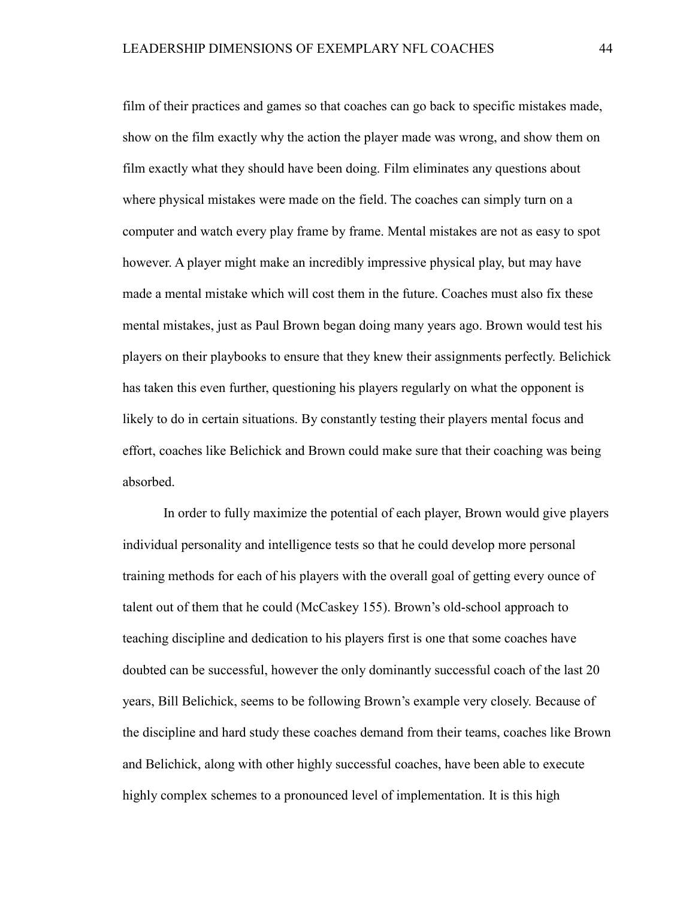film of their practices and games so that coaches can go back to specific mistakes made, show on the film exactly why the action the player made was wrong, and show them on film exactly what they should have been doing. Film eliminates any questions about where physical mistakes were made on the field. The coaches can simply turn on a computer and watch every play frame by frame. Mental mistakes are not as easy to spot however. A player might make an incredibly impressive physical play, but may have made a mental mistake which will cost them in the future. Coaches must also fix these mental mistakes, just as Paul Brown began doing many years ago. Brown would test his players on their playbooks to ensure that they knew their assignments perfectly. Belichick has taken this even further, questioning his players regularly on what the opponent is likely to do in certain situations. By constantly testing their players mental focus and effort, coaches like Belichick and Brown could make sure that their coaching was being absorbed.

In order to fully maximize the potential of each player, Brown would give players individual personality and intelligence tests so that he could develop more personal training methods for each of his players with the overall goal of getting every ounce of talent out of them that he could (McCaskey 155). Brown's old-school approach to teaching discipline and dedication to his players first is one that some coaches have doubted can be successful, however the only dominantly successful coach of the last 20 years, Bill Belichick, seems to be following Brown's example very closely. Because of the discipline and hard study these coaches demand from their teams, coaches like Brown and Belichick, along with other highly successful coaches, have been able to execute highly complex schemes to a pronounced level of implementation. It is this high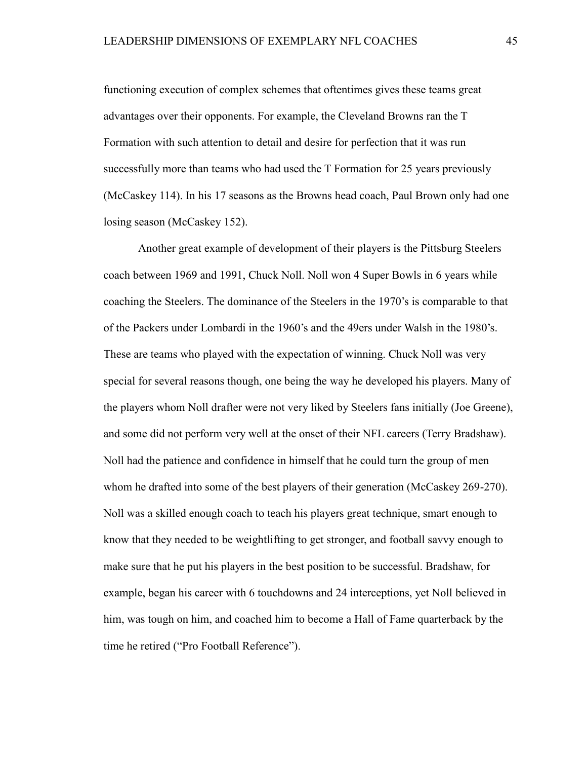functioning execution of complex schemes that oftentimes gives these teams great advantages over their opponents. For example, the Cleveland Browns ran the T Formation with such attention to detail and desire for perfection that it was run successfully more than teams who had used the T Formation for 25 years previously (McCaskey 114). In his 17 seasons as the Browns head coach, Paul Brown only had one losing season (McCaskey 152).

Another great example of development of their players is the Pittsburg Steelers coach between 1969 and 1991, Chuck Noll. Noll won 4 Super Bowls in 6 years while coaching the Steelers. The dominance of the Steelers in the 1970's is comparable to that of the Packers under Lombardi in the 1960's and the 49ers under Walsh in the 1980's. These are teams who played with the expectation of winning. Chuck Noll was very special for several reasons though, one being the way he developed his players. Many of the players whom Noll drafter were not very liked by Steelers fans initially (Joe Greene), and some did not perform very well at the onset of their NFL careers (Terry Bradshaw). Noll had the patience and confidence in himself that he could turn the group of men whom he drafted into some of the best players of their generation (McCaskey 269-270). Noll was a skilled enough coach to teach his players great technique, smart enough to know that they needed to be weightlifting to get stronger, and football savvy enough to make sure that he put his players in the best position to be successful. Bradshaw, for example, began his career with 6 touchdowns and 24 interceptions, yet Noll believed in him, was tough on him, and coached him to become a Hall of Fame quarterback by the time he retired ("Pro Football Reference").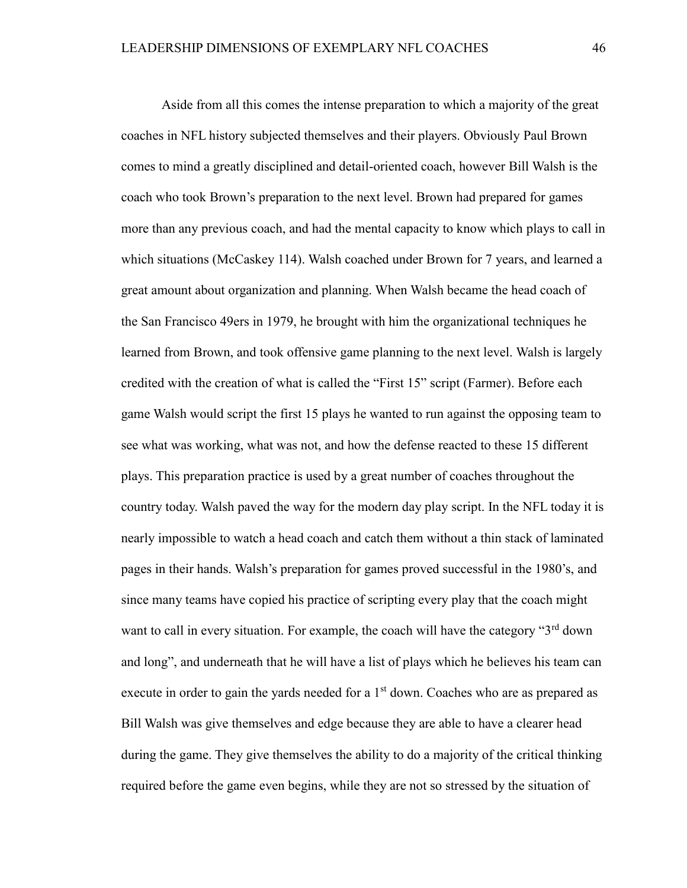Aside from all this comes the intense preparation to which a majority of the great coaches in NFL history subjected themselves and their players. Obviously Paul Brown comes to mind a greatly disciplined and detail-oriented coach, however Bill Walsh is the coach who took Brown's preparation to the next level. Brown had prepared for games more than any previous coach, and had the mental capacity to know which plays to call in which situations (McCaskey 114). Walsh coached under Brown for 7 years, and learned a great amount about organization and planning. When Walsh became the head coach of the San Francisco 49ers in 1979, he brought with him the organizational techniques he learned from Brown, and took offensive game planning to the next level. Walsh is largely credited with the creation of what is called the "First 15" script (Farmer). Before each game Walsh would script the first 15 plays he wanted to run against the opposing team to see what was working, what was not, and how the defense reacted to these 15 different plays. This preparation practice is used by a great number of coaches throughout the country today. Walsh paved the way for the modern day play script. In the NFL today it is nearly impossible to watch a head coach and catch them without a thin stack of laminated pages in their hands. Walsh's preparation for games proved successful in the 1980's, and since many teams have copied his practice of scripting every play that the coach might want to call in every situation. For example, the coach will have the category "3rd down and long", and underneath that he will have a list of plays which he believes his team can execute in order to gain the yards needed for a 1st down. Coaches who are as prepared as Bill Walsh was give themselves and edge because they are able to have a clearer head during the game. They give themselves the ability to do a majority of the critical thinking required before the game even begins, while they are not so stressed by the situation of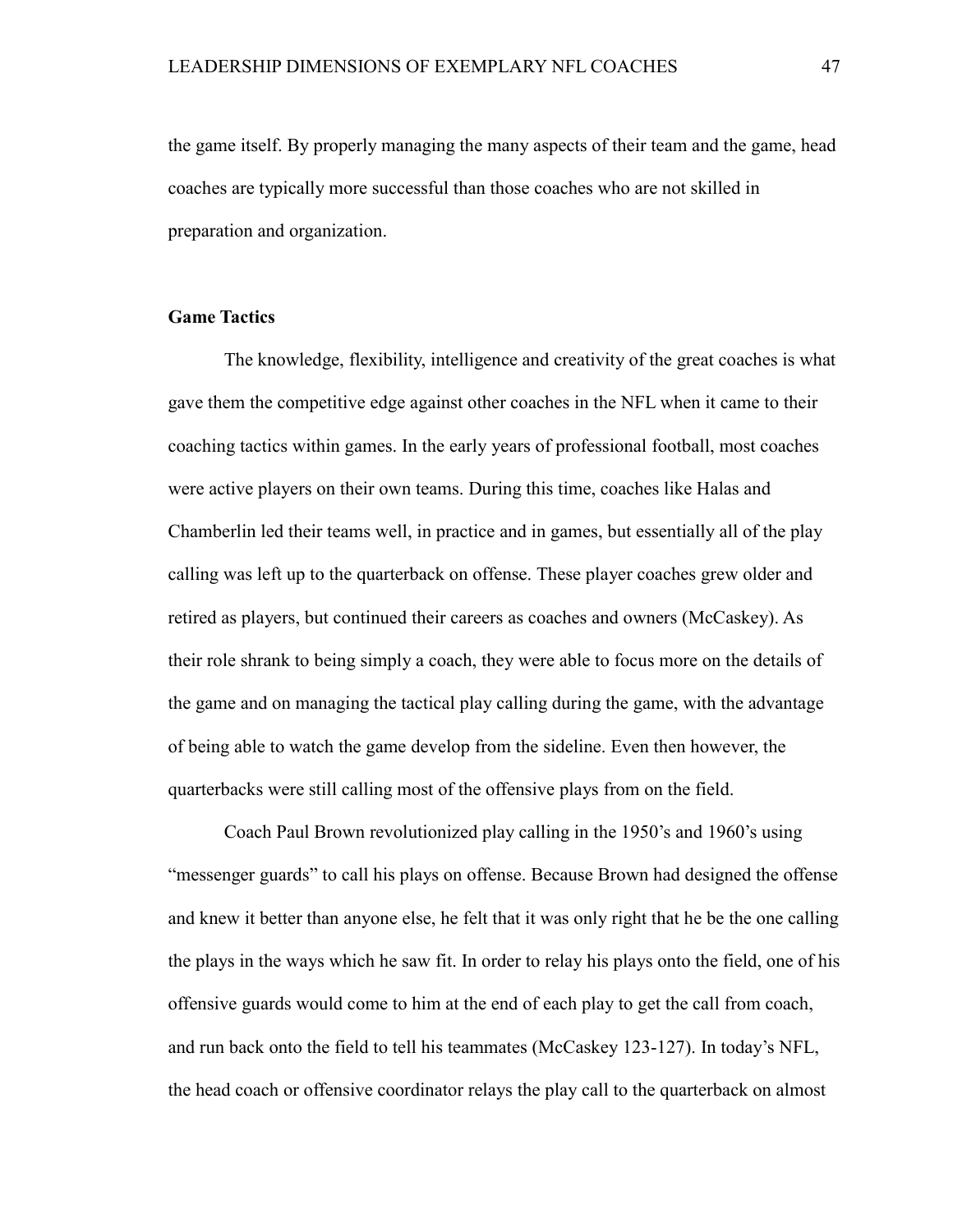the game itself. By properly managing the many aspects of their team and the game, head coaches are typically more successful than those coaches who are not skilled in preparation and organization.

## Game Tactics

The knowledge, flexibility, intelligence and creativity of the great coaches is what gave them the competitive edge against other coaches in the NFL when it came to their coaching tactics within games. In the early years of professional football, most coaches were active players on their own teams. During this time, coaches like Halas and Chamberlin led their teams well, in practice and in games, but essentially all of the play calling was left up to the quarterback on offense. These player coaches grew older and retired as players, but continued their careers as coaches and owners (McCaskey). As their role shrank to being simply a coach, they were able to focus more on the details of the game and on managing the tactical play calling during the game, with the advantage of being able to watch the game develop from the sideline. Even then however, the quarterbacks were still calling most of the offensive plays from on the field.

Coach Paul Brown revolutionized play calling in the 1950's and 1960's using "messenger guards" to call his plays on offense. Because Brown had designed the offense and knew it better than anyone else, he felt that it was only right that he be the one calling the plays in the ways which he saw fit. In order to relay his plays onto the field, one of his offensive guards would come to him at the end of each play to get the call from coach, and run back onto the field to tell his teammates (McCaskey 123-127). In today's NFL, the head coach or offensive coordinator relays the play call to the quarterback on almost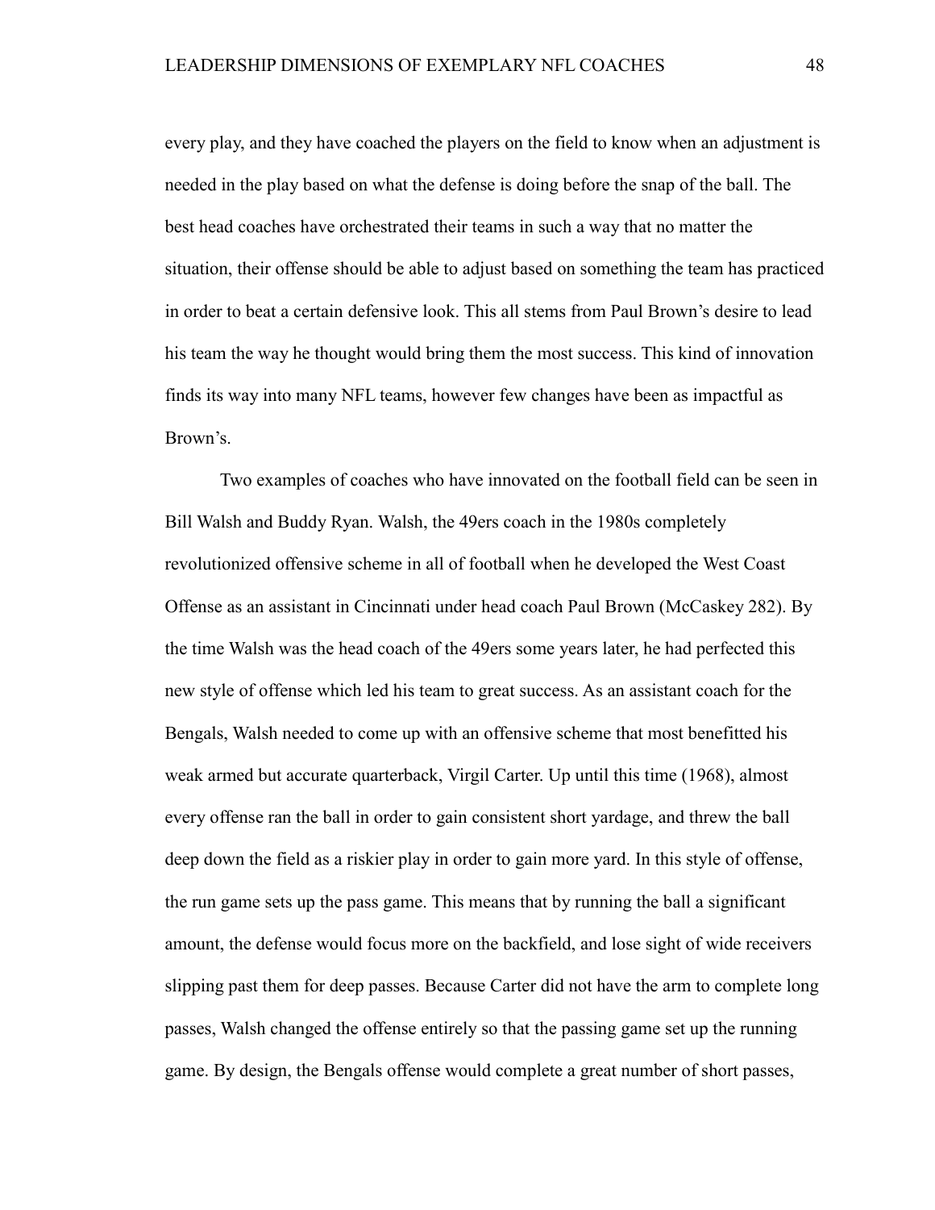every play, and they have coached the players on the field to know when an adjustment is needed in the play based on what the defense is doing before the snap of the ball. The best head coaches have orchestrated their teams in such a way that no matter the situation, their offense should be able to adjust based on something the team has practiced in order to beat a certain defensive look. This all stems from Paul Brown's desire to lead his team the way he thought would bring them the most success. This kind of innovation finds its way into many NFL teams, however few changes have been as impactful as Brown's.

Two examples of coaches who have innovated on the football field can be seen in Bill Walsh and Buddy Ryan. Walsh, the 49ers coach in the 1980s completely revolutionized offensive scheme in all of football when he developed the West Coast Offense as an assistant in Cincinnati under head coach Paul Brown (McCaskey 282). By the time Walsh was the head coach of the 49ers some years later, he had perfected this new style of offense which led his team to great success. As an assistant coach for the Bengals, Walsh needed to come up with an offensive scheme that most benefitted his weak armed but accurate quarterback, Virgil Carter. Up until this time (1968), almost every offense ran the ball in order to gain consistent short yardage, and threw the ball deep down the field as a riskier play in order to gain more yard. In this style of offense, the run game sets up the pass game. This means that by running the ball a significant amount, the defense would focus more on the backfield, and lose sight of wide receivers slipping past them for deep passes. Because Carter did not have the arm to complete long passes, Walsh changed the offense entirely so that the passing game set up the running game. By design, the Bengals offense would complete a great number of short passes,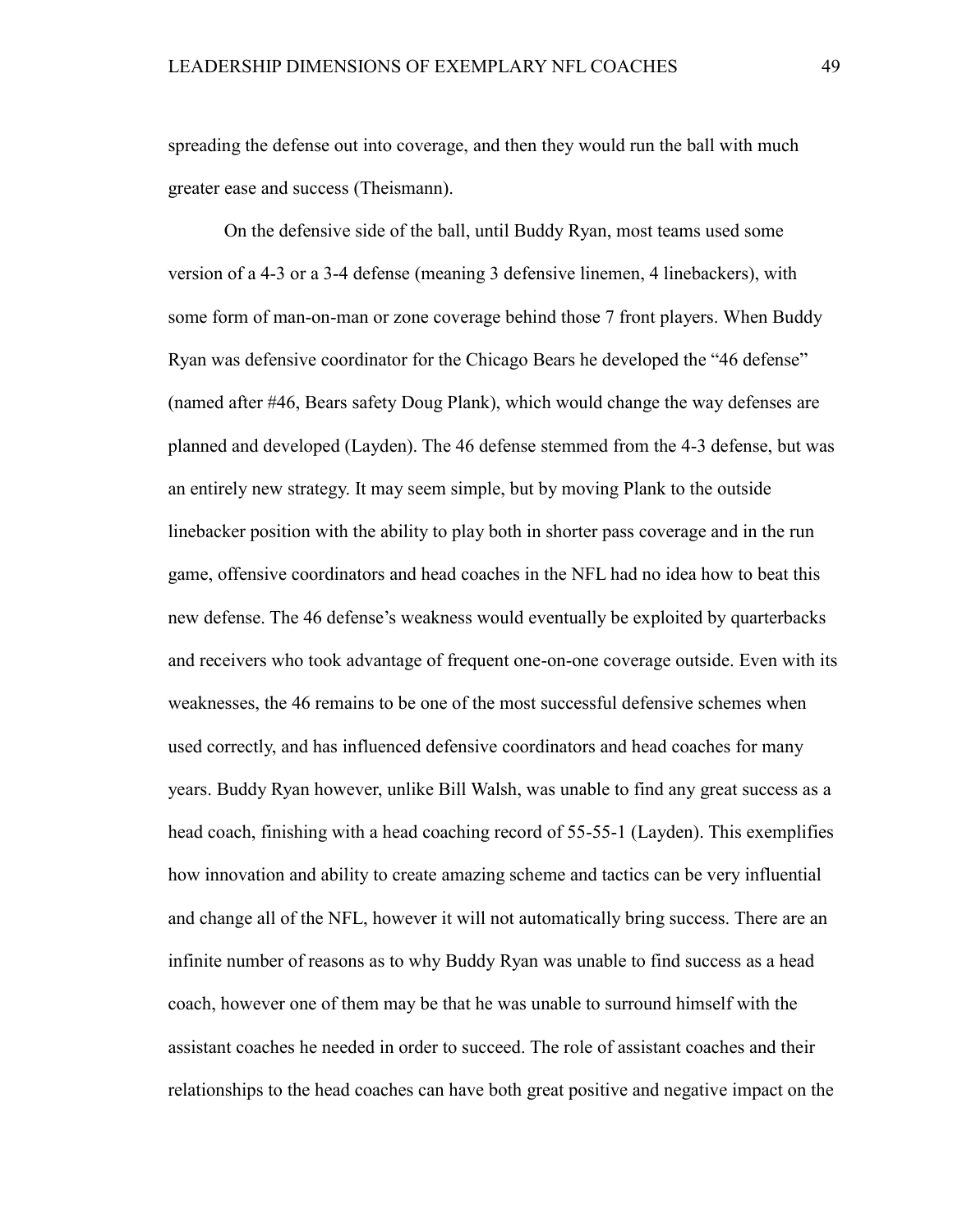spreading the defense out into coverage, and then they would run the ball with much greater ease and success (Theismann).

On the defensive side of the ball, until Buddy Ryan, most teams used some version of a 4-3 or a 3-4 defense (meaning 3 defensive linemen, 4 linebackers), with some form of man-on-man or zone coverage behind those 7 front players. When Buddy Ryan was defensive coordinator for the Chicago Bears he developed the "46 defense" (named after #46, Bears safety Doug Plank), which would change the way defenses are planned and developed (Layden). The 46 defense stemmed from the 4-3 defense, but was an entirely new strategy. It may seem simple, but by moving Plank to the outside linebacker position with the ability to play both in shorter pass coverage and in the run game, offensive coordinators and head coaches in the NFL had no idea how to beat this new defense. The 46 defense's weakness would eventually be exploited by quarterbacks and receivers who took advantage of frequent one-on-one coverage outside. Even with its weaknesses, the 46 remains to be one of the most successful defensive schemes when used correctly, and has influenced defensive coordinators and head coaches for many years. Buddy Ryan however, unlike Bill Walsh, was unable to find any great success as a head coach, finishing with a head coaching record of 55-55-1 (Layden). This exemplifies how innovation and ability to create amazing scheme and tactics can be very influential and change all of the NFL, however it will not automatically bring success. There are an infinite number of reasons as to why Buddy Ryan was unable to find success as a head coach, however one of them may be that he was unable to surround himself with the assistant coaches he needed in order to succeed. The role of assistant coaches and their relationships to the head coaches can have both great positive and negative impact on the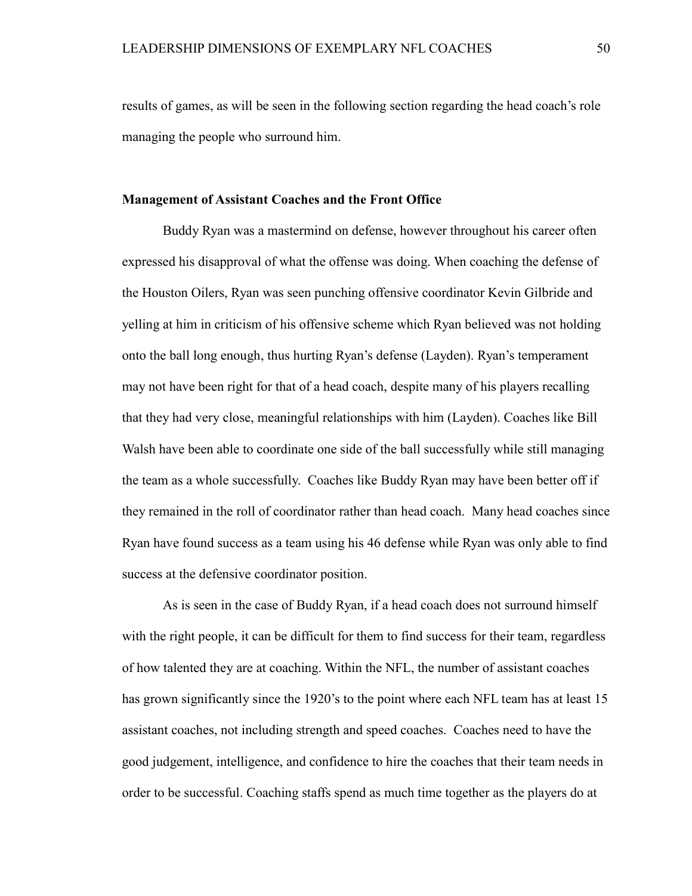results of games, as will be seen in the following section regarding the head coach's role managing the people who surround him.

**Management of Assistant Coaches and the Front Office**

Buddy Ryan was a mastermind on defense, however throughout his career often expressed his disapproval of what the offense was doing. When coaching the defense of the Houston Oilers, Ryan was seen punching offensive coordinator Kevin Gilbride and yelling at him in criticism of his offensive scheme which Ryan believed was not holding onto the ball long enough, thus hurting Ryan's defense (Layden). Ryan's temperament may not have been right for that of a head coach, despite many of his players recalling that they had very close, meaningful relationships with him (Layden). Coaches like Bill Walsh have been able to coordinate one side of the ball successfully while still managing the team as a whole successfully. Coaches like Buddy Ryan may have been better off if they remained in the roll of coordinator rather than head coach. Many head coaches since Ryan have found success as a team using his 46 defense while Ryan was only able to find success at the defensive coordinator position.

As is seen in the case of Buddy Ryan, if a head coach does not surround himself with the right people, it can be difficult for them to find success for their team, regardless of how talented they are at coaching. Within the NFL, the number of assistant coaches has grown significantly since the 1920's to the point where each NFL team has at least 15 assistant coaches, not including strength and speed coaches. Coaches need to have the good judgement, intelligence, and confidence to hire the coaches that their team needs in order to be successful. Coaching staffs spend as much time together as the players do at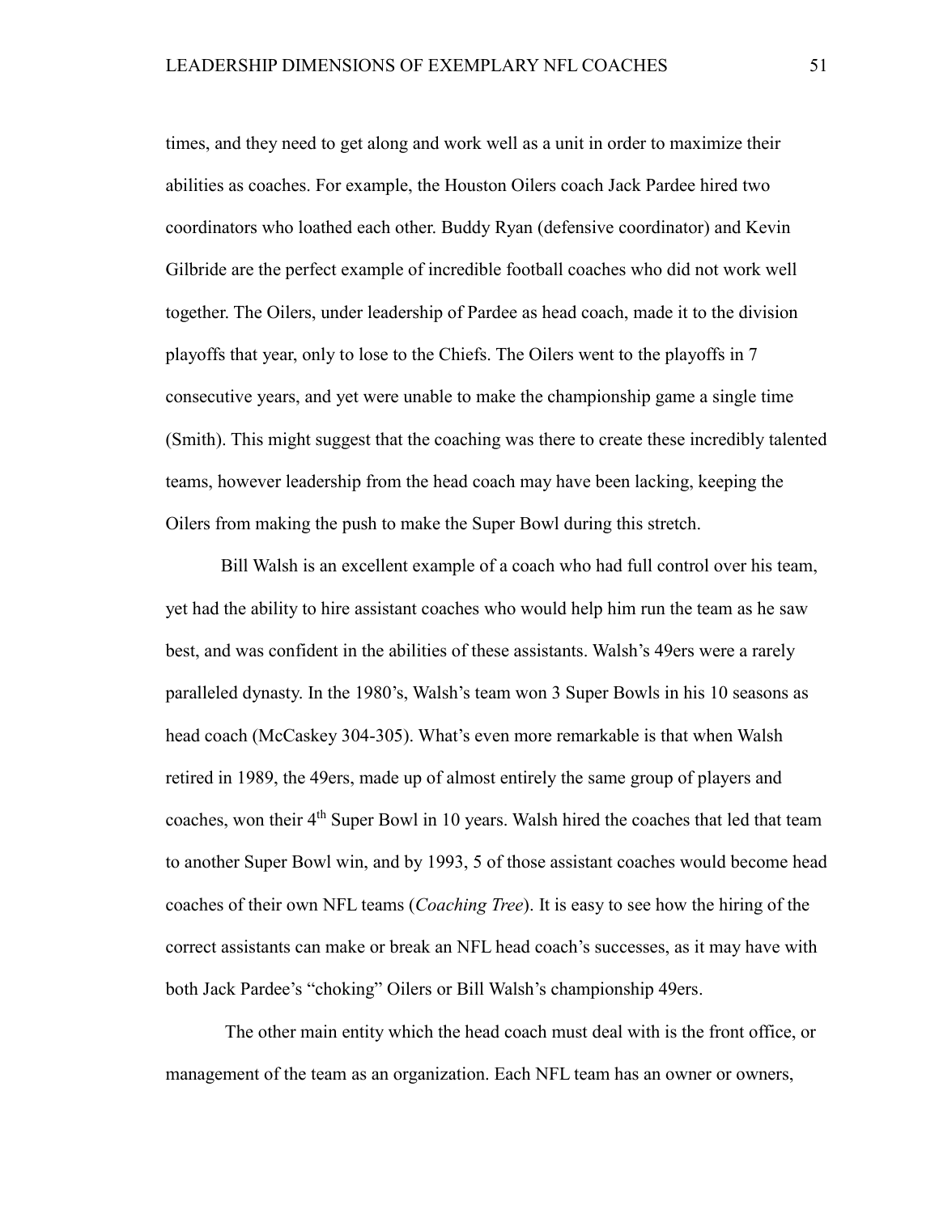times, and they need to get along and work well as a unit in order to maximize their abilities as coaches. For example, the Houston Oilers coach Jack Pardee hired two coordinators who loathed each other. Buddy Ryan (defensive coordinator) and Kevin Gilbride are the perfect example of incredible football coaches who did not work well together. The Oilers, under leadership of Pardee as head coach, made it to the division playoffs that year, only to lose to the Chiefs. The Oilers went to the playoffs in 7 consecutive years, and yet were unable to make the championship game a single time (Smith). This might suggest that the coaching was there to create these incredibly talented teams, however leadership from the head coach may have been lacking, keeping the Oilers from making the push to make the Super Bowl during this stretch.

Bill Walsh is an excellent example of a coach who had full control over his team, yet had the ability to hire assistant coaches who would help him run the team as he saw best, and was confident in the abilities of these assistants. Walsh's 49ers were a rarely paralleled dynasty. In the 1980's, Walsh's team won 3 Super Bowls in his 10 seasons as head coach (McCaskey 304-305). What's even more remarkable is that when Walsh retired in 1989, the 49ers, made up of almost entirely the same group of players and coaches, won their 4th Super Bowl in 10 years. Walsh hired the coaches that led that team to another Super Bowl win, and by 1993, 5 of those assistant coaches would become head coaches of their own NFL teams (*Coaching Tree*). It is easy to see how the hiring of the correct assistants can make or break an NFL head coach's successes, as it may have with both Jack Pardee's "choking" Oilers or Bill Walsh's championship 49ers.

The other main entity which the head coach must deal with is the front office, or management of the team as an organization. Each NFL team has an owner or owners,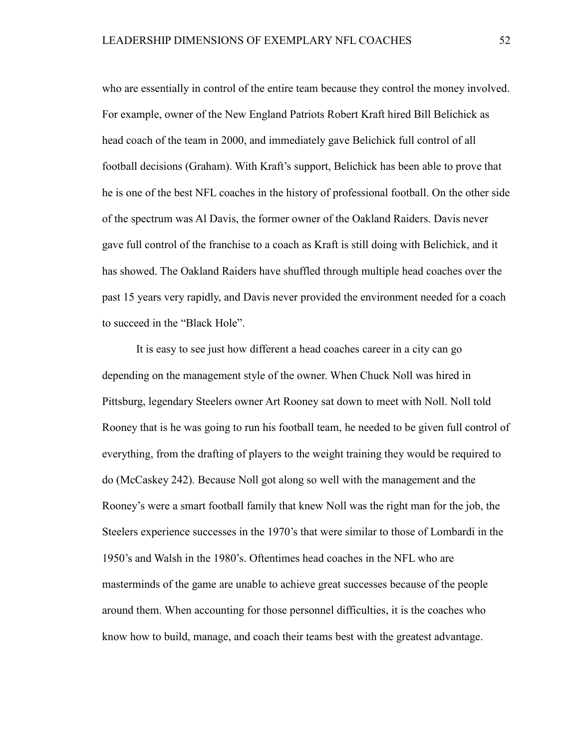who are essentially in control of the entire team because they control the money involved. For example, owner of the New England Patriots Robert Kraft hired Bill Belichick as head coach of the team in 2000, and immediately gave Belichick full control of all football decisions (Graham). With Kraft's support, Belichick has been able to prove that he is one of the best NFL coaches in the history of professional football. On the other side of the spectrum was Al Davis, the former owner of the Oakland Raiders. Davis never gave full control of the franchise to a coach as Kraft is still doing with Belichick, and it has showed. The Oakland Raiders have shuffled through multiple head coaches over the past 15 years very rapidly, and Davis never provided the environment needed for a coach to succeed in the "Black Hole".

It is easy to see just how different a head coaches career in a city can go depending on the management style of the owner. When Chuck Noll was hired in Pittsburg, legendary Steelers owner Art Rooney sat down to meet with Noll. Noll told Rooney that is he was going to run his football team, he needed to be given full control of everything, from the drafting of players to the weight training they would be required to do (McCaskey 242). Because Noll got along so well with the management and the Rooney's were a smart football family that knew Noll was the right man for the job, the Steelers experience successes in the 1970's that were similar to those of Lombardi in the 1950's and Walsh in the 1980's. Oftentimes head coaches in the NFL who are masterminds of the game are unable to achieve great successes because of the people around them. When accounting for those personnel difficulties, it is the coaches who know how to build, manage, and coach their teams best with the greatest advantage.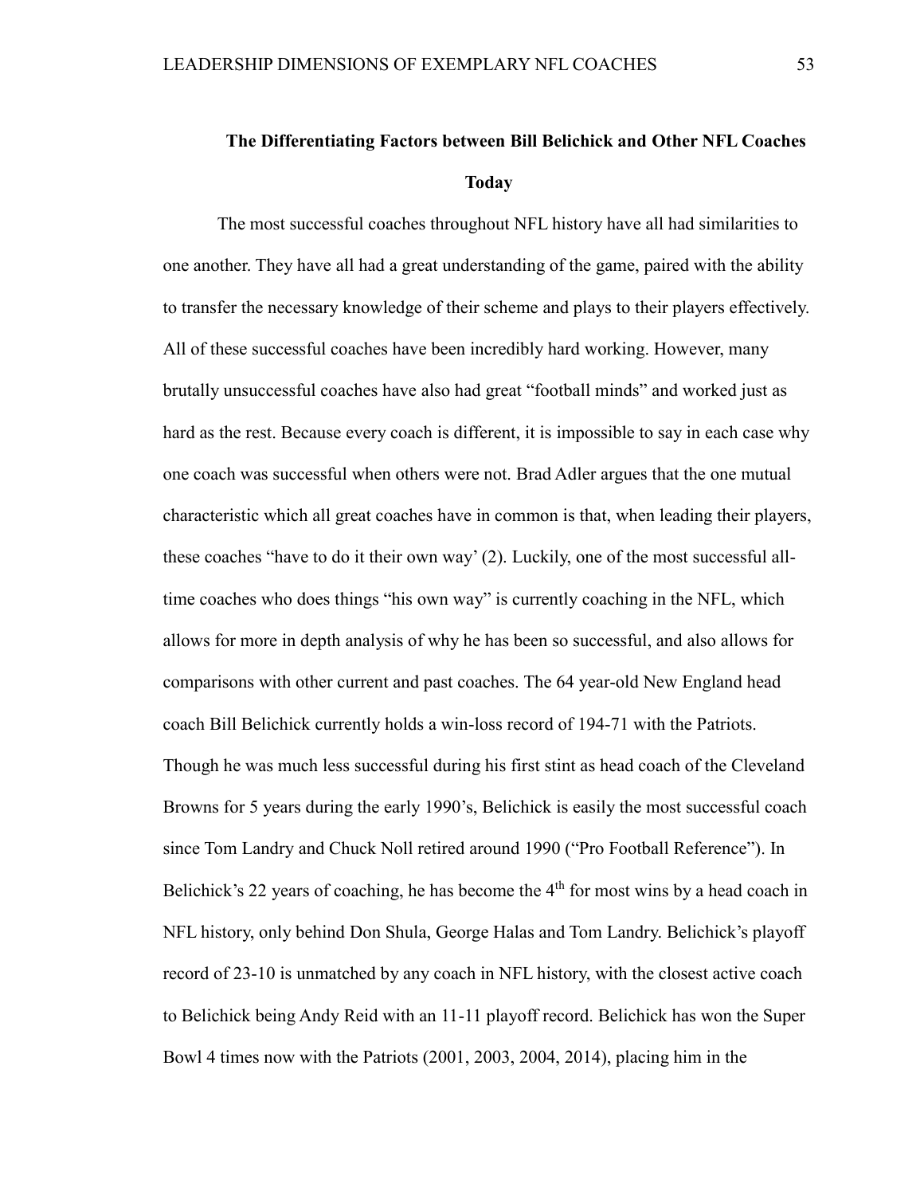## The Differentiating Factors between Bill Belichick and Other NFL Coaches Today

The most successful coaches throughout NFL history have all had similarities to one another. They have all had a great understanding of the game, paired with the ability to transfer the necessary knowledge of their scheme and plays to their players effectively. All of these successful coaches have been incredibly hard working. However, many brutally unsuccessful coaches have also had great "football minds" and worked just as hard as the rest. Because every coach is different, it is impossible to say in each case why one coach was successful when others were not. Brad Adler argues that the one mutual characteristic which all great coaches have in common is that, when leading their players, these coaches "have to do it their own way' (2). Luckily, one of the most successful all-time coaches who does things "his own way" is currently coaching in the NFL, which allows for more in depth analysis of why he has been so successful, and also allows for comparisons with other current and past coaches. The 64 year-old New England head coach Bill Belichick currently holds a win-loss record of 194-71 with the Patriots. Though he was much less successful during his first stint as head coach of the Cleveland Browns for 5 years during the early 1990's, Belichick is easily the most successful coach since Tom Landry and Chuck Noll retired around 1990 ("Pro Football Reference"). In Belichick's 22 years of coaching, he has become the 4th for most wins by a head coach in NFL history, only behind Don Shula, George Halas and Tom Landry. Belichick's playoff record of 23-10 is unmatched by any coach in NFL history, with the closest active coach to Belichick being Andy Reid with an 11-11 playoff record. Belichick has won the Super Bowl 4 times now with the Patriots (2001, 2003, 2004, 2014), placing him in the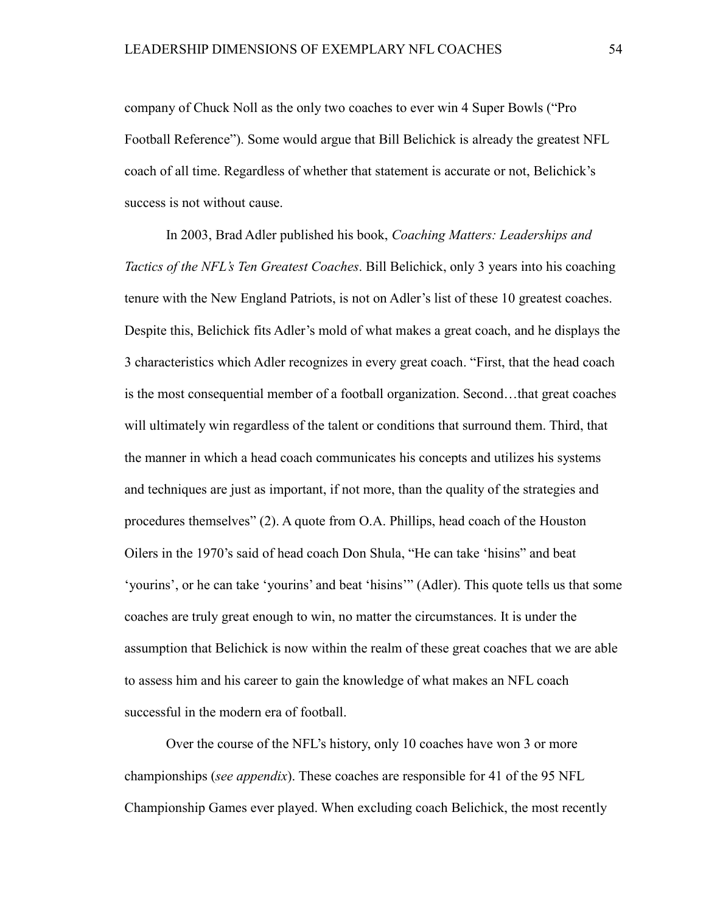company of Chuck Noll as the only two coaches to ever win 4 Super Bowls ("Pro Football Reference"). Some would argue that Bill Belichick is already the greatest NFL coach of all time. Regardless of whether that statement is accurate or not, Belichick's success is not without cause.

In 2003, Brad Adler published his book, *Coaching Matters: Leaderships and Tactics of the NFL's Ten Greatest Coaches*. Bill Belichick, only 3 years into his coaching tenure with the New England Patriots, is not on Adler's list of these 10 greatest coaches. Despite this, Belichick fits Adler's mold of what makes a great coach, and he displays the 3 characteristics which Adler recognizes in every great coach. "First, that the head coach is the most consequential member of a football organization. Second…that great coaches will ultimately win regardless of the talent or conditions that surround them. Third, that the manner in which a head coach communicates his concepts and utilizes his systems and techniques are just as important, if not more, than the quality of the strategies and procedures themselves" (2). A quote from O.A. Phillips, head coach of the Houston Oilers in the 1970's said of head coach Don Shula, "He can take 'hisins" and beat 'yourins', or he can take 'yourins' and beat 'hisins'" (Adler). This quote tells us that some coaches are truly great enough to win, no matter the circumstances. It is under the assumption that Belichick is now within the realm of these great coaches that we are able to assess him and his career to gain the knowledge of what makes an NFL coach successful in the modern era of football.

Over the course of the NFL's history, only 10 coaches have won 3 or more championships (*see appendix*). These coaches are responsible for 41 of the 95 NFL Championship Games ever played. When excluding coach Belichick, the most recently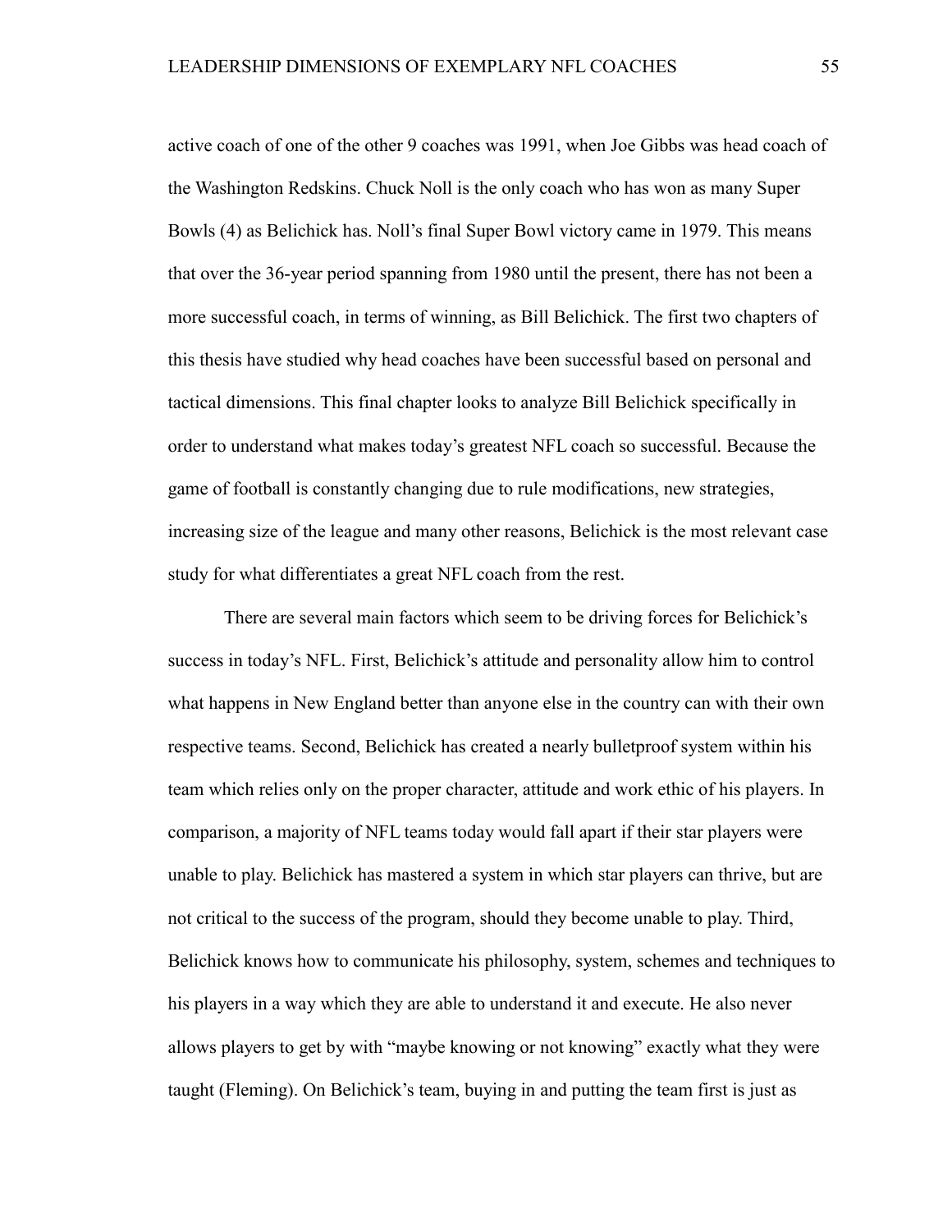active coach of one of the other 9 coaches was 1991, when Joe Gibbs was head coach of the Washington Redskins. Chuck Noll is the only coach who has won as many Super Bowls (4) as Belichick has. Noll's final Super Bowl victory came in 1979. This means that over the 36-year period spanning from 1980 until the present, there has not been a more successful coach, in terms of winning, as Bill Belichick. The first two chapters of this thesis have studied why head coaches have been successful based on personal and tactical dimensions. This final chapter looks to analyze Bill Belichick specifically in order to understand what makes today's greatest NFL coach so successful. Because the game of football is constantly changing due to rule modifications, new strategies, increasing size of the league and many other reasons, Belichick is the most relevant case study for what differentiates a great NFL coach from the rest.

There are several main factors which seem to be driving forces for Belichick's success in today's NFL. First, Belichick's attitude and personality allow him to control what happens in New England better than anyone else in the country can with their own respective teams. Second, Belichick has created a nearly bulletproof system within his team which relies only on the proper character, attitude and work ethic of his players. In comparison, a majority of NFL teams today would fall apart if their star players were unable to play. Belichick has mastered a system in which star players can thrive, but are not critical to the success of the program, should they become unable to play. Third, Belichick knows how to communicate his philosophy, system, schemes and techniques to his players in a way which they are able to understand it and execute. He also never allows players to get by with "maybe knowing or not knowing" exactly what they were taught (Fleming). On Belichick's team, buying in and putting the team first is just as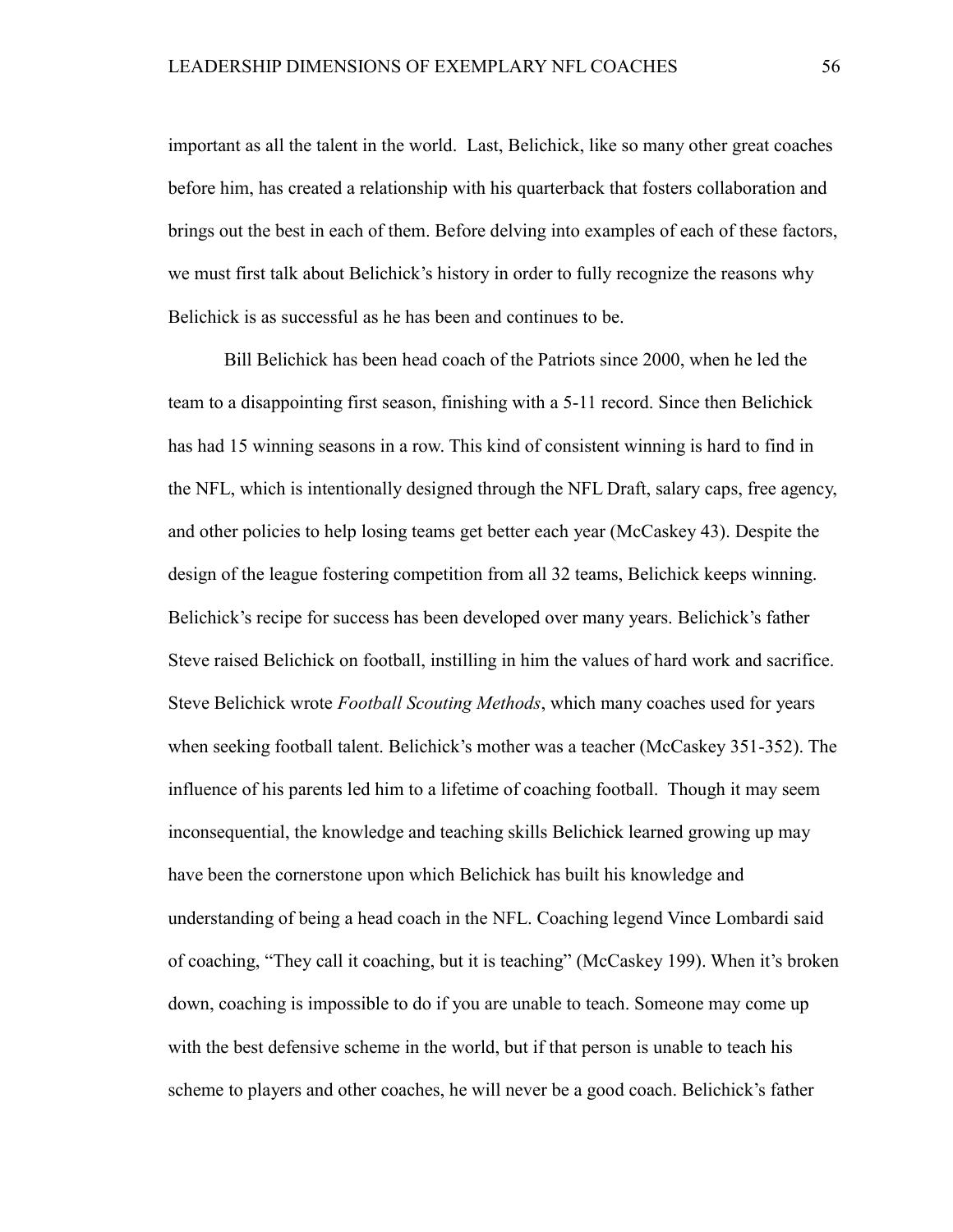important as all the talent in the world. Last, Belichick, like so many other great coaches before him, has created a relationship with his quarterback that fosters collaboration and brings out the best in each of them. Before delving into examples of each of these factors, we must first talk about Belichick's history in order to fully recognize the reasons why Belichick is as successful as he has been and continues to be.

Bill Belichick has been head coach of the Patriots since 2000, when he led the team to a disappointing first season, finishing with a 5-11 record. Since then Belichick has had 15 winning seasons in a row. This kind of consistent winning is hard to find in the NFL, which is intentionally designed through the NFL Draft, salary caps, free agency, and other policies to help losing teams get better each year (McCaskey 43). Despite the design of the league fostering competition from all 32 teams, Belichick keeps winning. Belichick's recipe for success has been developed over many years. Belichick's father Steve raised Belichick on football, instilling in him the values of hard work and sacrifice. Steve Belichick wrote *Football Scouting Methods*, which many coaches used for years when seeking football talent. Belichick's mother was a teacher (McCaskey 351-352). The influence of his parents led him to a lifetime of coaching football. Though it may seem inconsequential, the knowledge and teaching skills Belichick learned growing up may have been the cornerstone upon which Belichick has built his knowledge and understanding of being a head coach in the NFL. Coaching legend Vince Lombardi said of coaching, "They call it coaching, but it is teaching" (McCaskey 199). When it's broken down, coaching is impossible to do if you are unable to teach. Someone may come up with the best defensive scheme in the world, but if that person is unable to teach his scheme to players and other coaches, he will never be a good coach. Belichick's father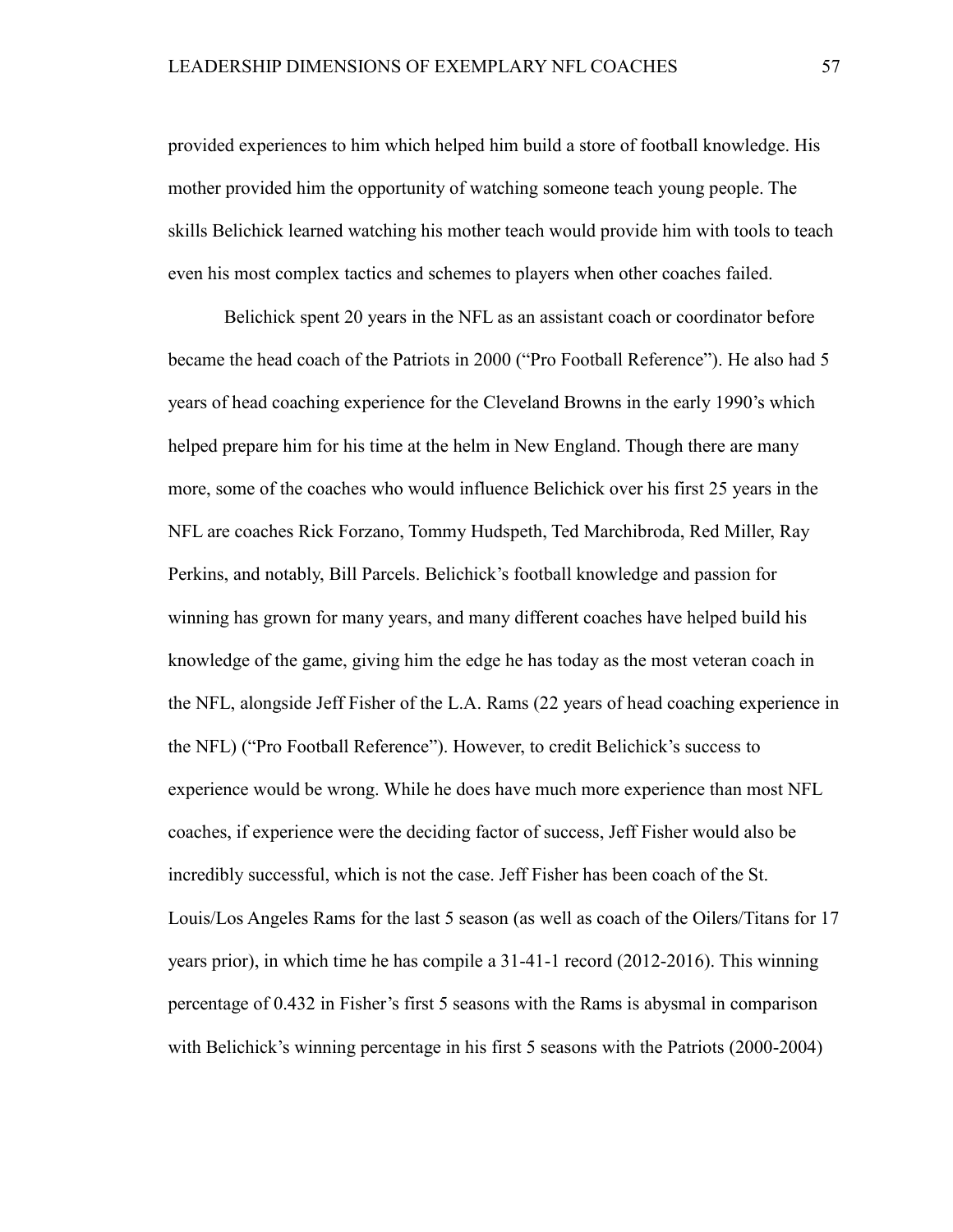provided experiences to him which helped him build a store of football knowledge. His mother provided him the opportunity of watching someone teach young people. The skills Belichick learned watching his mother teach would provide him with tools to teach even his most complex tactics and schemes to players when other coaches failed.

Belichick spent 20 years in the NFL as an assistant coach or coordinator before became the head coach of the Patriots in 2000 ("Pro Football Reference"). He also had 5 years of head coaching experience for the Cleveland Browns in the early 1990's which helped prepare him for his time at the helm in New England. Though there are many more, some of the coaches who would influence Belichick over his first 25 years in the NFL are coaches Rick Forzano, Tommy Hudspeth, Ted Marchibroda, Red Miller, Ray Perkins, and notably, Bill Parcels. Belichick's football knowledge and passion for winning has grown for many years, and many different coaches have helped build his knowledge of the game, giving him the edge he has today as the most veteran coach in the NFL, alongside Jeff Fisher of the L.A. Rams (22 years of head coaching experience in the NFL) ("Pro Football Reference"). However, to credit Belichick's success to experience would be wrong. While he does have much more experience than most NFL coaches, if experience were the deciding factor of success, Jeff Fisher would also be incredibly successful, which is not the case. Jeff Fisher has been coach of the St. Louis/Los Angeles Rams for the last 5 season (as well as coach of the Oilers/Titans for 17 years prior), in which time he has compile a 31-41-1 record (2012-2016). This winning percentage of 0.432 in Fisher's first 5 seasons with the Rams is abysmal in comparison with Belichick's winning percentage in his first 5 seasons with the Patriots (2000-2004)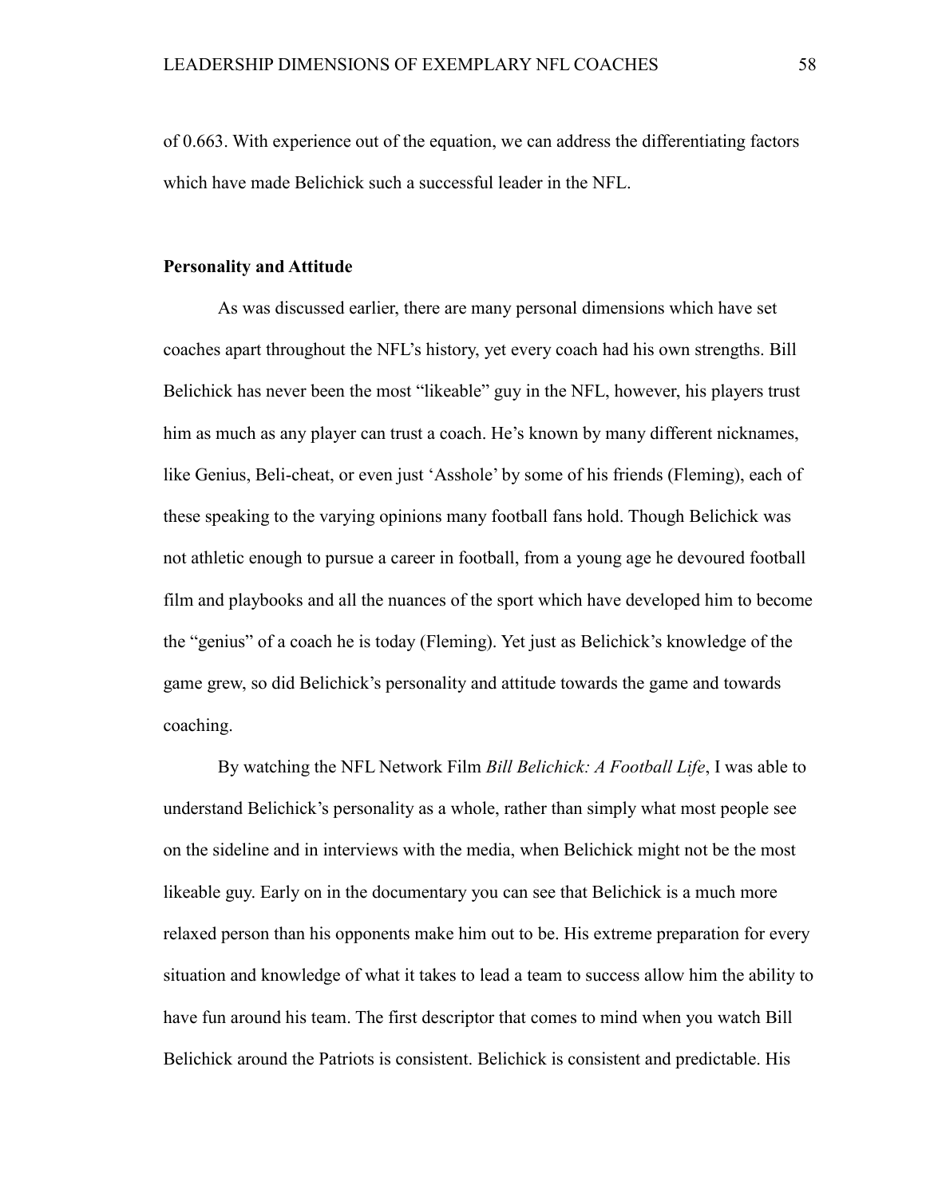of 0.663. With experience out of the equation, we can address the differentiating factors which have made Belichick such a successful leader in the NFL.

**Personality and Attitude**

As was discussed earlier, there are many personal dimensions which have set coaches apart throughout the NFL's history, yet every coach had his own strengths. Bill Belichick has never been the most "likeable" guy in the NFL, however, his players trust him as much as any player can trust a coach. He's known by many different nicknames, like Genius, Beli-cheat, or even just 'Asshole' by some of his friends (Fleming), each of these speaking to the varying opinions many football fans hold. Though Belichick was not athletic enough to pursue a career in football, from a young age he devoured football film and playbooks and all the nuances of the sport which have developed him to become the "genius" of a coach he is today (Fleming). Yet just as Belichick's knowledge of the game grew, so did Belichick's personality and attitude towards the game and towards coaching.

By watching the NFL Network Film *Bill Belichick: A Football Life*, I was able to understand Belichick's personality as a whole, rather than simply what most people see on the sideline and in interviews with the media, when Belichick might not be the most likeable guy. Early on in the documentary you can see that Belichick is a much more relaxed person than his opponents make him out to be. His extreme preparation for every situation and knowledge of what it takes to lead a team to success allow him the ability to have fun around his team. The first descriptor that comes to mind when you watch Bill Belichick around the Patriots is consistent. Belichick is consistent and predictable. His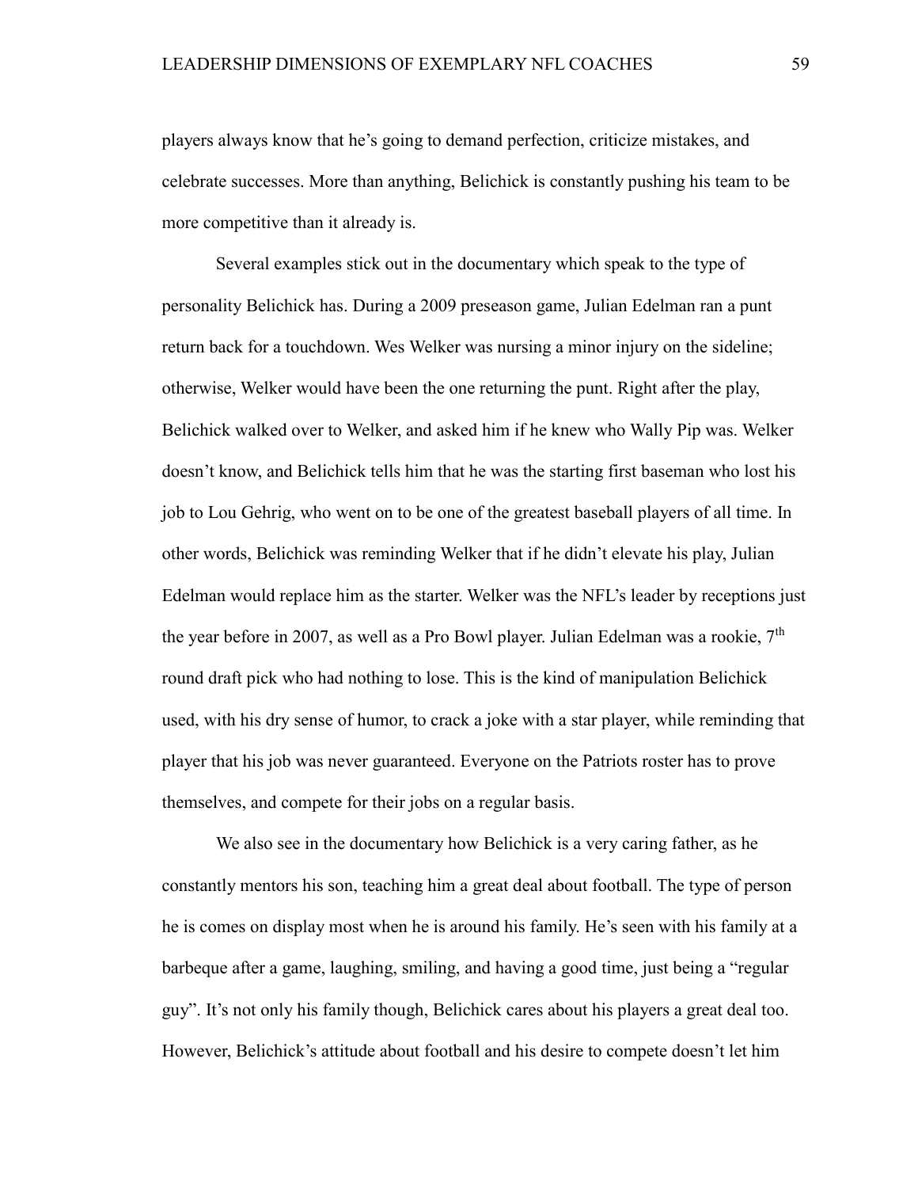players always know that he's going to demand perfection, criticize mistakes, and celebrate successes. More than anything, Belichick is constantly pushing his team to be more competitive than it already is.

Several examples stick out in the documentary which speak to the type of personality Belichick has. During a 2009 preseason game, Julian Edelman ran a punt return back for a touchdown. Wes Welker was nursing a minor injury on the sideline; otherwise, Welker would have been the one returning the punt. Right after the play, Belichick walked over to Welker, and asked him if he knew who Wally Pip was. Welker doesn't know, and Belichick tells him that he was the starting first baseman who lost his job to Lou Gehrig, who went on to be one of the greatest baseball players of all time. In other words, Belichick was reminding Welker that if he didn't elevate his play, Julian Edelman would replace him as the starter. Welker was the NFL's leader by receptions just the year before in 2007, as well as a Pro Bowl player. Julian Edelman was a rookie, 7th round draft pick who had nothing to lose. This is the kind of manipulation Belichick used, with his dry sense of humor, to crack a joke with a star player, while reminding that player that his job was never guaranteed. Everyone on the Patriots roster has to prove themselves, and compete for their jobs on a regular basis.

We also see in the documentary how Belichick is a very caring father, as he constantly mentors his son, teaching him a great deal about football. The type of person he is comes on display most when he is around his family. He's seen with his family at a barbeque after a game, laughing, smiling, and having a good time, just being a "regular guy". It's not only his family though, Belichick cares about his players a great deal too. However, Belichick's attitude about football and his desire to compete doesn't let him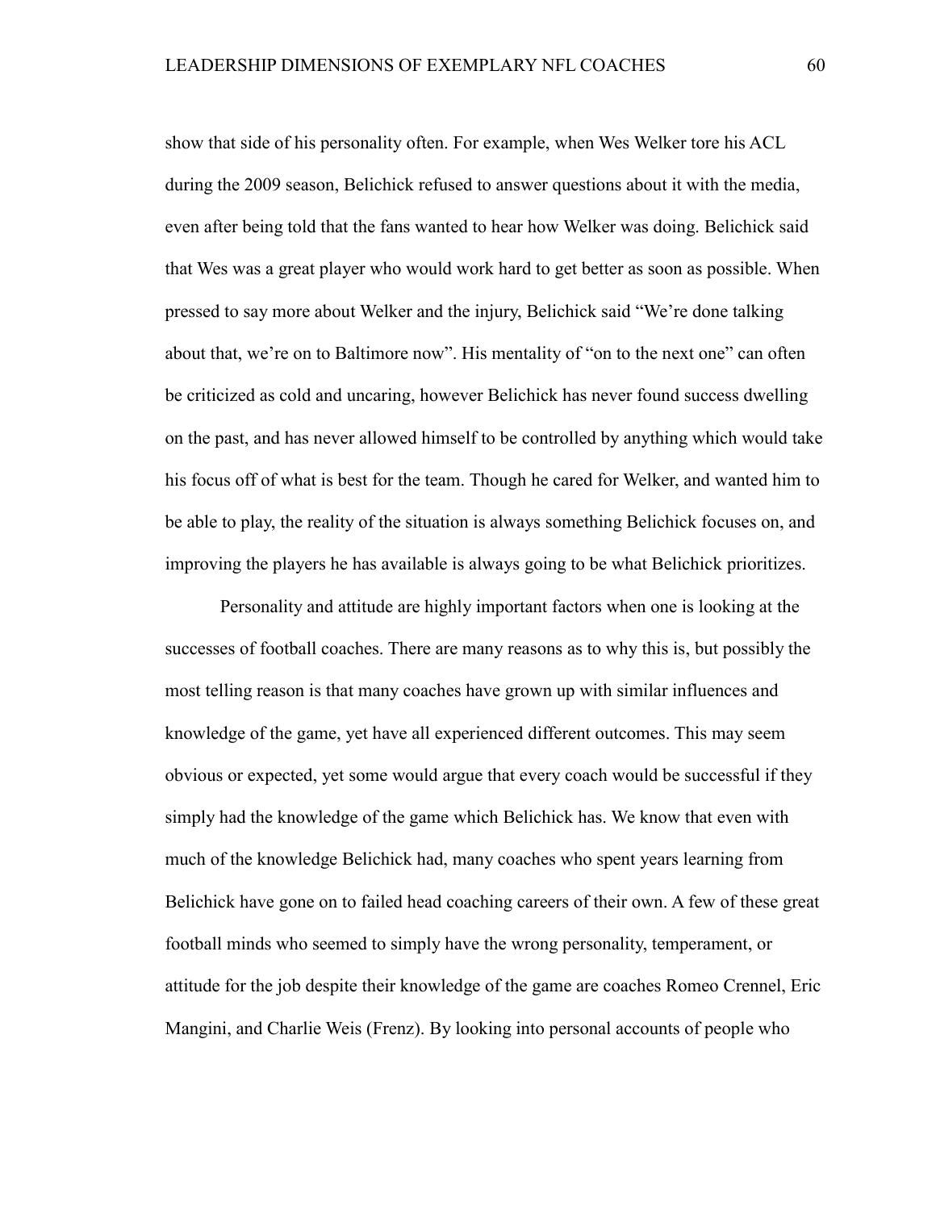show that side of his personality often. For example, when Wes Welker tore his ACL during the 2009 season, Belichick refused to answer questions about it with the media, even after being told that the fans wanted to hear how Welker was doing. Belichick said that Wes was a great player who would work hard to get better as soon as possible. When pressed to say more about Welker and the injury, Belichick said “We’re done talking about that, we’re on to Baltimore now”. His mentality of “on to the next one” can often be criticized as cold and uncaring, however Belichick has never found success dwelling on the past, and has never allowed himself to be controlled by anything which would take his focus off of what is best for the team. Though he cared for Welker, and wanted him to be able to play, the reality of the situation is always something Belichick focuses on, and improving the players he has available is always going to be what Belichick prioritizes.

Personality and attitude are highly important factors when one is looking at the successes of football coaches. There are many reasons as to why this is, but possibly the most telling reason is that many coaches have grown up with similar influences and knowledge of the game, yet have all experienced different outcomes. This may seem obvious or expected, yet some would argue that every coach would be successful if they simply had the knowledge of the game which Belichick has. We know that even with much of the knowledge Belichick had, many coaches who spent years learning from Belichick have gone on to failed head coaching careers of their own. A few of these great football minds who seemed to simply have the wrong personality, temperament, or attitude for the job despite their knowledge of the game are coaches Romeo Crennel, Eric Mangini, and Charlie Weis (Frenz). By looking into personal accounts of people who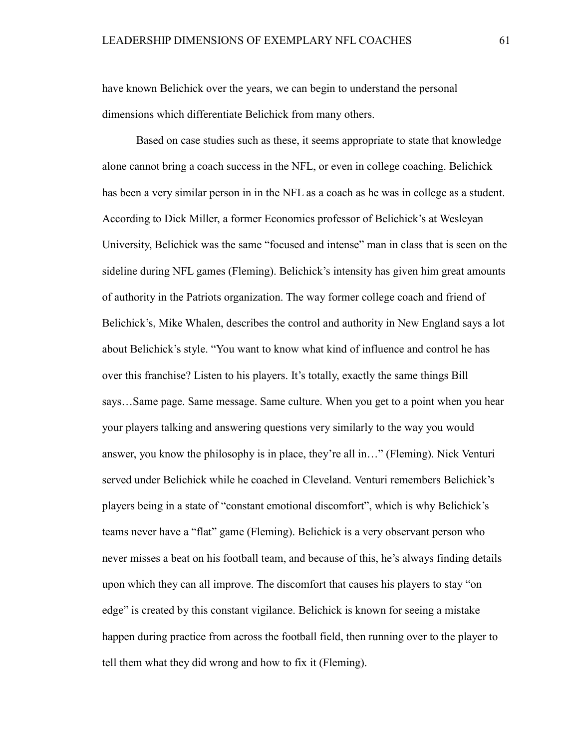have known Belichick over the years, we can begin to understand the personal dimensions which differentiate Belichick from many others.

Based on case studies such as these, it seems appropriate to state that knowledge alone cannot bring a coach success in the NFL, or even in college coaching. Belichick has been a very similar person in in the NFL as a coach as he was in college as a student. According to Dick Miller, a former Economics professor of Belichick's at Wesleyan University, Belichick was the same "focused and intense" man in class that is seen on the sideline during NFL games (Fleming). Belichick's intensity has given him great amounts of authority in the Patriots organization. The way former college coach and friend of Belichick's, Mike Whalen, describes the control and authority in New England says a lot about Belichick's style. "You want to know what kind of influence and control he has over this franchise? Listen to his players. It's totally, exactly the same things Bill says…Same page. Same message. Same culture. When you get to a point when you hear your players talking and answering questions very similarly to the way you would answer, you know the philosophy is in place, they're all in…" (Fleming). Nick Venturi served under Belichick while he coached in Cleveland. Venturi remembers Belichick's players being in a state of "constant emotional discomfort", which is why Belichick's teams never have a "flat" game (Fleming). Belichick is a very observant person who never misses a beat on his football team, and because of this, he's always finding details upon which they can all improve. The discomfort that causes his players to stay "on edge" is created by this constant vigilance. Belichick is known for seeing a mistake happen during practice from across the football field, then running over to the player to tell them what they did wrong and how to fix it (Fleming).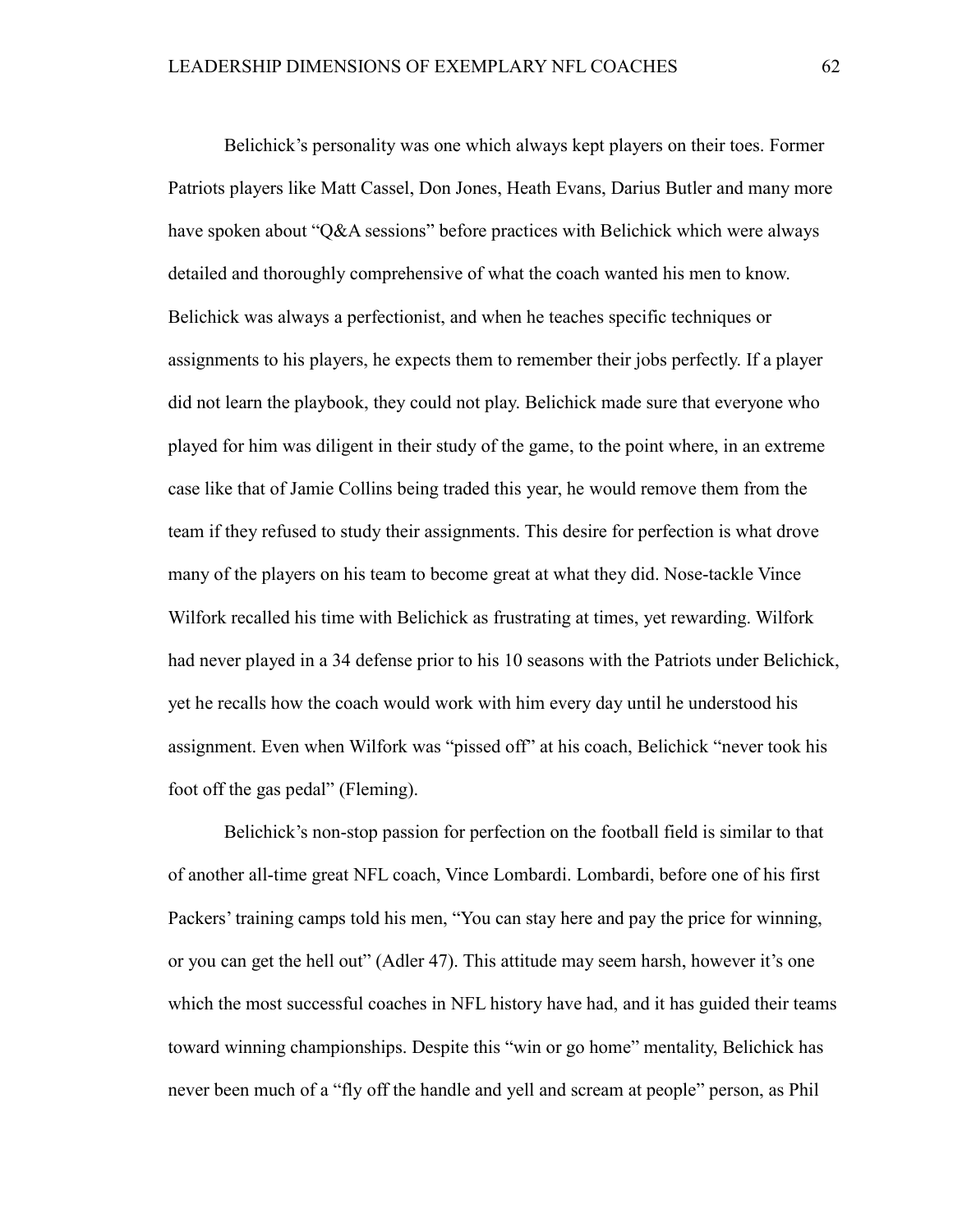Belichick's personality was one which always kept players on their toes. Former Patriots players like Matt Cassel, Don Jones, Heath Evans, Darius Butler and many more have spoken about "Q&A sessions" before practices with Belichick which were always detailed and thoroughly comprehensive of what the coach wanted his men to know. Belichick was always a perfectionist, and when he teaches specific techniques or assignments to his players, he expects them to remember their jobs perfectly. If a player did not learn the playbook, they could not play. Belichick made sure that everyone who played for him was diligent in their study of the game, to the point where, in an extreme case like that of Jamie Collins being traded this year, he would remove them from the team if they refused to study their assignments. This desire for perfection is what drove many of the players on his team to become great at what they did. Nose-tackle Vince Wilfork recalled his time with Belichick as frustrating at times, yet rewarding. Wilfork had never played in a 34 defense prior to his 10 seasons with the Patriots under Belichick, yet he recalls how the coach would work with him every day until he understood his assignment. Even when Wilfork was "pissed off" at his coach, Belichick "never took his foot off the gas pedal" (Fleming).

Belichick's non-stop passion for perfection on the football field is similar to that of another all-time great NFL coach, Vince Lombardi. Lombardi, before one of his first Packers' training camps told his men, "You can stay here and pay the price for winning, or you can get the hell out" (Adler 47). This attitude may seem harsh, however it's one which the most successful coaches in NFL history have had, and it has guided their teams toward winning championships. Despite this "win or go home" mentality, Belichick has never been much of a "fly off the handle and yell and scream at people" person, as Phil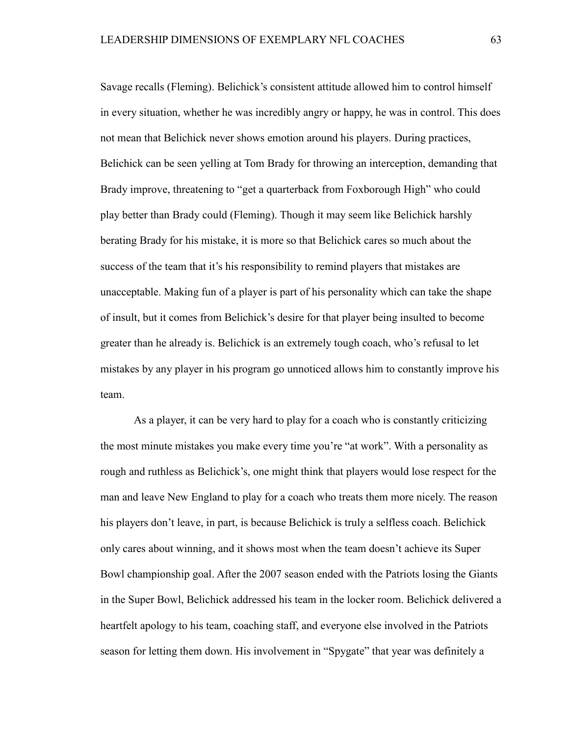Savage recalls (Fleming). Belichick's consistent attitude allowed him to control himself in every situation, whether he was incredibly angry or happy, he was in control. This does not mean that Belichick never shows emotion around his players. During practices, Belichick can be seen yelling at Tom Brady for throwing an interception, demanding that Brady improve, threatening to "get a quarterback from Foxborough High" who could play better than Brady could (Fleming). Though it may seem like Belichick harshly berating Brady for his mistake, it is more so that Belichick cares so much about the success of the team that it's his responsibility to remind players that mistakes are unacceptable. Making fun of a player is part of his personality which can take the shape of insult, but it comes from Belichick's desire for that player being insulted to become greater than he already is. Belichick is an extremely tough coach, who's refusal to let mistakes by any player in his program go unnoticed allows him to constantly improve his team.

As a player, it can be very hard to play for a coach who is constantly criticizing the most minute mistakes you make every time you're "at work". With a personality as rough and ruthless as Belichick's, one might think that players would lose respect for the man and leave New England to play for a coach who treats them more nicely. The reason his players don't leave, in part, is because Belichick is truly a selfless coach. Belichick only cares about winning, and it shows most when the team doesn't achieve its Super Bowl championship goal. After the 2007 season ended with the Patriots losing the Giants in the Super Bowl, Belichick addressed his team in the locker room. Belichick delivered a heartfelt apology to his team, coaching staff, and everyone else involved in the Patriots season for letting them down. His involvement in "Spygate" that year was definitely a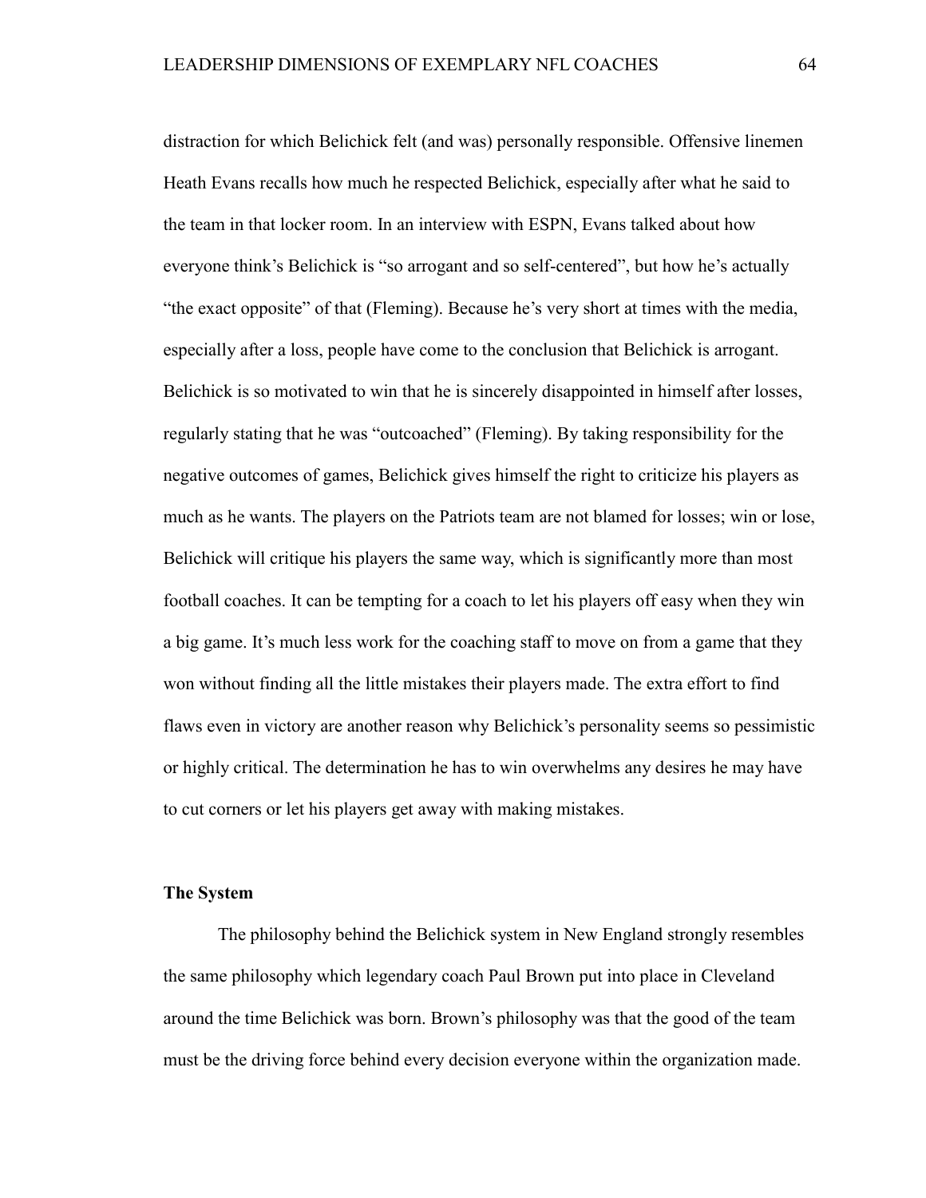distraction for which Belichick felt (and was) personally responsible. Offensive linemen Heath Evans recalls how much he respected Belichick, especially after what he said to the team in that locker room. In an interview with ESPN, Evans talked about how everyone think's Belichick is "so arrogant and so self-centered", but how he's actually "the exact opposite" of that (Fleming). Because he's very short at times with the media, especially after a loss, people have come to the conclusion that Belichick is arrogant. Belichick is so motivated to win that he is sincerely disappointed in himself after losses, regularly stating that he was "outcoached" (Fleming). By taking responsibility for the negative outcomes of games, Belichick gives himself the right to criticize his players as much as he wants. The players on the Patriots team are not blamed for losses; win or lose, Belichick will critique his players the same way, which is significantly more than most football coaches. It can be tempting for a coach to let his players off easy when they win a big game. It's much less work for the coaching staff to move on from a game that they won without finding all the little mistakes their players made. The extra effort to find flaws even in victory are another reason why Belichick's personality seems so pessimistic or highly critical. The determination he has to win overwhelms any desires he may have to cut corners or let his players get away with making mistakes.

**The System**

The philosophy behind the Belichick system in New England strongly resembles the same philosophy which legendary coach Paul Brown put into place in Cleveland around the time Belichick was born. Brown's philosophy was that the good of the team must be the driving force behind every decision everyone within the organization made.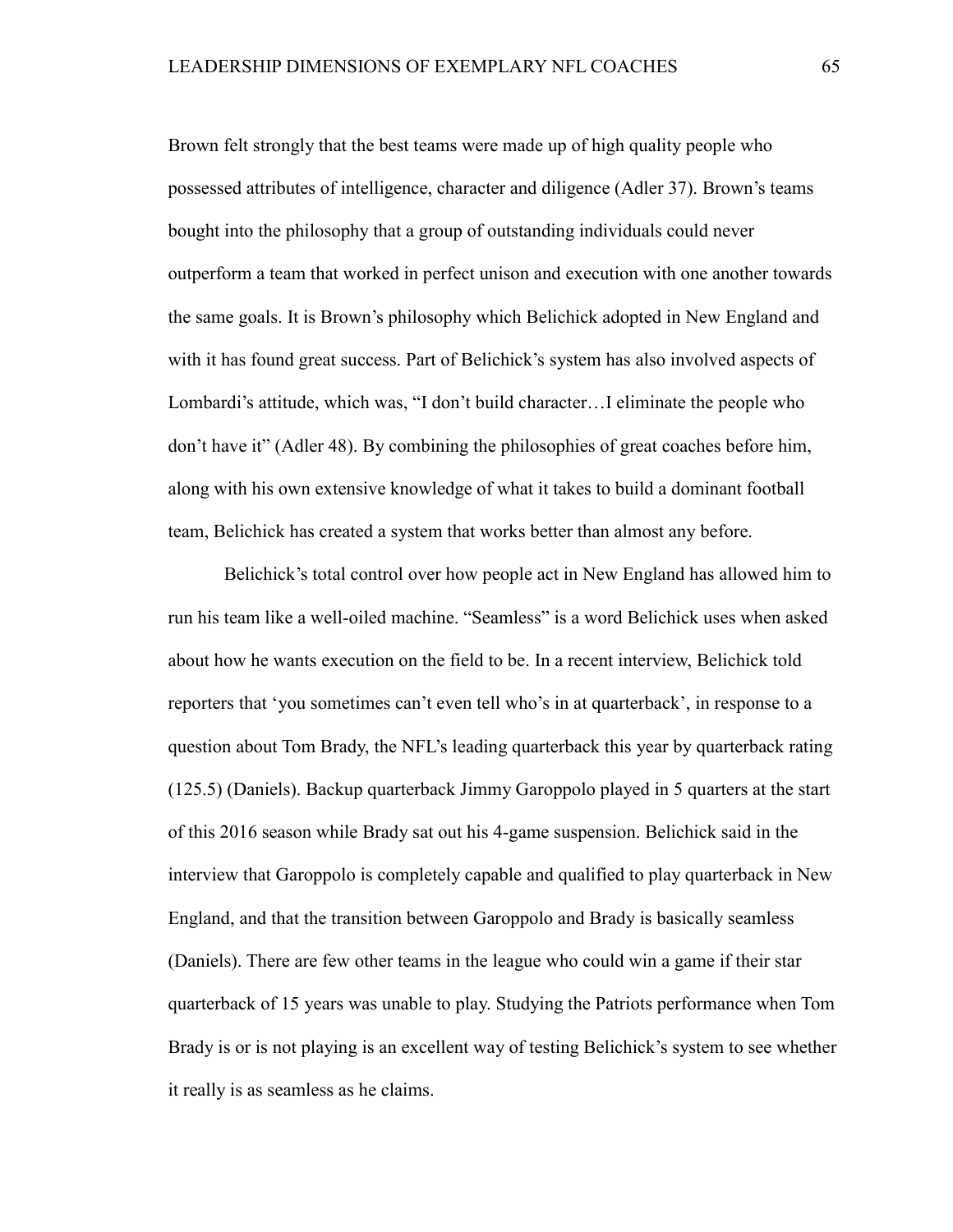Brown felt strongly that the best teams were made up of high quality people who possessed attributes of intelligence, character and diligence (Adler 37). Brown's teams bought into the philosophy that a group of outstanding individuals could never outperform a team that worked in perfect unison and execution with one another towards the same goals. It is Brown's philosophy which Belichick adopted in New England and with it has found great success. Part of Belichick's system has also involved aspects of Lombardi's attitude, which was, "I don't build character…I eliminate the people who don't have it" (Adler 48). By combining the philosophies of great coaches before him, along with his own extensive knowledge of what it takes to build a dominant football team, Belichick has created a system that works better than almost any before.

Belichick's total control over how people act in New England has allowed him to run his team like a well-oiled machine. "Seamless" is a word Belichick uses when asked about how he wants execution on the field to be. In a recent interview, Belichick told reporters that 'you sometimes can't even tell who's in at quarterback', in response to a question about Tom Brady, the NFL's leading quarterback this year by quarterback rating (125.5) (Daniels). Backup quarterback Jimmy Garoppolo played in 5 quarters at the start of this 2016 season while Brady sat out his 4-game suspension. Belichick said in the interview that Garoppolo is completely capable and qualified to play quarterback in New England, and that the transition between Garoppolo and Brady is basically seamless (Daniels). There are few other teams in the league who could win a game if their star quarterback of 15 years was unable to play. Studying the Patriots performance when Tom Brady is or is not playing is an excellent way of testing Belichick's system to see whether it really is as seamless as he claims.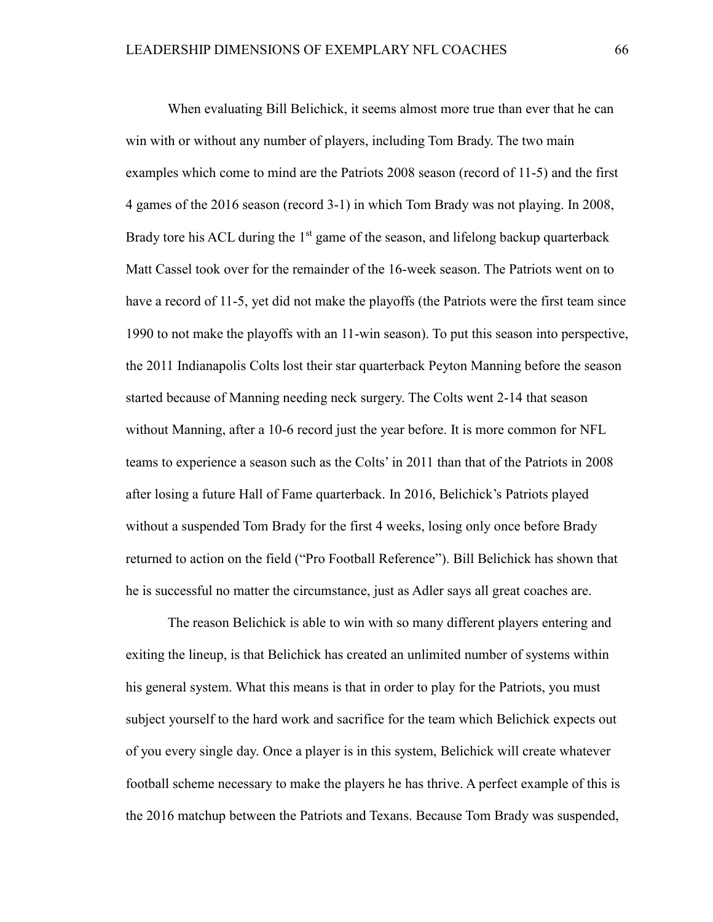When evaluating Bill Belichick, it seems almost more true than ever that he can win with or without any number of players, including Tom Brady. The two main examples which come to mind are the Patriots 2008 season (record of 11-5) and the first 4 games of the 2016 season (record 3-1) in which Tom Brady was not playing. In 2008, Brady tore his ACL during the 1st game of the season, and lifelong backup quarterback Matt Cassel took over for the remainder of the 16-week season. The Patriots went on to have a record of 11-5, yet did not make the playoffs (the Patriots were the first team since 1990 to not make the playoffs with an 11-win season). To put this season into perspective, the 2011 Indianapolis Colts lost their star quarterback Peyton Manning before the season started because of Manning needing neck surgery. The Colts went 2-14 that season without Manning, after a 10-6 record just the year before. It is more common for NFL teams to experience a season such as the Colts' in 2011 than that of the Patriots in 2008 after losing a future Hall of Fame quarterback. In 2016, Belichick's Patriots played without a suspended Tom Brady for the first 4 weeks, losing only once before Brady returned to action on the field ("Pro Football Reference"). Bill Belichick has shown that he is successful no matter the circumstance, just as Adler says all great coaches are.

The reason Belichick is able to win with so many different players entering and exiting the lineup, is that Belichick has created an unlimited number of systems within his general system. What this means is that in order to play for the Patriots, you must subject yourself to the hard work and sacrifice for the team which Belichick expects out of you every single day. Once a player is in this system, Belichick will create whatever football scheme necessary to make the players he has thrive. A perfect example of this is the 2016 matchup between the Patriots and Texans. Because Tom Brady was suspended,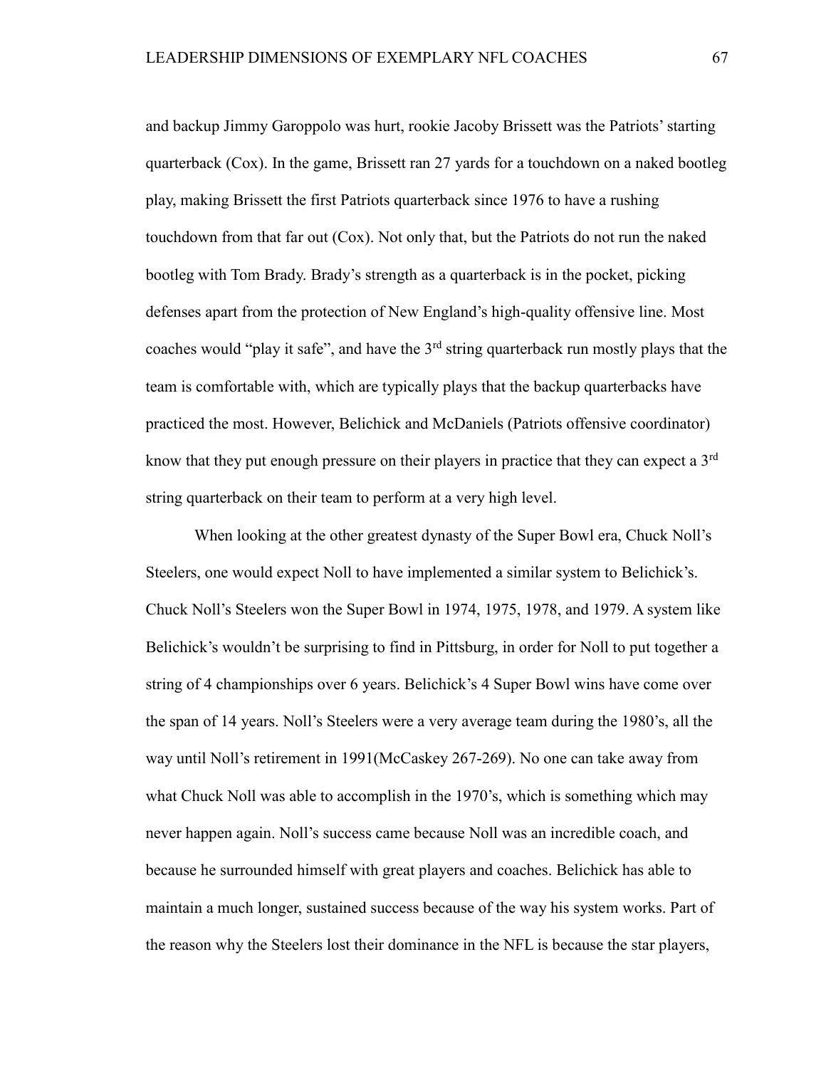and backup Jimmy Garoppolo was hurt, rookie Jacoby Brissett was the Patriots' starting quarterback (Cox). In the game, Brissett ran 27 yards for a touchdown on a naked bootleg play, making Brissett the first Patriots quarterback since 1976 to have a rushing touchdown from that far out (Cox). Not only that, but the Patriots do not run the naked bootleg with Tom Brady. Brady's strength as a quarterback is in the pocket, picking defenses apart from the protection of New England's high-quality offensive line. Most coaches would "play it safe", and have the 3rd string quarterback run mostly plays that the team is comfortable with, which are typically plays that the backup quarterbacks have practiced the most. However, Belichick and McDaniels (Patriots offensive coordinator) know that they put enough pressure on their players in practice that they can expect a 3rd string quarterback on their team to perform at a very high level.

When looking at the other greatest dynasty of the Super Bowl era, Chuck Noll's Steelers, one would expect Noll to have implemented a similar system to Belichick's. Chuck Noll's Steelers won the Super Bowl in 1974, 1975, 1978, and 1979. A system like Belichick's wouldn't be surprising to find in Pittsburg, in order for Noll to put together a string of 4 championships over 6 years. Belichick's 4 Super Bowl wins have come over the span of 14 years. Noll's Steelers were a very average team during the 1980's, all the way until Noll's retirement in 1991(McCaskey 267-269). No one can take away from what Chuck Noll was able to accomplish in the 1970's, which is something which may never happen again. Noll's success came because Noll was an incredible coach, and because he surrounded himself with great players and coaches. Belichick has able to maintain a much longer, sustained success because of the way his system works. Part of the reason why the Steelers lost their dominance in the NFL is because the star players,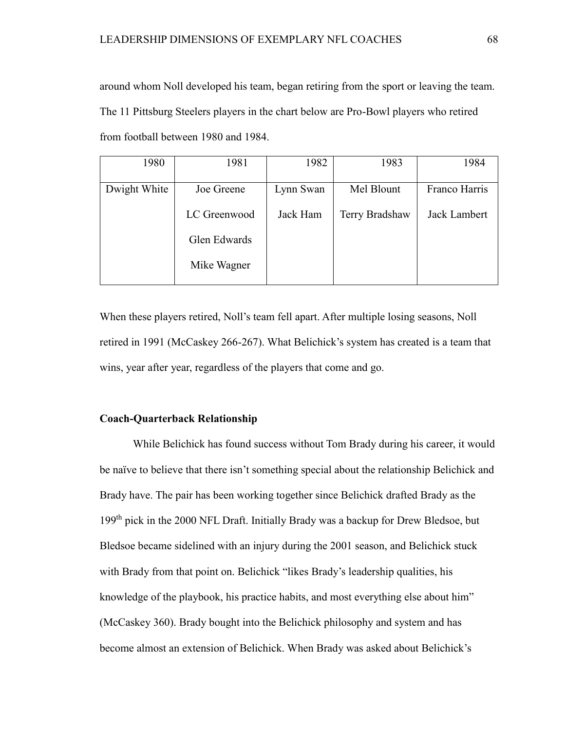around whom Noll developed his team, began retiring from the sport or leaving the team. The 11 Pittsburg Steelers players in the chart below are Pro-Bowl players who retired from football between 1980 and 1984.

| 1980 | 1981 | 1982 | 1983 | 1984 |
|---|---|---|---|---|
| Dwight White | Joe Greene<br>LC Greenwood<br>Glen Edwards<br>Mike Wagner | Lynn Swan<br>Jack Ham | Mel Blount<br>Terry Bradshaw | Franco Harris<br>Jack Lambert |

When these players retired, Noll's team fell apart. After multiple losing seasons, Noll retired in 1991 (McCaskey 266-267). What Belichick's system has created is a team that wins, year after year, regardless of the players that come and go.

**Coach-Quarterback Relationship**

While Belichick has found success without Tom Brady during his career, it would be naïve to believe that there isn't something special about the relationship Belichick and Brady have. The pair has been working together since Belichick drafted Brady as the 199th pick in the 2000 NFL Draft. Initially Brady was a backup for Drew Bledsoe, but Bledsoe became sidelined with an injury during the 2001 season, and Belichick stuck with Brady from that point on. Belichick "likes Brady's leadership qualities, his knowledge of the playbook, his practice habits, and most everything else about him" (McCaskey 360). Brady bought into the Belichick philosophy and system and has become almost an extension of Belichick. When Brady was asked about Belichick's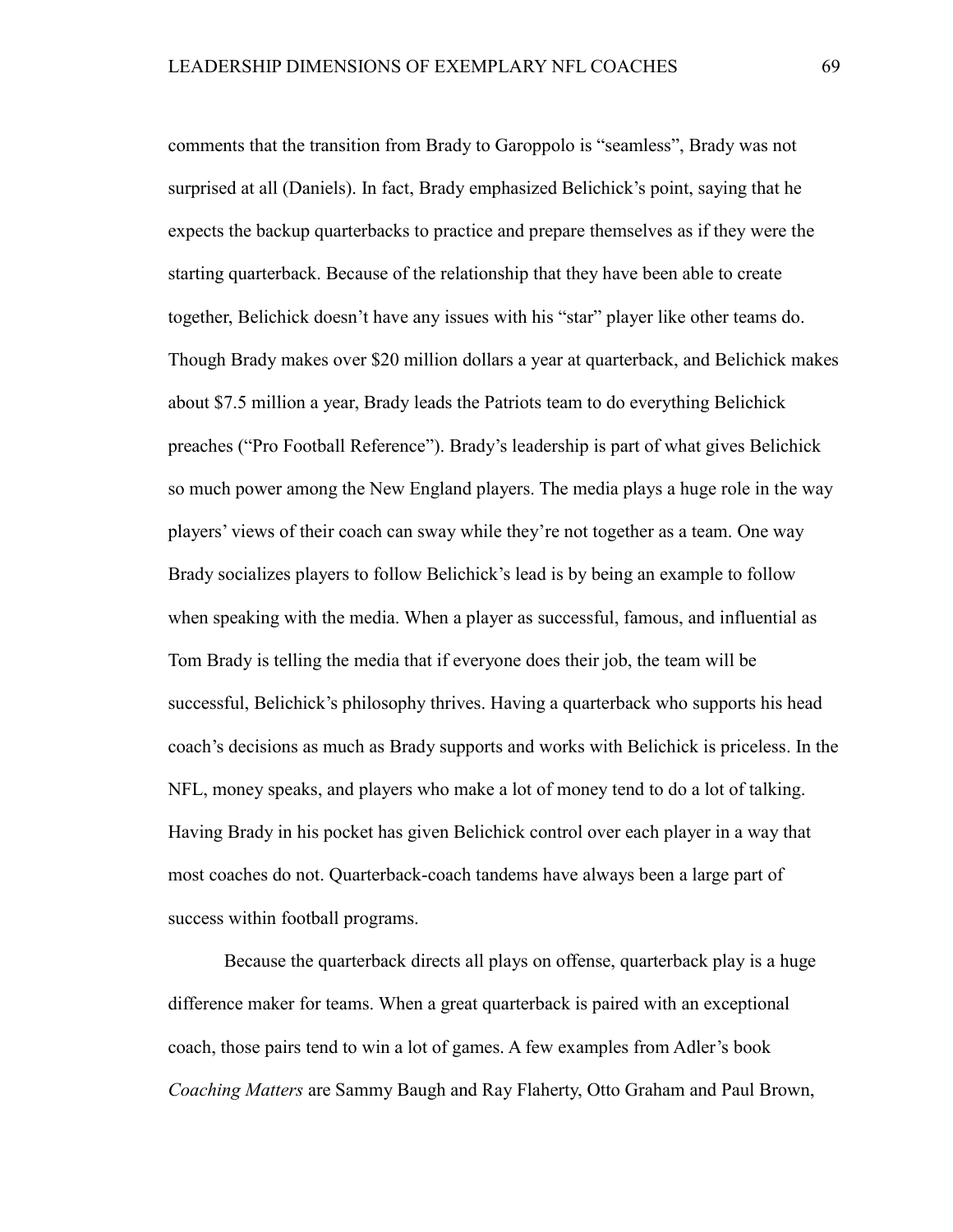comments that the transition from Brady to Garoppolo is "seamless", Brady was not surprised at all (Daniels). In fact, Brady emphasized Belichick's point, saying that he expects the backup quarterbacks to practice and prepare themselves as if they were the starting quarterback. Because of the relationship that they have been able to create together, Belichick doesn't have any issues with his "star" player like other teams do. Though Brady makes over $20 million dollars a year at quarterback, and Belichick makes about $7.5 million a year, Brady leads the Patriots team to do everything Belichick preaches ("Pro Football Reference"). Brady's leadership is part of what gives Belichick so much power among the New England players. The media plays a huge role in the way players' views of their coach can sway while they're not together as a team. One way Brady socializes players to follow Belichick's lead is by being an example to follow when speaking with the media. When a player as successful, famous, and influential as Tom Brady is telling the media that if everyone does their job, the team will be successful, Belichick's philosophy thrives. Having a quarterback who supports his head coach's decisions as much as Brady supports and works with Belichick is priceless. In the NFL, money speaks, and players who make a lot of money tend to do a lot of talking. Having Brady in his pocket has given Belichick control over each player in a way that most coaches do not. Quarterback-coach tandems have always been a large part of success within football programs.

Because the quarterback directs all plays on offense, quarterback play is a huge difference maker for teams. When a great quarterback is paired with an exceptional coach, those pairs tend to win a lot of games. A few examples from Adler's book *Coaching Matters* are Sammy Baugh and Ray Flaherty, Otto Graham and Paul Brown,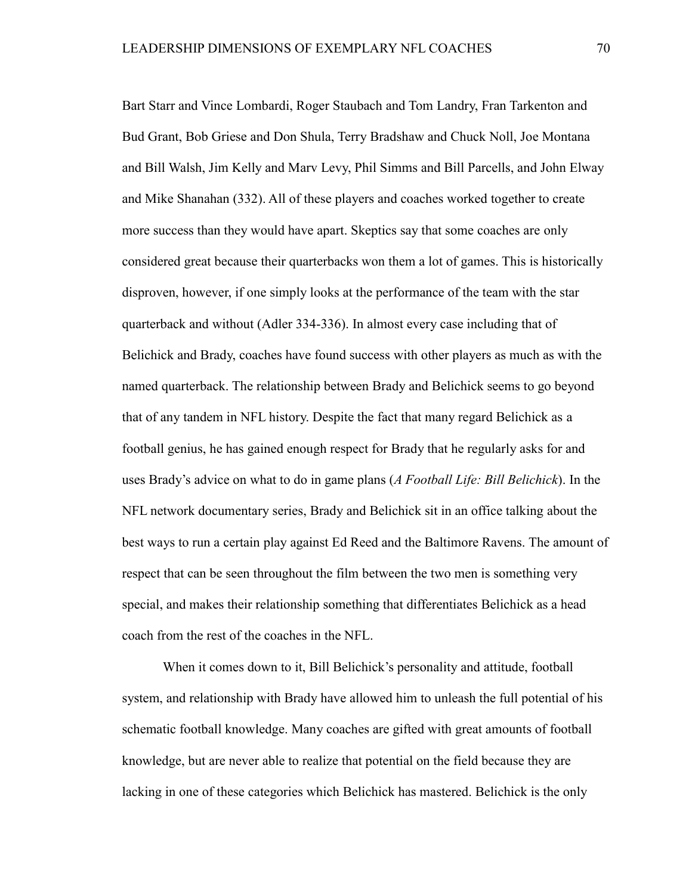Bart Starr and Vince Lombardi, Roger Staubach and Tom Landry, Fran Tarkenton and Bud Grant, Bob Griese and Don Shula, Terry Bradshaw and Chuck Noll, Joe Montana and Bill Walsh, Jim Kelly and Marv Levy, Phil Simms and Bill Parcells, and John Elway and Mike Shanahan (332). All of these players and coaches worked together to create more success than they would have apart. Skeptics say that some coaches are only considered great because their quarterbacks won them a lot of games. This is historically disproven, however, if one simply looks at the performance of the team with the star quarterback and without (Adler 334-336). In almost every case including that of Belichick and Brady, coaches have found success with other players as much as with the named quarterback. The relationship between Brady and Belichick seems to go beyond that of any tandem in NFL history. Despite the fact that many regard Belichick as a football genius, he has gained enough respect for Brady that he regularly asks for and uses Brady's advice on what to do in game plans (*A Football Life: Bill Belichick*). In the NFL network documentary series, Brady and Belichick sit in an office talking about the best ways to run a certain play against Ed Reed and the Baltimore Ravens. The amount of respect that can be seen throughout the film between the two men is something very special, and makes their relationship something that differentiates Belichick as a head coach from the rest of the coaches in the NFL.

When it comes down to it, Bill Belichick's personality and attitude, football system, and relationship with Brady have allowed him to unleash the full potential of his schematic football knowledge. Many coaches are gifted with great amounts of football knowledge, but are never able to realize that potential on the field because they are lacking in one of these categories which Belichick has mastered. Belichick is the only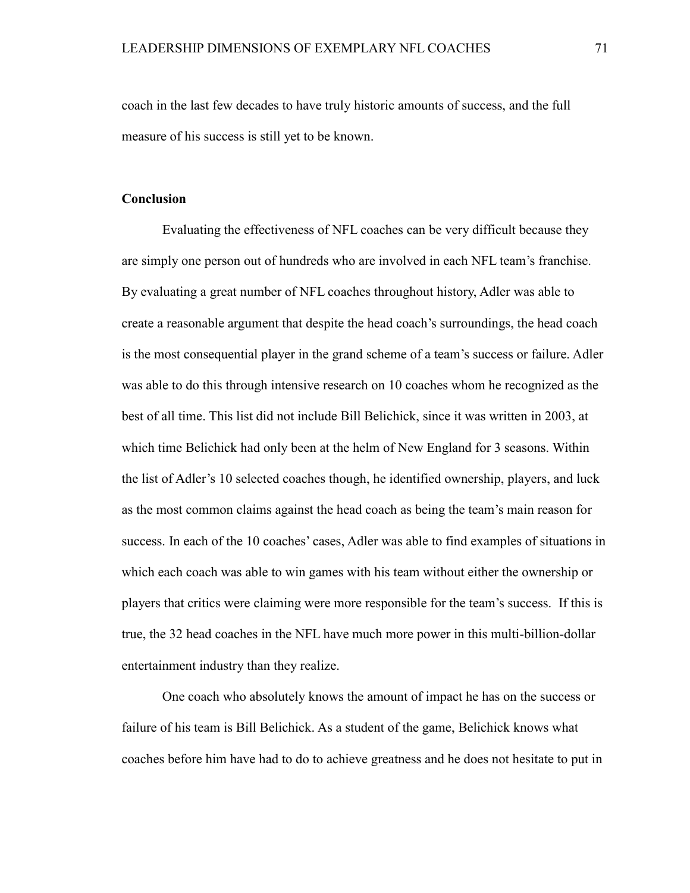coach in the last few decades to have truly historic amounts of success, and the full measure of his success is still yet to be known.

## Conclusion

Evaluating the effectiveness of NFL coaches can be very difficult because they are simply one person out of hundreds who are involved in each NFL team's franchise. By evaluating a great number of NFL coaches throughout history, Adler was able to create a reasonable argument that despite the head coach's surroundings, the head coach is the most consequential player in the grand scheme of a team's success or failure. Adler was able to do this through intensive research on 10 coaches whom he recognized as the best of all time. This list did not include Bill Belichick, since it was written in 2003, at which time Belichick had only been at the helm of New England for 3 seasons. Within the list of Adler's 10 selected coaches though, he identified ownership, players, and luck as the most common claims against the head coach as being the team's main reason for success. In each of the 10 coaches' cases, Adler was able to find examples of situations in which each coach was able to win games with his team without either the ownership or players that critics were claiming were more responsible for the team's success. If this is true, the 32 head coaches in the NFL have much more power in this multi-billion-dollar entertainment industry than they realize.

One coach who absolutely knows the amount of impact he has on the success or failure of his team is Bill Belichick. As a student of the game, Belichick knows what coaches before him have had to do to achieve greatness and he does not hesitate to put in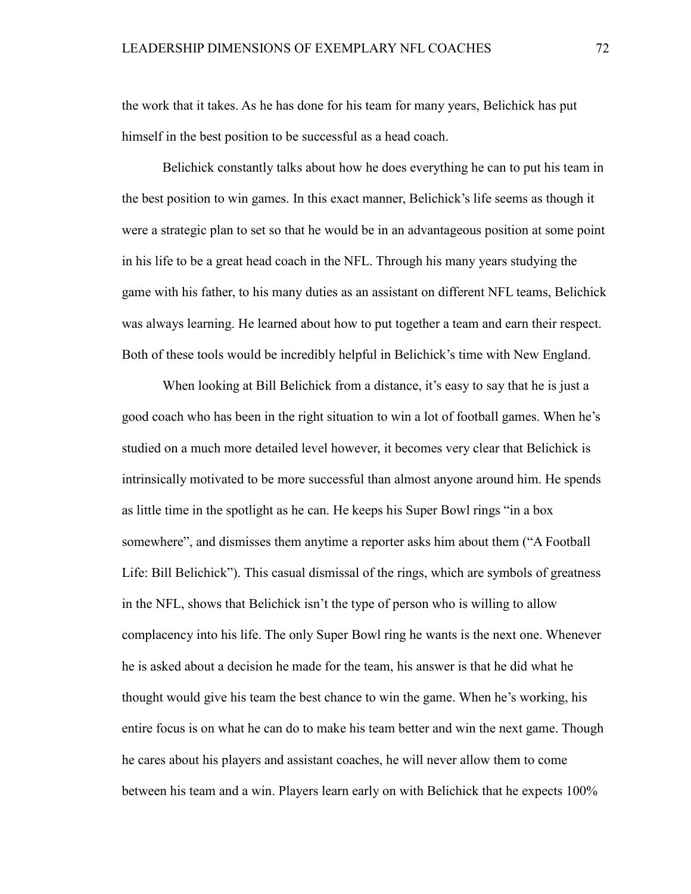the work that it takes. As he has done for his team for many years, Belichick has put himself in the best position to be successful as a head coach.

Belichick constantly talks about how he does everything he can to put his team in the best position to win games. In this exact manner, Belichick's life seems as though it were a strategic plan to set so that he would be in an advantageous position at some point in his life to be a great head coach in the NFL. Through his many years studying the game with his father, to his many duties as an assistant on different NFL teams, Belichick was always learning. He learned about how to put together a team and earn their respect. Both of these tools would be incredibly helpful in Belichick's time with New England.

When looking at Bill Belichick from a distance, it's easy to say that he is just a good coach who has been in the right situation to win a lot of football games. When he's studied on a much more detailed level however, it becomes very clear that Belichick is intrinsically motivated to be more successful than almost anyone around him. He spends as little time in the spotlight as he can. He keeps his Super Bowl rings "in a box somewhere", and dismisses them anytime a reporter asks him about them ("A Football Life: Bill Belichick"). This casual dismissal of the rings, which are symbols of greatness in the NFL, shows that Belichick isn't the type of person who is willing to allow complacency into his life. The only Super Bowl ring he wants is the next one. Whenever he is asked about a decision he made for the team, his answer is that he did what he thought would give his team the best chance to win the game. When he's working, his entire focus is on what he can do to make his team better and win the next game. Though he cares about his players and assistant coaches, he will never allow them to come between his team and a win. Players learn early on with Belichick that he expects 100%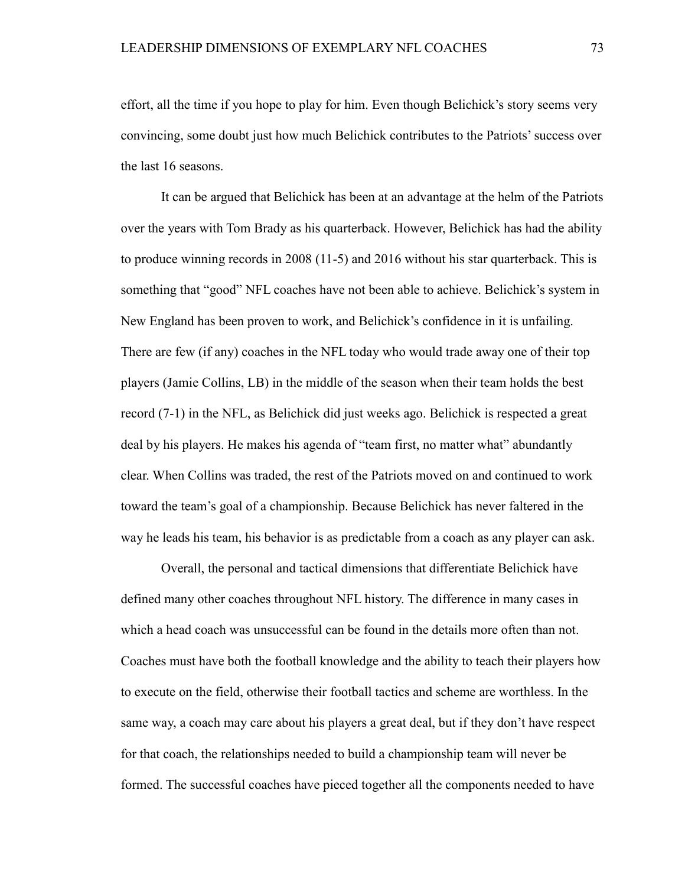effort, all the time if you hope to play for him. Even though Belichick's story seems very convincing, some doubt just how much Belichick contributes to the Patriots' success over the last 16 seasons.

It can be argued that Belichick has been at an advantage at the helm of the Patriots over the years with Tom Brady as his quarterback. However, Belichick has had the ability to produce winning records in 2008 (11-5) and 2016 without his star quarterback. This is something that "good" NFL coaches have not been able to achieve. Belichick's system in New England has been proven to work, and Belichick's confidence in it is unfailing. There are few (if any) coaches in the NFL today who would trade away one of their top players (Jamie Collins, LB) in the middle of the season when their team holds the best record (7-1) in the NFL, as Belichick did just weeks ago. Belichick is respected a great deal by his players. He makes his agenda of "team first, no matter what" abundantly clear. When Collins was traded, the rest of the Patriots moved on and continued to work toward the team's goal of a championship. Because Belichick has never faltered in the way he leads his team, his behavior is as predictable from a coach as any player can ask.

Overall, the personal and tactical dimensions that differentiate Belichick have defined many other coaches throughout NFL history. The difference in many cases in which a head coach was unsuccessful can be found in the details more often than not. Coaches must have both the football knowledge and the ability to teach their players how to execute on the field, otherwise their football tactics and scheme are worthless. In the same way, a coach may care about his players a great deal, but if they don't have respect for that coach, the relationships needed to build a championship team will never be formed. The successful coaches have pieced together all the components needed to have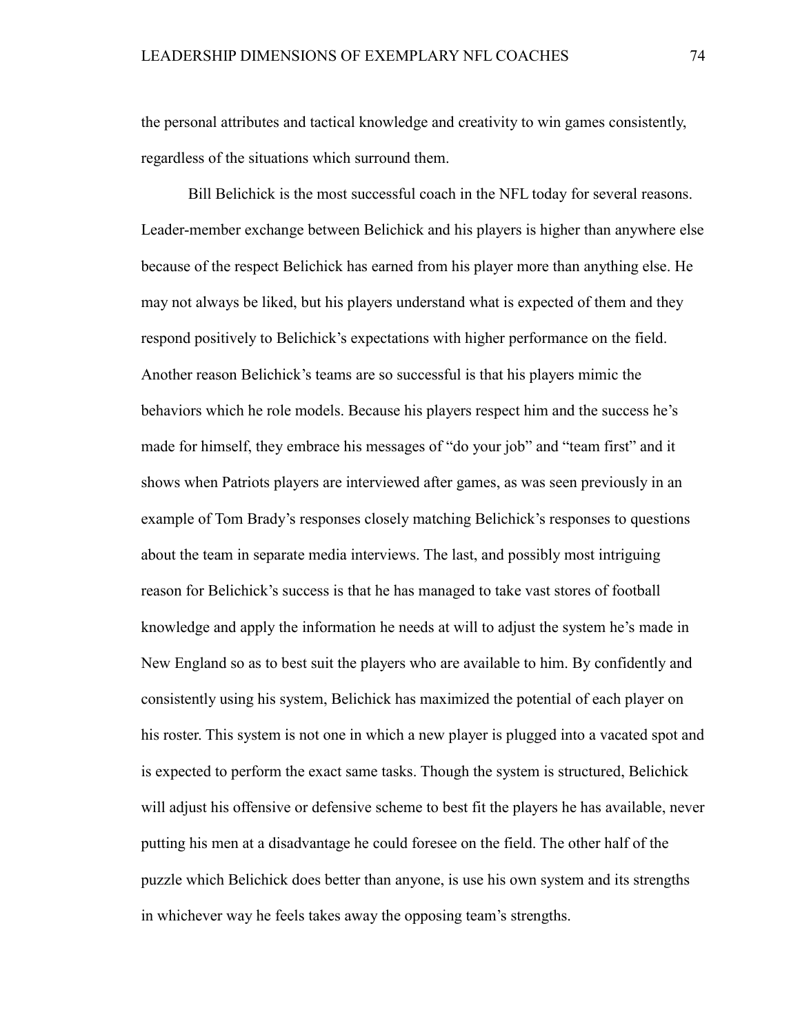the personal attributes and tactical knowledge and creativity to win games consistently, regardless of the situations which surround them.

Bill Belichick is the most successful coach in the NFL today for several reasons. Leader-member exchange between Belichick and his players is higher than anywhere else because of the respect Belichick has earned from his player more than anything else. He may not always be liked, but his players understand what is expected of them and they respond positively to Belichick's expectations with higher performance on the field. Another reason Belichick's teams are so successful is that his players mimic the behaviors which he role models. Because his players respect him and the success he's made for himself, they embrace his messages of "do your job" and "team first" and it shows when Patriots players are interviewed after games, as was seen previously in an example of Tom Brady's responses closely matching Belichick's responses to questions about the team in separate media interviews. The last, and possibly most intriguing reason for Belichick's success is that he has managed to take vast stores of football knowledge and apply the information he needs at will to adjust the system he's made in New England so as to best suit the players who are available to him. By confidently and consistently using his system, Belichick has maximized the potential of each player on his roster. This system is not one in which a new player is plugged into a vacated spot and is expected to perform the exact same tasks. Though the system is structured, Belichick will adjust his offensive or defensive scheme to best fit the players he has available, never putting his men at a disadvantage he could foresee on the field. The other half of the puzzle which Belichick does better than anyone, is use his own system and its strengths in whichever way he feels takes away the opposing team's strengths.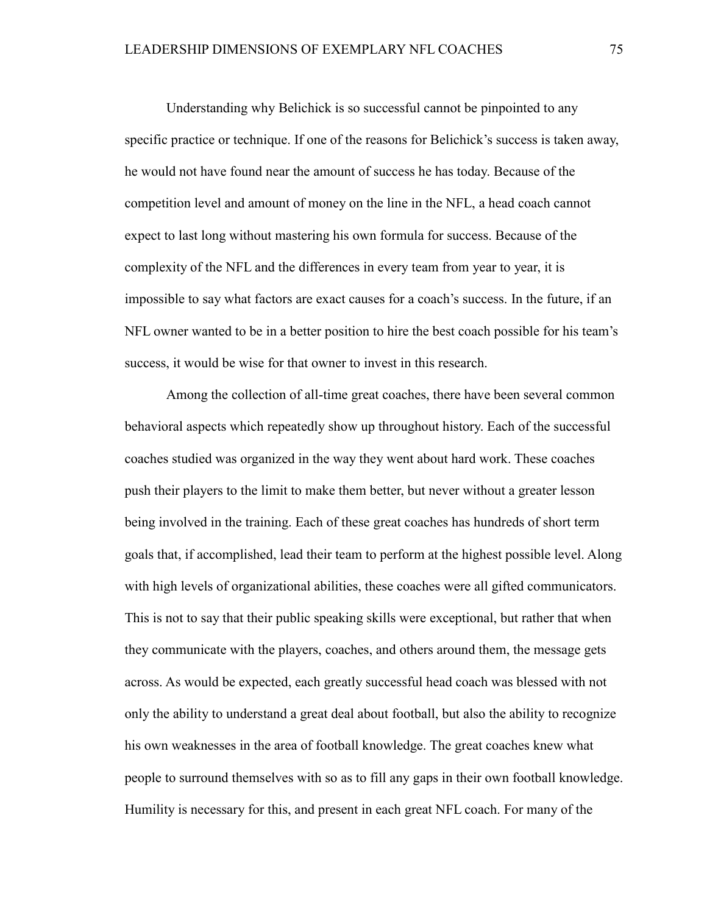Understanding why Belichick is so successful cannot be pinpointed to any specific practice or technique. If one of the reasons for Belichick's success is taken away, he would not have found near the amount of success he has today. Because of the competition level and amount of money on the line in the NFL, a head coach cannot expect to last long without mastering his own formula for success. Because of the complexity of the NFL and the differences in every team from year to year, it is impossible to say what factors are exact causes for a coach's success. In the future, if an NFL owner wanted to be in a better position to hire the best coach possible for his team's success, it would be wise for that owner to invest in this research.

Among the collection of all-time great coaches, there have been several common behavioral aspects which repeatedly show up throughout history. Each of the successful coaches studied was organized in the way they went about hard work. These coaches push their players to the limit to make them better, but never without a greater lesson being involved in the training. Each of these great coaches has hundreds of short term goals that, if accomplished, lead their team to perform at the highest possible level. Along with high levels of organizational abilities, these coaches were all gifted communicators. This is not to say that their public speaking skills were exceptional, but rather that when they communicate with the players, coaches, and others around them, the message gets across. As would be expected, each greatly successful head coach was blessed with not only the ability to understand a great deal about football, but also the ability to recognize his own weaknesses in the area of football knowledge. The great coaches knew what people to surround themselves with so as to fill any gaps in their own football knowledge. Humility is necessary for this, and present in each great NFL coach. For many of the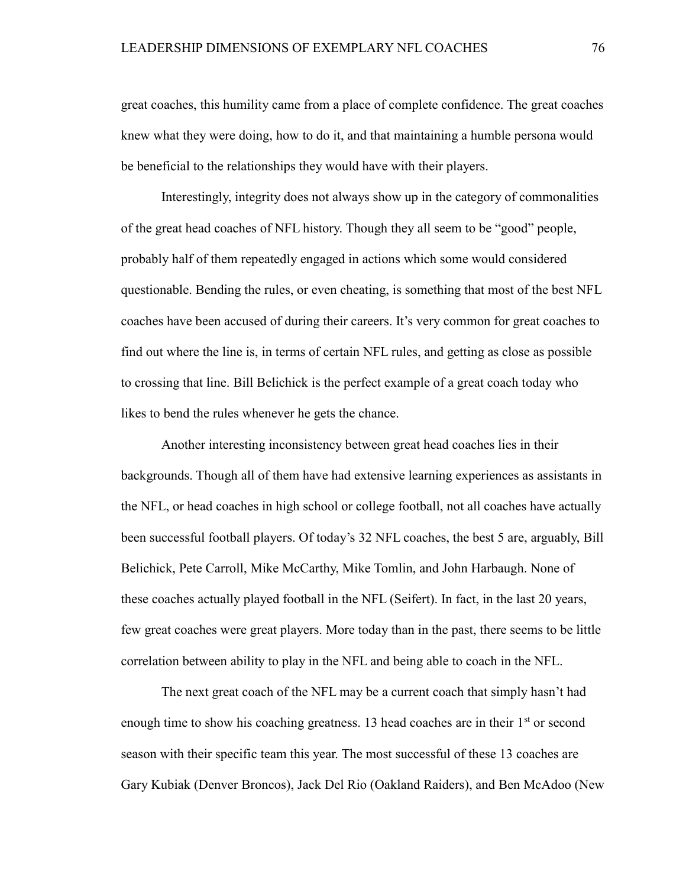great coaches, this humility came from a place of complete confidence. The great coaches knew what they were doing, how to do it, and that maintaining a humble persona would be beneficial to the relationships they would have with their players.

Interestingly, integrity does not always show up in the category of commonalities of the great head coaches of NFL history. Though they all seem to be "good" people, probably half of them repeatedly engaged in actions which some would considered questionable. Bending the rules, or even cheating, is something that most of the best NFL coaches have been accused of during their careers. It's very common for great coaches to find out where the line is, in terms of certain NFL rules, and getting as close as possible to crossing that line. Bill Belichick is the perfect example of a great coach today who likes to bend the rules whenever he gets the chance.

Another interesting inconsistency between great head coaches lies in their backgrounds. Though all of them have had extensive learning experiences as assistants in the NFL, or head coaches in high school or college football, not all coaches have actually been successful football players. Of today's 32 NFL coaches, the best 5 are, arguably, Bill Belichick, Pete Carroll, Mike McCarthy, Mike Tomlin, and John Harbaugh. None of these coaches actually played football in the NFL (Seifert). In fact, in the last 20 years, few great coaches were great players. More today than in the past, there seems to be little correlation between ability to play in the NFL and being able to coach in the NFL.

The next great coach of the NFL may be a current coach that simply hasn't had enough time to show his coaching greatness. 13 head coaches are in their 1st or second season with their specific team this year. The most successful of these 13 coaches are Gary Kubiak (Denver Broncos), Jack Del Rio (Oakland Raiders), and Ben McAdoo (New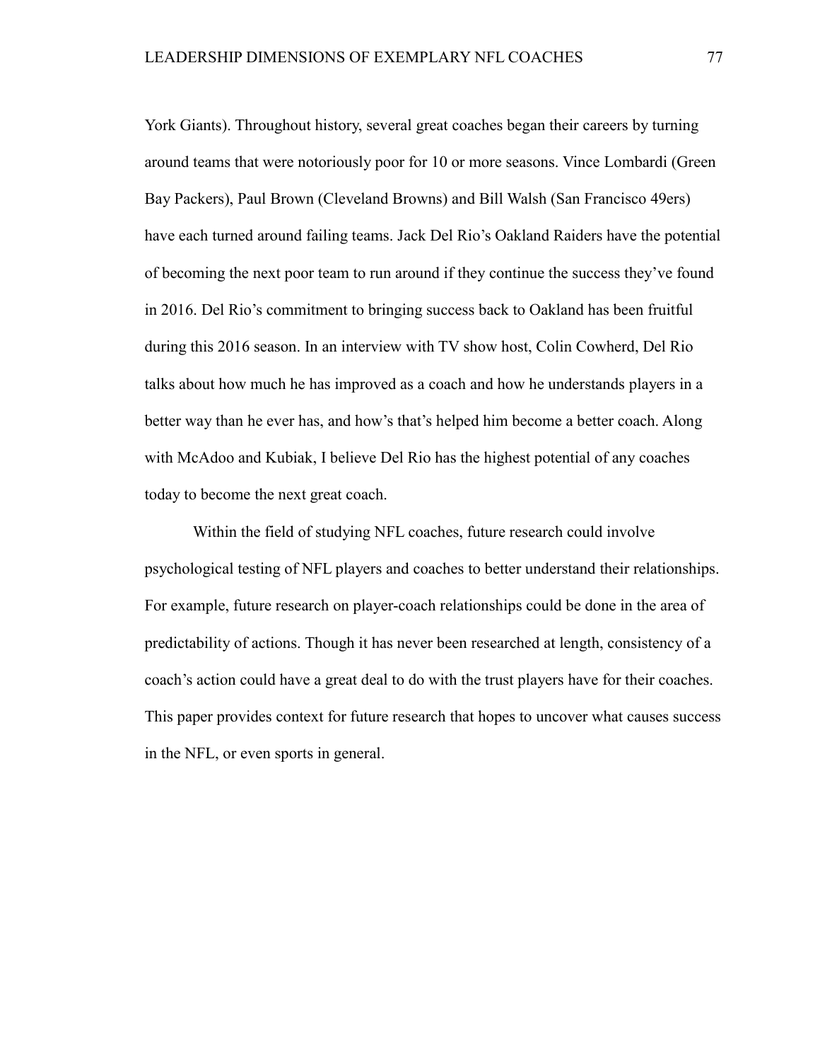York Giants). Throughout history, several great coaches began their careers by turning around teams that were notoriously poor for 10 or more seasons. Vince Lombardi (Green Bay Packers), Paul Brown (Cleveland Browns) and Bill Walsh (San Francisco 49ers) have each turned around failing teams. Jack Del Rio's Oakland Raiders have the potential of becoming the next poor team to run around if they continue the success they've found in 2016. Del Rio's commitment to bringing success back to Oakland has been fruitful during this 2016 season. In an interview with TV show host, Colin Cowherd, Del Rio talks about how much he has improved as a coach and how he understands players in a better way than he ever has, and how's that's helped him become a better coach. Along with McAdoo and Kubiak, I believe Del Rio has the highest potential of any coaches today to become the next great coach.

Within the field of studying NFL coaches, future research could involve psychological testing of NFL players and coaches to better understand their relationships. For example, future research on player-coach relationships could be done in the area of predictability of actions. Though it has never been researched at length, consistency of a coach's action could have a great deal to do with the trust players have for their coaches. This paper provides context for future research that hopes to uncover what causes success in the NFL, or even sports in general.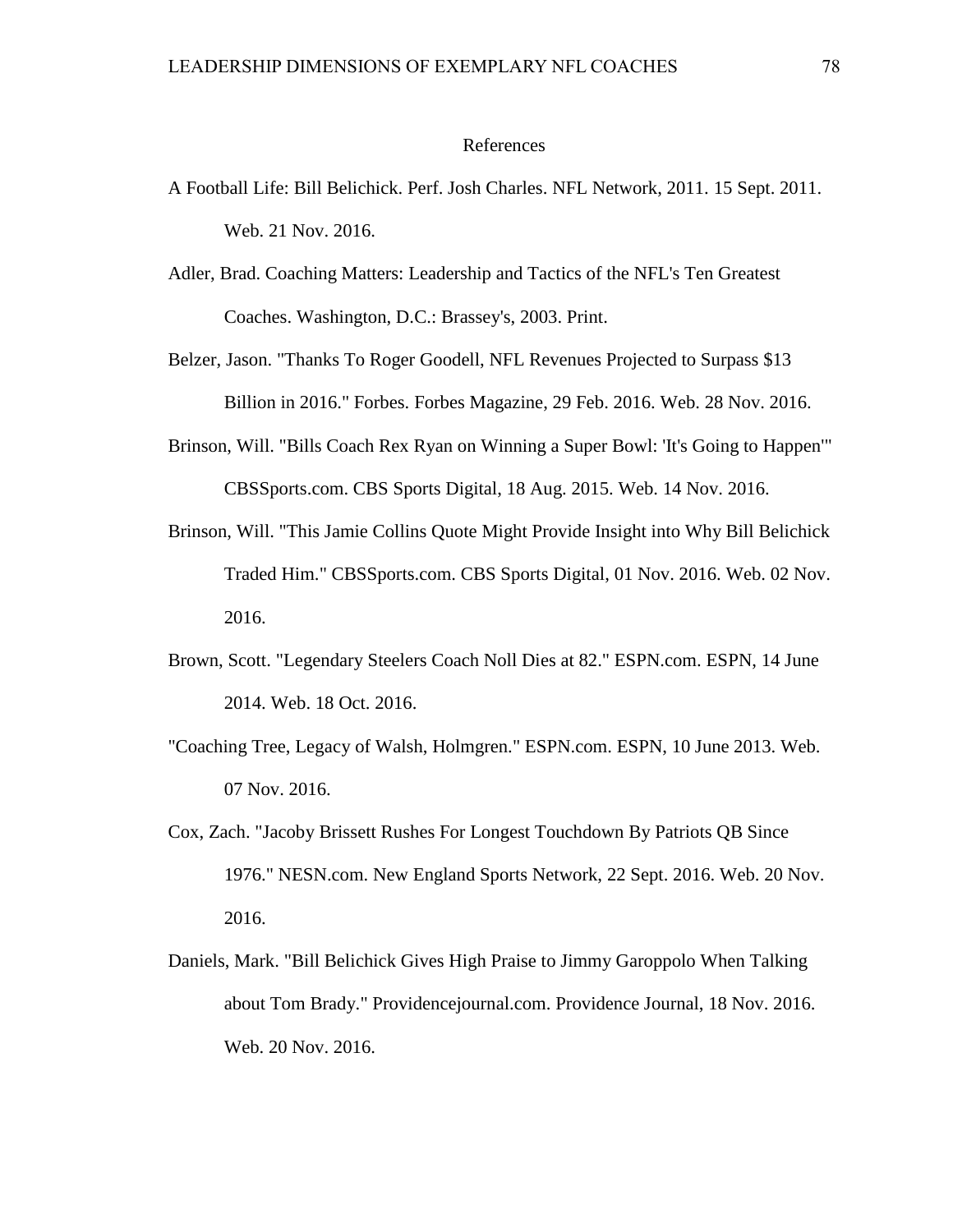# References

A Football Life: Bill Belichick. Perf. Josh Charles. NFL Network, 2011. 15 Sept. 2011. Web. 21 Nov. 2016.

Adler, Brad. Coaching Matters: Leadership and Tactics of the NFL's Ten Greatest Coaches. Washington, D.C.: Brassey's, 2003. Print.

Belzer, Jason. "Thanks To Roger Goodell, NFL Revenues Projected to Surpass $13 Billion in 2016." Forbes. Forbes Magazine, 29 Feb. 2016. Web. 28 Nov. 2016.

Brinson, Will. "Bills Coach Rex Ryan on Winning a Super Bowl: 'It's Going to Happen'" CBSSports.com. CBS Sports Digital, 18 Aug. 2015. Web. 14 Nov. 2016.

Brinson, Will. "This Jamie Collins Quote Might Provide Insight into Why Bill Belichick Traded Him." CBSSports.com. CBS Sports Digital, 01 Nov. 2016. Web. 02 Nov. 2016.

Brown, Scott. "Legendary Steelers Coach Noll Dies at 82." ESPN.com. ESPN, 14 June 2014. Web. 18 Oct. 2016.

"Coaching Tree, Legacy of Walsh, Holmgren." ESPN.com. ESPN, 10 June 2013. Web. 07 Nov. 2016.

Cox, Zach. "Jacoby Brissett Rushes For Longest Touchdown By Patriots QB Since 1976." NESN.com. New England Sports Network, 22 Sept. 2016. Web. 20 Nov. 2016.

Daniels, Mark. "Bill Belichick Gives High Praise to Jimmy Garoppolo When Talking about Tom Brady." Providencejournal.com. Providence Journal, 18 Nov. 2016. Web. 20 Nov. 2016.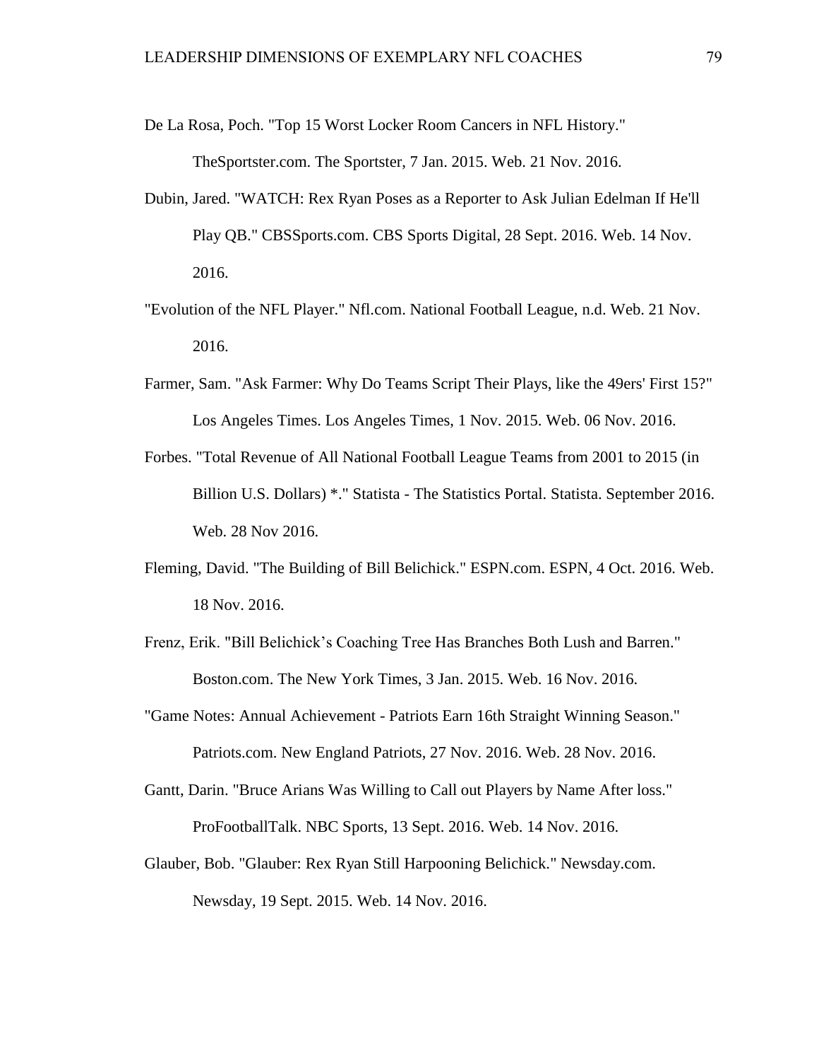De La Rosa, Poch. "Top 15 Worst Locker Room Cancers in NFL History." TheSportster.com. The Sportster, 7 Jan. 2015. Web. 21 Nov. 2016.

Dubin, Jared. "WATCH: Rex Ryan Poses as a Reporter to Ask Julian Edelman If He'll Play QB." CBSSports.com. CBS Sports Digital, 28 Sept. 2016. Web. 14 Nov. 2016.

"Evolution of the NFL Player." Nfl.com. National Football League, n.d. Web. 21 Nov. 2016.

Farmer, Sam. "Ask Farmer: Why Do Teams Script Their Plays, like the 49ers' First 15?" Los Angeles Times. Los Angeles Times, 1 Nov. 2015. Web. 06 Nov. 2016.

Forbes. "Total Revenue of All National Football League Teams from 2001 to 2015 (in Billion U.S. Dollars) *." Statista - The Statistics Portal. Statista. September 2016. Web. 28 Nov 2016.

Fleming, David. "The Building of Bill Belichick." ESPN.com. ESPN, 4 Oct. 2016. Web. 18 Nov. 2016.

Frenz, Erik. "Bill Belichick's Coaching Tree Has Branches Both Lush and Barren." Boston.com. The New York Times, 3 Jan. 2015. Web. 16 Nov. 2016.

"Game Notes: Annual Achievement - Patriots Earn 16th Straight Winning Season." Patriots.com. New England Patriots, 27 Nov. 2016. Web. 28 Nov. 2016.

Gantt, Darin. "Bruce Arians Was Willing to Call out Players by Name After loss." ProFootballTalk. NBC Sports, 13 Sept. 2016. Web. 14 Nov. 2016.

Glauber, Bob. "Glauber: Rex Ryan Still Harpooning Belichick." Newsday.com. Newsday, 19 Sept. 2015. Web. 14 Nov. 2016.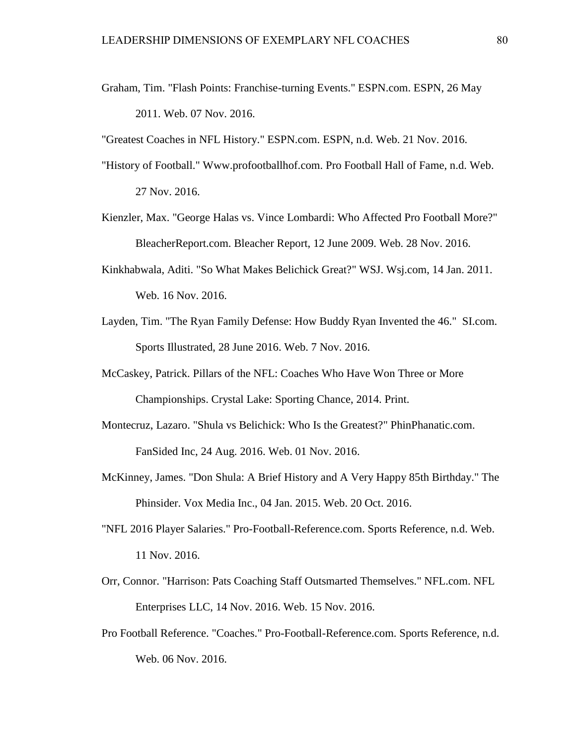Graham, Tim. "Flash Points: Franchise-turning Events." ESPN.com. ESPN, 26 May 2011. Web. 07 Nov. 2016.

"Greatest Coaches in NFL History." ESPN.com. ESPN, n.d. Web. 21 Nov. 2016.

"History of Football." Www.profootballhof.com. Pro Football Hall of Fame, n.d. Web. 27 Nov. 2016.

Kienzler, Max. "George Halas vs. Vince Lombardi: Who Affected Pro Football More?" BleacherReport.com. Bleacher Report, 12 June 2009. Web. 28 Nov. 2016.

Kinkhabwala, Aditi. "So What Makes Belichick Great?" WSJ. Wsj.com, 14 Jan. 2011. Web. 16 Nov. 2016.

Layden, Tim. "The Ryan Family Defense: How Buddy Ryan Invented the 46." SI.com. Sports Illustrated, 28 June 2016. Web. 7 Nov. 2016.

McCaskey, Patrick. Pillars of the NFL: Coaches Who Have Won Three or More Championships. Crystal Lake: Sporting Chance, 2014. Print.

Montecruz, Lazaro. "Shula vs Belichick: Who Is the Greatest?" PhinPhanatic.com. FanSided Inc, 24 Aug. 2016. Web. 01 Nov. 2016.

McKinney, James. "Don Shula: A Brief History and A Very Happy 85th Birthday." The Phinsider. Vox Media Inc., 04 Jan. 2015. Web. 20 Oct. 2016.

"NFL 2016 Player Salaries." Pro-Football-Reference.com. Sports Reference, n.d. Web. 11 Nov. 2016.

Orr, Connor. "Harrison: Pats Coaching Staff Outsmarted Themselves." NFL.com. NFL Enterprises LLC, 14 Nov. 2016. Web. 15 Nov. 2016.

Pro Football Reference. "Coaches." Pro-Football-Reference.com. Sports Reference, n.d. Web. 06 Nov. 2016.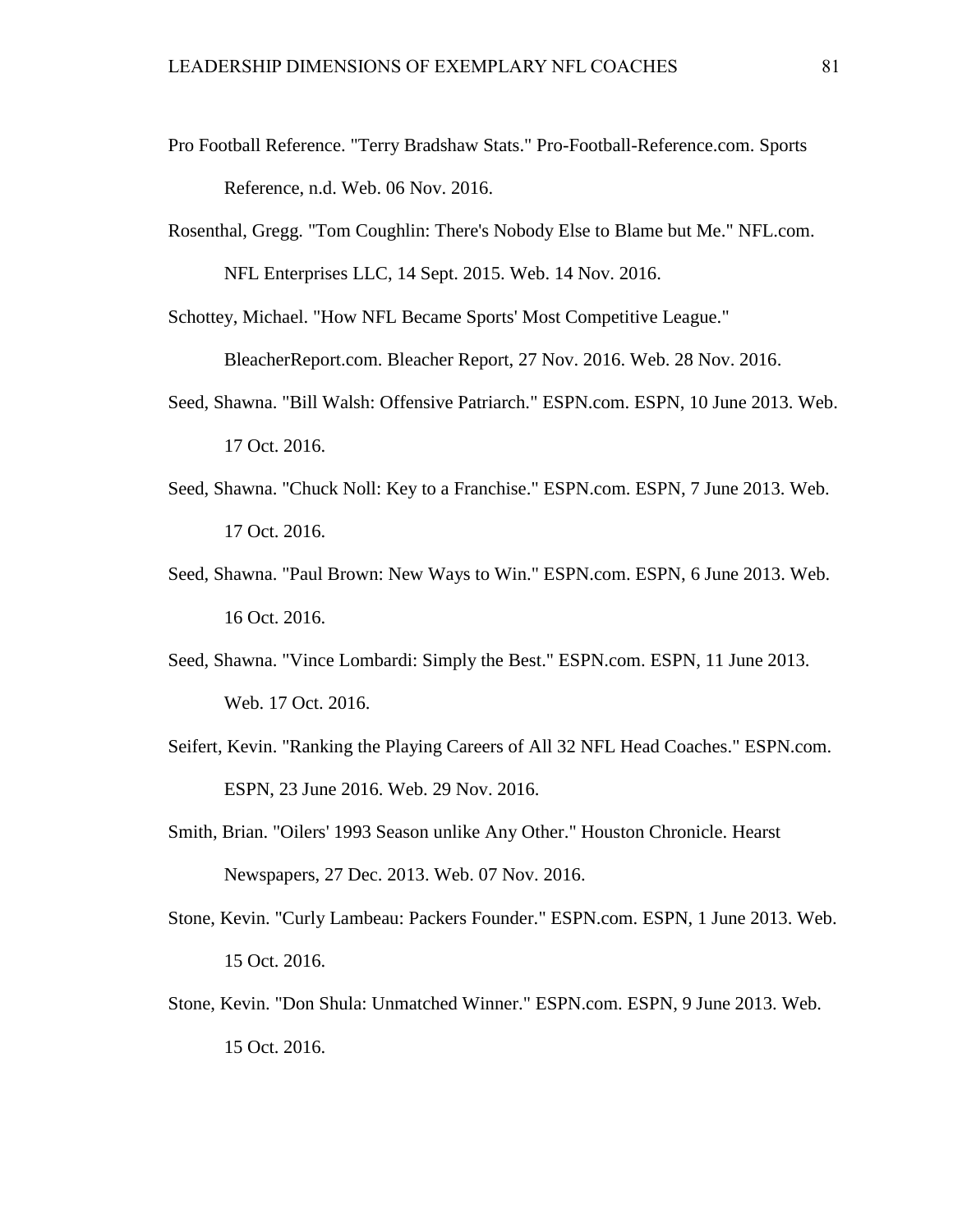Pro Football Reference. "Terry Bradshaw Stats." Pro-Football-Reference.com. Sports Reference, n.d. Web. 06 Nov. 2016.

Rosenthal, Gregg. "Tom Coughlin: There's Nobody Else to Blame but Me." NFL.com. NFL Enterprises LLC, 14 Sept. 2015. Web. 14 Nov. 2016.

Schottey, Michael. "How NFL Became Sports' Most Competitive League." BleacherReport.com. Bleacher Report, 27 Nov. 2016. Web. 28 Nov. 2016.

Seed, Shawna. "Bill Walsh: Offensive Patriarch." ESPN.com. ESPN, 10 June 2013. Web. 17 Oct. 2016.

Seed, Shawna. "Chuck Noll: Key to a Franchise." ESPN.com. ESPN, 7 June 2013. Web. 17 Oct. 2016.

Seed, Shawna. "Paul Brown: New Ways to Win." ESPN.com. ESPN, 6 June 2013. Web. 16 Oct. 2016.

Seed, Shawna. "Vince Lombardi: Simply the Best." ESPN.com. ESPN, 11 June 2013. Web. 17 Oct. 2016.

Seifert, Kevin. "Ranking the Playing Careers of All 32 NFL Head Coaches." ESPN.com. ESPN, 23 June 2016. Web. 29 Nov. 2016.

Smith, Brian. "Oilers' 1993 Season unlike Any Other." Houston Chronicle. Hearst Newspapers, 27 Dec. 2013. Web. 07 Nov. 2016.

Stone, Kevin. "Curly Lambeau: Packers Founder." ESPN.com. ESPN, 1 June 2013. Web. 15 Oct. 2016.

Stone, Kevin. "Don Shula: Unmatched Winner." ESPN.com. ESPN, 9 June 2013. Web. 15 Oct. 2016.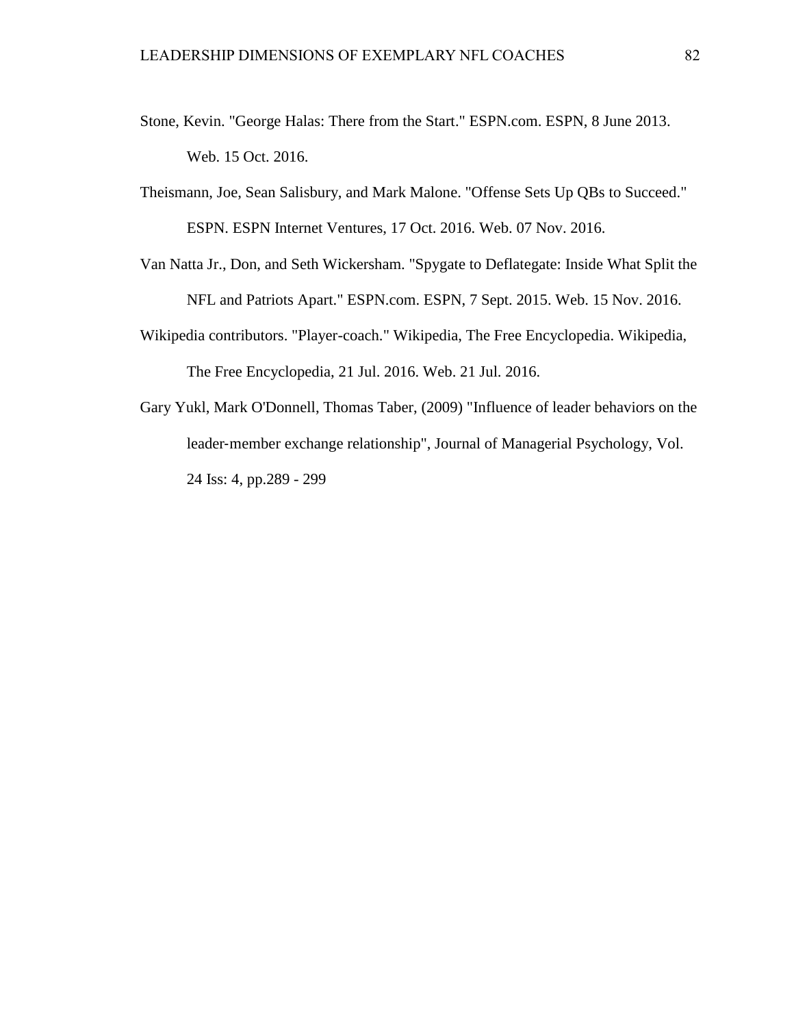Stone, Kevin. "George Halas: There from the Start." ESPN.com. ESPN, 8 June 2013. Web. 15 Oct. 2016.

Theismann, Joe, Sean Salisbury, and Mark Malone. "Offense Sets Up QBs to Succeed." ESPN. ESPN Internet Ventures, 17 Oct. 2016. Web. 07 Nov. 2016.

Van Natta Jr., Don, and Seth Wickersham. "Spygate to Deflategate: Inside What Split the NFL and Patriots Apart." ESPN.com. ESPN, 7 Sept. 2015. Web. 15 Nov. 2016.

Wikipedia contributors. "Player-coach." Wikipedia, The Free Encyclopedia. Wikipedia, The Free Encyclopedia, 21 Jul. 2016. Web. 21 Jul. 2016.

Gary Yukl, Mark O'Donnell, Thomas Taber, (2009) "Influence of leader behaviors on the leader-member exchange relationship", Journal of Managerial Psychology, Vol. 24 Iss: 4, pp.289 - 299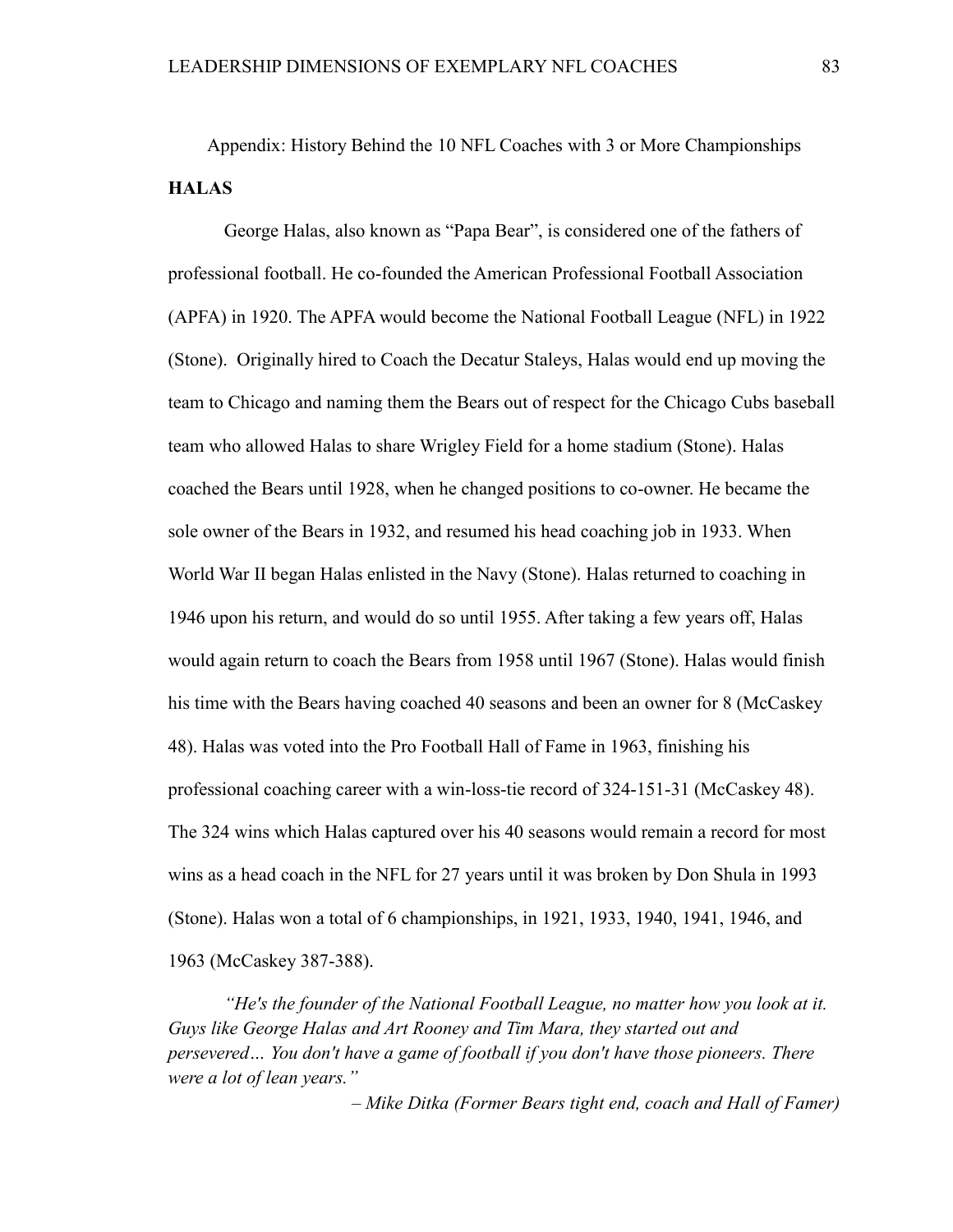Appendix: History Behind the 10 NFL Coaches with 3 or More Championships

**HALAS**

George Halas, also known as "Papa Bear", is considered one of the fathers of professional football. He co-founded the American Professional Football Association (APFA) in 1920. The APFA would become the National Football League (NFL) in 1922 (Stone). Originally hired to Coach the Decatur Staleys, Halas would end up moving the team to Chicago and naming them the Bears out of respect for the Chicago Cubs baseball team who allowed Halas to share Wrigley Field for a home stadium (Stone). Halas coached the Bears until 1928, when he changed positions to co-owner. He became the sole owner of the Bears in 1932, and resumed his head coaching job in 1933. When World War II began Halas enlisted in the Navy (Stone). Halas returned to coaching in 1946 upon his return, and would do so until 1955. After taking a few years off, Halas would again return to coach the Bears from 1958 until 1967 (Stone). Halas would finish his time with the Bears having coached 40 seasons and been an owner for 8 (McCaskey 48). Halas was voted into the Pro Football Hall of Fame in 1963, finishing his professional coaching career with a win-loss-tie record of 324-151-31 (McCaskey 48). The 324 wins which Halas captured over his 40 seasons would remain a record for most wins as a head coach in the NFL for 27 years until it was broken by Don Shula in 1993 (Stone). Halas won a total of 6 championships, in 1921, 1933, 1940, 1941, 1946, and 1963 (McCaskey 387-388).

*"He's the founder of the National Football League, no matter how you look at it. Guys like George Halas and Art Rooney and Tim Mara, they started out and persevered… You don't have a game of football if you don't have those pioneers. There were a lot of lean years."*

*– Mike Ditka (Former Bears tight end, coach and Hall of Famer)*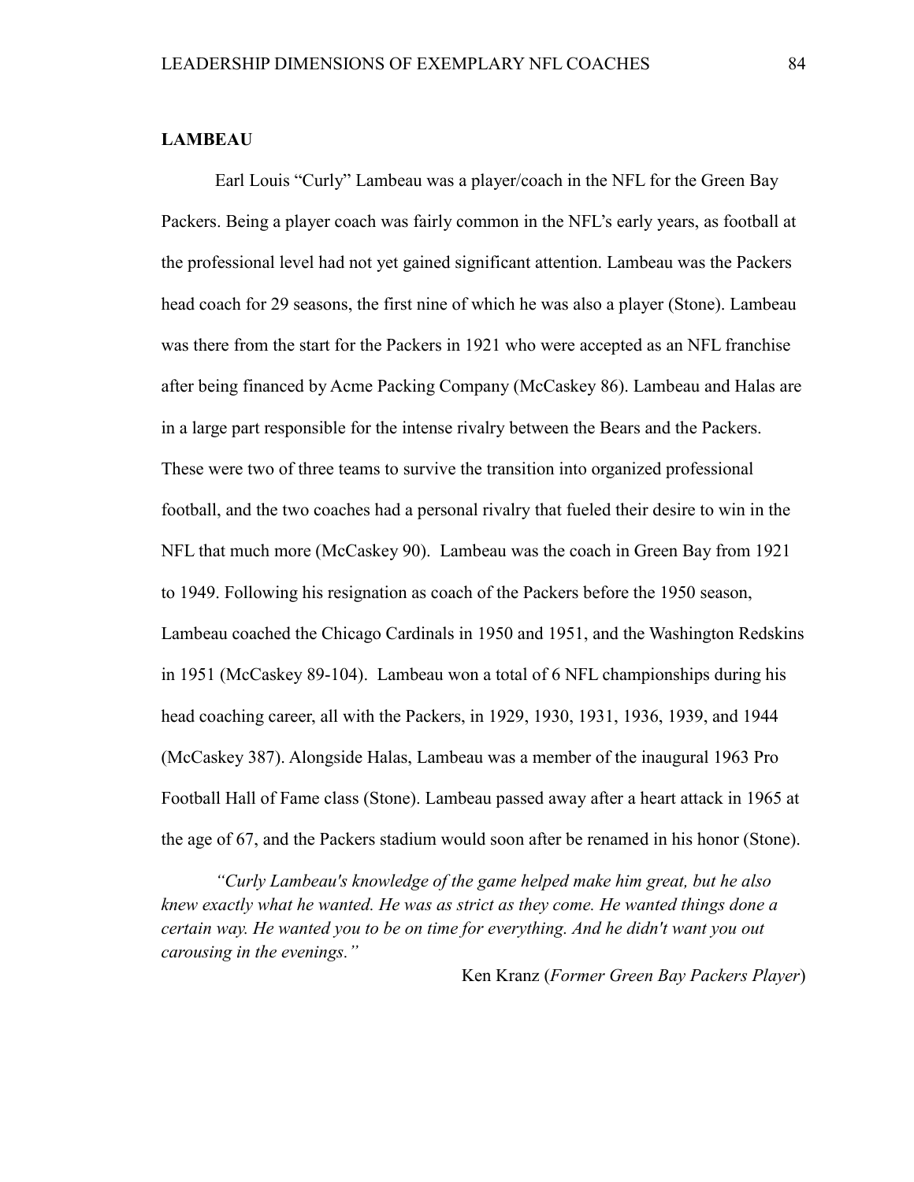**LAMBEAU**

Earl Louis "Curly" Lambeau was a player/coach in the NFL for the Green Bay Packers. Being a player coach was fairly common in the NFL's early years, as football at the professional level had not yet gained significant attention. Lambeau was the Packers head coach for 29 seasons, the first nine of which he was also a player (Stone). Lambeau was there from the start for the Packers in 1921 who were accepted as an NFL franchise after being financed by Acme Packing Company (McCaskey 86). Lambeau and Halas are in a large part responsible for the intense rivalry between the Bears and the Packers. These were two of three teams to survive the transition into organized professional football, and the two coaches had a personal rivalry that fueled their desire to win in the NFL that much more (McCaskey 90). Lambeau was the coach in Green Bay from 1921 to 1949. Following his resignation as coach of the Packers before the 1950 season, Lambeau coached the Chicago Cardinals in 1950 and 1951, and the Washington Redskins in 1951 (McCaskey 89-104). Lambeau won a total of 6 NFL championships during his head coaching career, all with the Packers, in 1929, 1930, 1931, 1936, 1939, and 1944 (McCaskey 387). Alongside Halas, Lambeau was a member of the inaugural 1963 Pro Football Hall of Fame class (Stone). Lambeau passed away after a heart attack in 1965 at the age of 67, and the Packers stadium would soon after be renamed in his honor (Stone).

*"Curly Lambeau's knowledge of the game helped make him great, but he also knew exactly what he wanted. He was as strict as they come. He wanted things done a certain way. He wanted you to be on time for everything. And he didn't want you out carousing in the evenings."*

Ken Kranz (*Former Green Bay Packers Player*)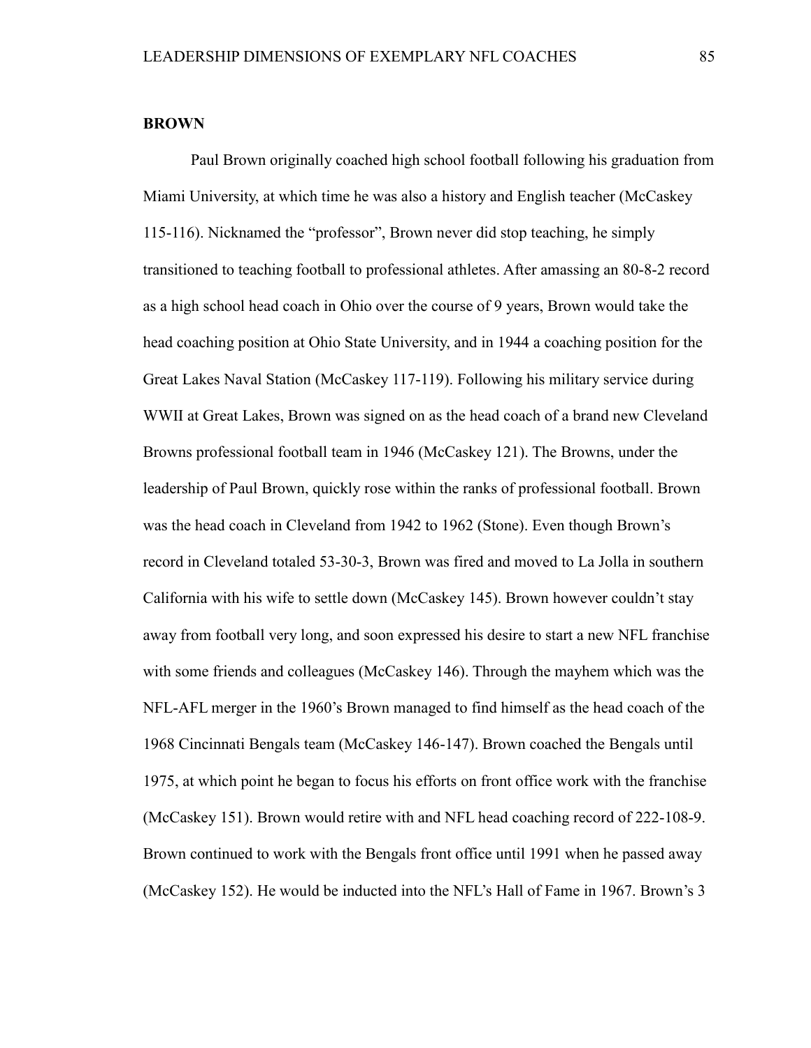**BROWN**

Paul Brown originally coached high school football following his graduation from Miami University, at which time he was also a history and English teacher (McCaskey 115-116). Nicknamed the "professor", Brown never did stop teaching, he simply transitioned to teaching football to professional athletes. After amassing an 80-8-2 record as a high school head coach in Ohio over the course of 9 years, Brown would take the head coaching position at Ohio State University, and in 1944 a coaching position for the Great Lakes Naval Station (McCaskey 117-119). Following his military service during WWII at Great Lakes, Brown was signed on as the head coach of a brand new Cleveland Browns professional football team in 1946 (McCaskey 121). The Browns, under the leadership of Paul Brown, quickly rose within the ranks of professional football. Brown was the head coach in Cleveland from 1942 to 1962 (Stone). Even though Brown's record in Cleveland totaled 53-30-3, Brown was fired and moved to La Jolla in southern California with his wife to settle down (McCaskey 145). Brown however couldn't stay away from football very long, and soon expressed his desire to start a new NFL franchise with some friends and colleagues (McCaskey 146). Through the mayhem which was the NFL-AFL merger in the 1960's Brown managed to find himself as the head coach of the 1968 Cincinnati Bengals team (McCaskey 146-147). Brown coached the Bengals until 1975, at which point he began to focus his efforts on front office work with the franchise (McCaskey 151). Brown would retire with and NFL head coaching record of 222-108-9. Brown continued to work with the Bengals front office until 1991 when he passed away (McCaskey 152). He would be inducted into the NFL's Hall of Fame in 1967. Brown's 3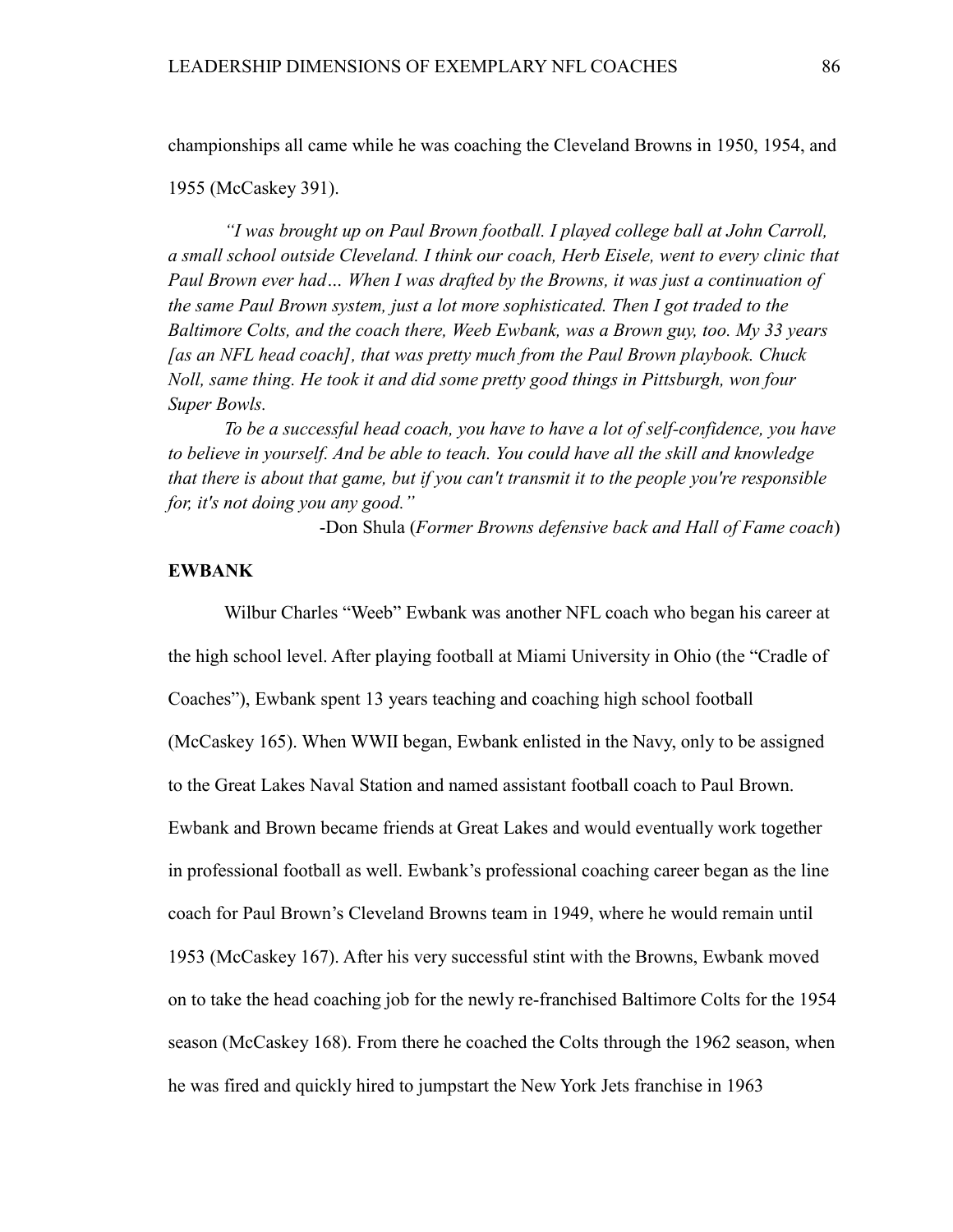championships all came while he was coaching the Cleveland Browns in 1950, 1954, and 1955 (McCaskey 391).

> *"I was brought up on Paul Brown football. I played college ball at John Carroll, a small school outside Cleveland. I think our coach, Herb Eisele, went to every clinic that Paul Brown ever had… When I was drafted by the Browns, it was just a continuation of the same Paul Brown system, just a lot more sophisticated. Then I got traded to the Baltimore Colts, and the coach there, Weeb Ewbank, was a Brown guy, too. My 33 years [as an NFL head coach], that was pretty much from the Paul Brown playbook. Chuck Noll, same thing. He took it and did some pretty good things in Pittsburgh, won four Super Bowls.*
>
> *To be a successful head coach, you have to have a lot of self-confidence, you have to believe in yourself. And be able to teach. You could have all the skill and knowledge that there is about that game, but if you can't transmit it to the people you're responsible for, it's not doing you any good."*
>
> -Don Shula (*Former Browns defensive back and Hall of Fame coach*)

**EWBANK**

Wilbur Charles "Weeb" Ewbank was another NFL coach who began his career at the high school level. After playing football at Miami University in Ohio (the "Cradle of Coaches"), Ewbank spent 13 years teaching and coaching high school football (McCaskey 165). When WWII began, Ewbank enlisted in the Navy, only to be assigned to the Great Lakes Naval Station and named assistant football coach to Paul Brown. Ewbank and Brown became friends at Great Lakes and would eventually work together in professional football as well. Ewbank's professional coaching career began as the line coach for Paul Brown's Cleveland Browns team in 1949, where he would remain until 1953 (McCaskey 167). After his very successful stint with the Browns, Ewbank moved on to take the head coaching job for the newly re-franchised Baltimore Colts for the 1954 season (McCaskey 168). From there he coached the Colts through the 1962 season, when he was fired and quickly hired to jumpstart the New York Jets franchise in 1963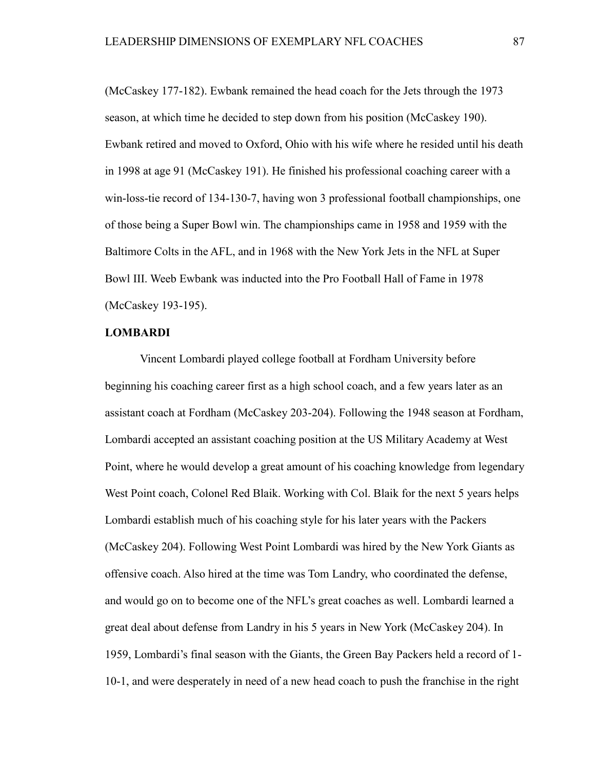(McCaskey 177-182). Ewbank remained the head coach for the Jets through the 1973 season, at which time he decided to step down from his position (McCaskey 190). Ewbank retired and moved to Oxford, Ohio with his wife where he resided until his death in 1998 at age 91 (McCaskey 191). He finished his professional coaching career with a win-loss-tie record of 134-130-7, having won 3 professional football championships, one of those being a Super Bowl win. The championships came in 1958 and 1959 with the Baltimore Colts in the AFL, and in 1968 with the New York Jets in the NFL at Super Bowl III. Weeb Ewbank was inducted into the Pro Football Hall of Fame in 1978 (McCaskey 193-195).

**LOMBARDI**

Vincent Lombardi played college football at Fordham University before beginning his coaching career first as a high school coach, and a few years later as an assistant coach at Fordham (McCaskey 203-204). Following the 1948 season at Fordham, Lombardi accepted an assistant coaching position at the US Military Academy at West Point, where he would develop a great amount of his coaching knowledge from legendary West Point coach, Colonel Red Blaik. Working with Col. Blaik for the next 5 years helps Lombardi establish much of his coaching style for his later years with the Packers (McCaskey 204). Following West Point Lombardi was hired by the New York Giants as offensive coach. Also hired at the time was Tom Landry, who coordinated the defense, and would go on to become one of the NFL's great coaches as well. Lombardi learned a great deal about defense from Landry in his 5 years in New York (McCaskey 204). In 1959, Lombardi's final season with the Giants, the Green Bay Packers held a record of 1-10-1, and were desperately in need of a new head coach to push the franchise in the right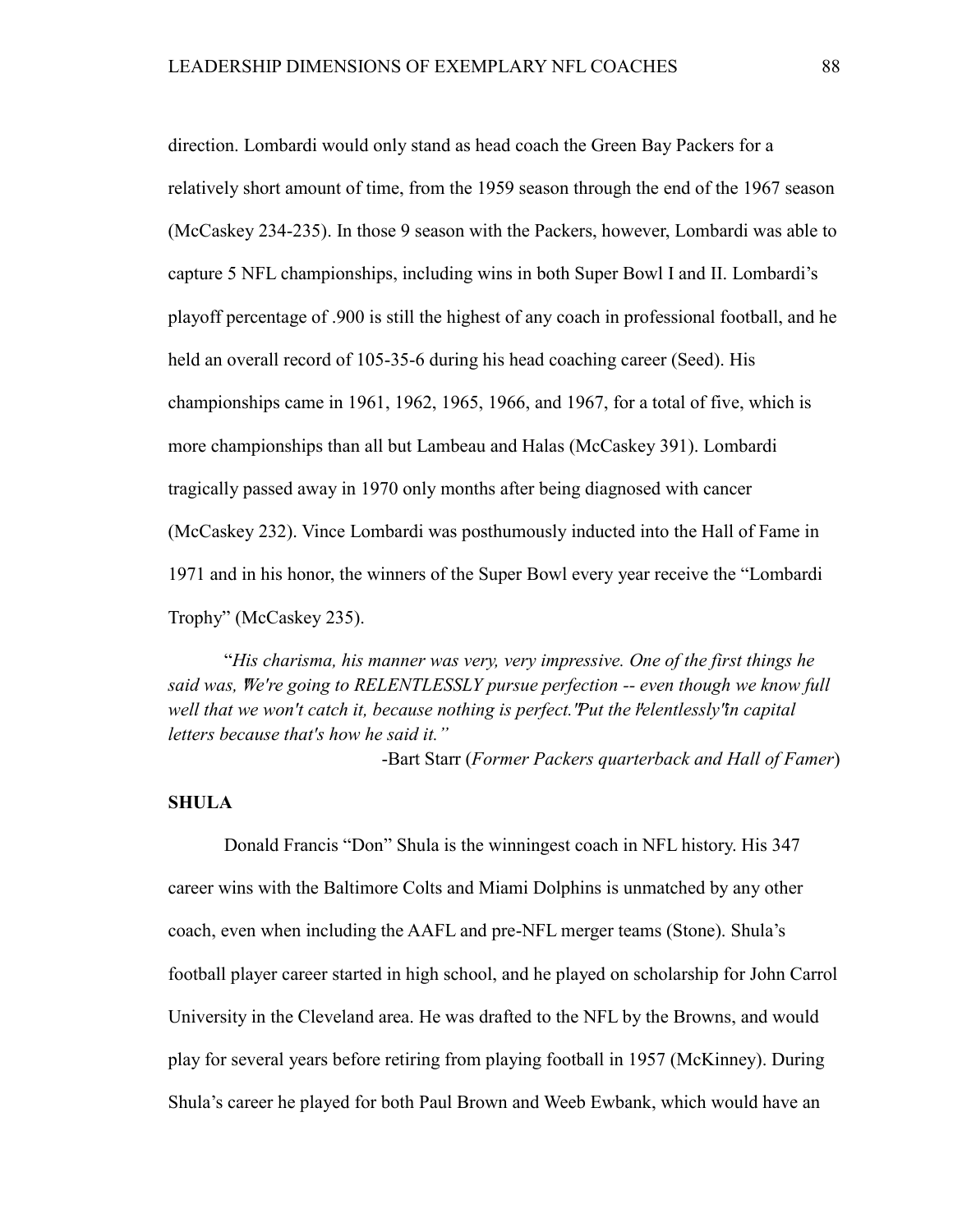direction. Lombardi would only stand as head coach the Green Bay Packers for a relatively short amount of time, from the 1959 season through the end of the 1967 season (McCaskey 234-235). In those 9 season with the Packers, however, Lombardi was able to capture 5 NFL championships, including wins in both Super Bowl I and II. Lombardi's playoff percentage of .900 is still the highest of any coach in professional football, and he held an overall record of 105-35-6 during his head coaching career (Seed). His championships came in 1961, 1962, 1965, 1966, and 1967, for a total of five, which is more championships than all but Lambeau and Halas (McCaskey 391). Lombardi tragically passed away in 1970 only months after being diagnosed with cancer (McCaskey 232). Vince Lombardi was posthumously inducted into the Hall of Fame in 1971 and in his honor, the winners of the Super Bowl every year receive the "Lombardi Trophy" (McCaskey 235).

"*His charisma, his manner was very, very impressive. One of the first things he said was, 'We're going to RELENTLESSLY pursue perfection -- even though we know full well that we won't catch it, because nothing is perfect.' Put the 'relentlessly' in capital letters because that's how he said it.*"

-Bart Starr (*Former Packers quarterback and Hall of Famer*)

**SHULA**

Donald Francis "Don" Shula is the winningest coach in NFL history. His 347 career wins with the Baltimore Colts and Miami Dolphins is unmatched by any other coach, even when including the AAFL and pre-NFL merger teams (Stone). Shula's football player career started in high school, and he played on scholarship for John Carrol University in the Cleveland area. He was drafted to the NFL by the Browns, and would play for several years before retiring from playing football in 1957 (McKinney). During Shula's career he played for both Paul Brown and Weeb Ewbank, which would have an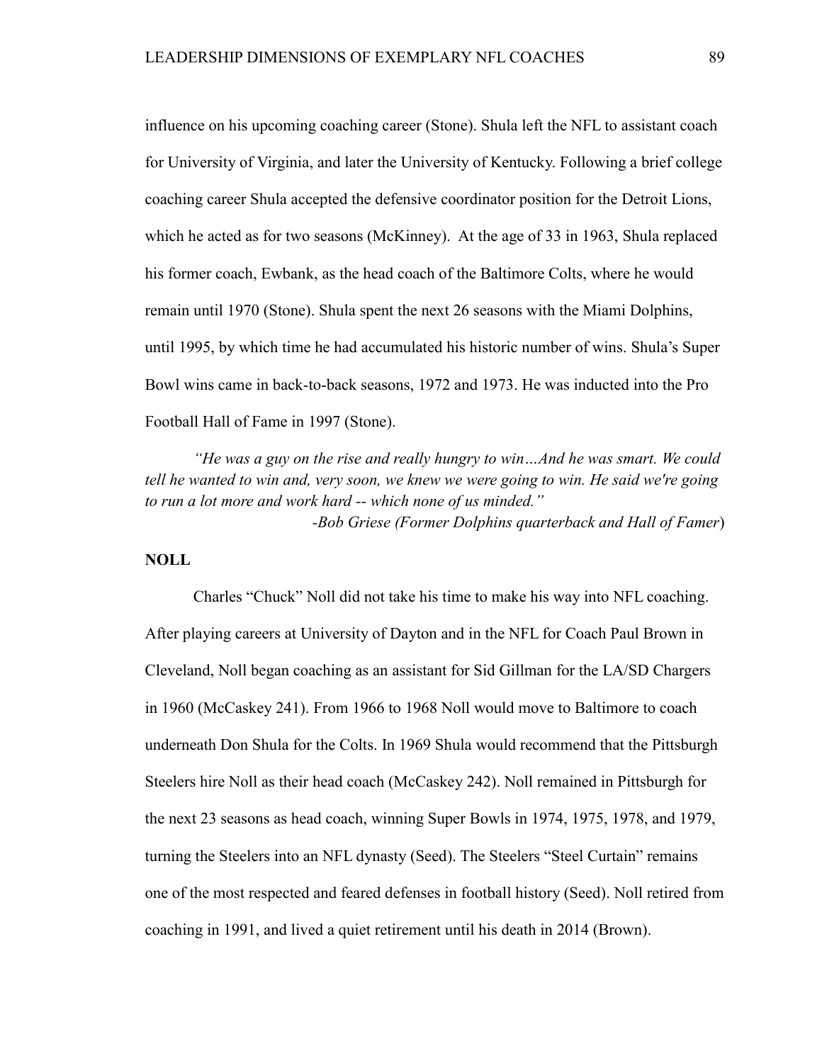influence on his upcoming coaching career (Stone). Shula left the NFL to assistant coach for University of Virginia, and later the University of Kentucky. Following a brief college coaching career Shula accepted the defensive coordinator position for the Detroit Lions, which he acted as for two seasons (McKinney). At the age of 33 in 1963, Shula replaced his former coach, Ewbank, as the head coach of the Baltimore Colts, where he would remain until 1970 (Stone). Shula spent the next 26 seasons with the Miami Dolphins, until 1995, by which time he had accumulated his historic number of wins. Shula's Super Bowl wins came in back-to-back seasons, 1972 and 1973. He was inducted into the Pro Football Hall of Fame in 1997 (Stone).

*"He was a guy on the rise and really hungry to win…And he was smart. We could tell he wanted to win and, very soon, we knew we were going to win. He said we're going to run a lot more and work hard -- which none of us minded."*

*-Bob Griese (Former Dolphins quarterback and Hall of Famer*)

**NOLL**

Charles "Chuck" Noll did not take his time to make his way into NFL coaching. After playing careers at University of Dayton and in the NFL for Coach Paul Brown in Cleveland, Noll began coaching as an assistant for Sid Gillman for the LA/SD Chargers in 1960 (McCaskey 241). From 1966 to 1968 Noll would move to Baltimore to coach underneath Don Shula for the Colts. In 1969 Shula would recommend that the Pittsburgh Steelers hire Noll as their head coach (McCaskey 242). Noll remained in Pittsburgh for the next 23 seasons as head coach, winning Super Bowls in 1974, 1975, 1978, and 1979, turning the Steelers into an NFL dynasty (Seed). The Steelers "Steel Curtain" remains one of the most respected and feared defenses in football history (Seed). Noll retired from coaching in 1991, and lived a quiet retirement until his death in 2014 (Brown).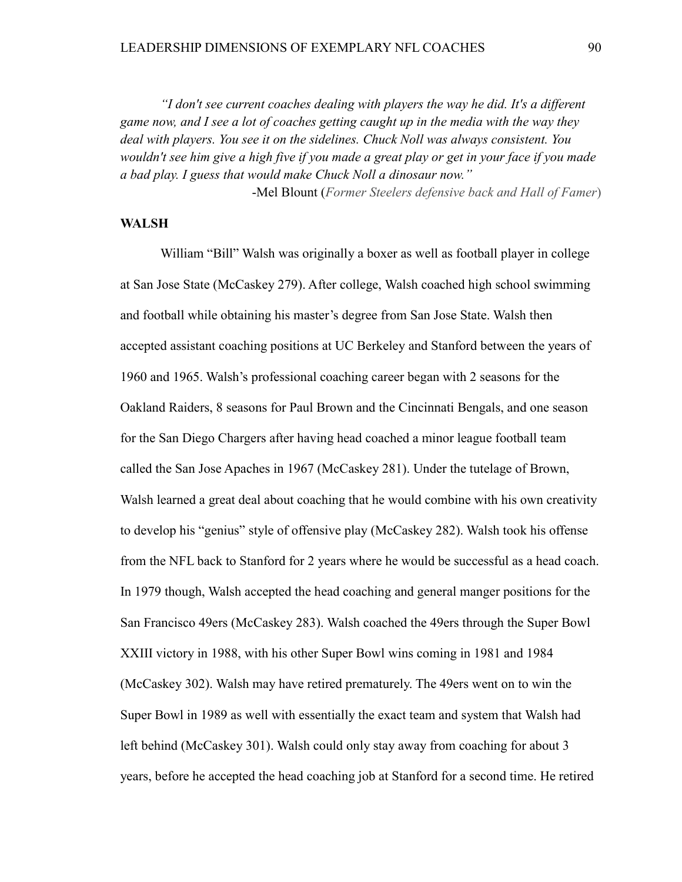*“I don't see current coaches dealing with players the way he did. It's a different game now, and I see a lot of coaches getting caught up in the media with the way they deal with players. You see it on the sidelines. Chuck Noll was always consistent. You wouldn't see him give a high five if you made a great play or get in your face if you made a bad play. I guess that would make Chuck Noll a dinosaur now.”*

-Mel Blount (*Former Steelers defensive back and Hall of Famer*)

**WALSH**

William “Bill” Walsh was originally a boxer as well as football player in college at San Jose State (McCaskey 279). After college, Walsh coached high school swimming and football while obtaining his master’s degree from San Jose State. Walsh then accepted assistant coaching positions at UC Berkeley and Stanford between the years of 1960 and 1965. Walsh’s professional coaching career began with 2 seasons for the Oakland Raiders, 8 seasons for Paul Brown and the Cincinnati Bengals, and one season for the San Diego Chargers after having head coached a minor league football team called the San Jose Apaches in 1967 (McCaskey 281). Under the tutelage of Brown, Walsh learned a great deal about coaching that he would combine with his own creativity to develop his “genius” style of offensive play (McCaskey 282). Walsh took his offense from the NFL back to Stanford for 2 years where he would be successful as a head coach. In 1979 though, Walsh accepted the head coaching and general manger positions for the San Francisco 49ers (McCaskey 283). Walsh coached the 49ers through the Super Bowl XXIII victory in 1988, with his other Super Bowl wins coming in 1981 and 1984 (McCaskey 302). Walsh may have retired prematurely. The 49ers went on to win the Super Bowl in 1989 as well with essentially the exact team and system that Walsh had left behind (McCaskey 301). Walsh could only stay away from coaching for about 3 years, before he accepted the head coaching job at Stanford for a second time. He retired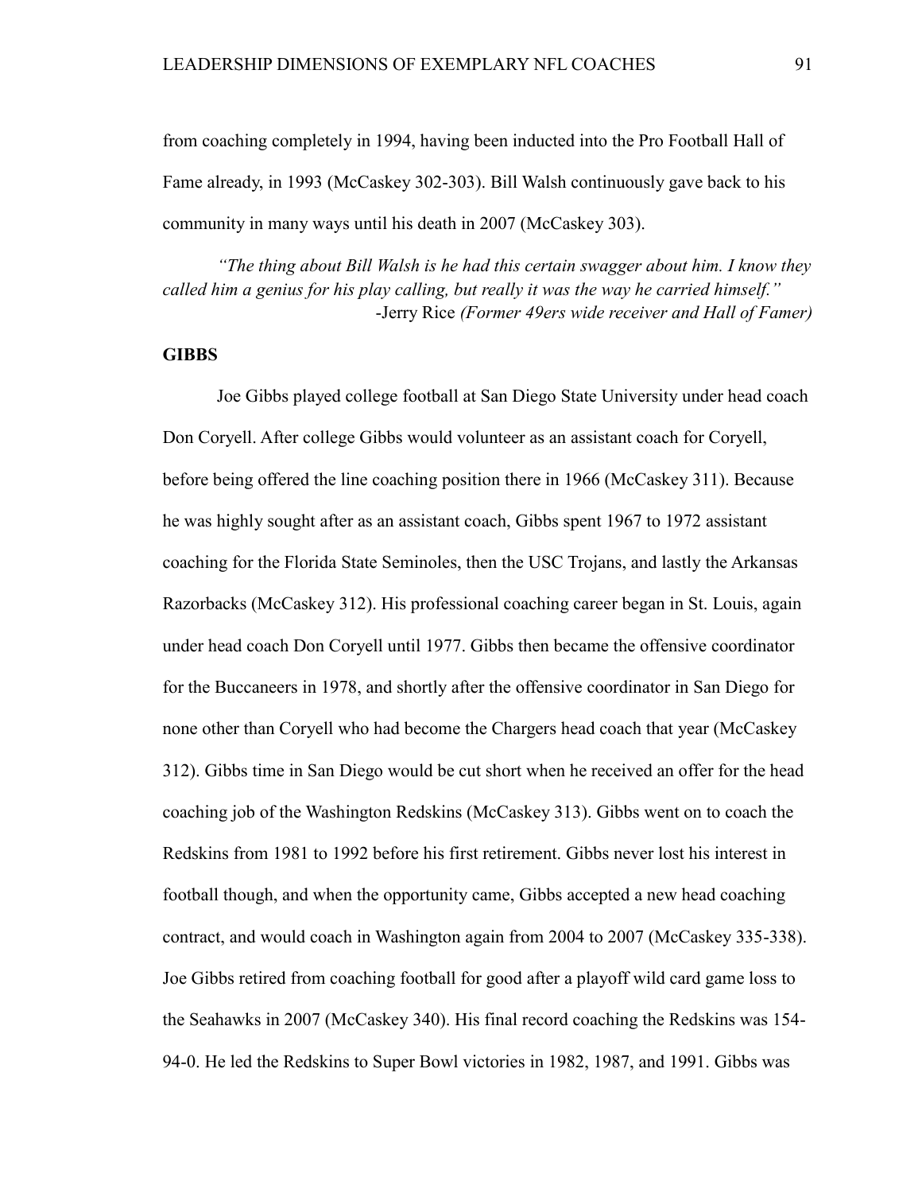from coaching completely in 1994, having been inducted into the Pro Football Hall of Fame already, in 1993 (McCaskey 302-303). Bill Walsh continuously gave back to his community in many ways until his death in 2007 (McCaskey 303).

*"The thing about Bill Walsh is he had this certain swagger about him. I know they called him a genius for his play calling, but really it was the way he carried himself."*
-Jerry Rice *(Former 49ers wide receiver and Hall of Famer)*

**GIBBS**

Joe Gibbs played college football at San Diego State University under head coach Don Coryell. After college Gibbs would volunteer as an assistant coach for Coryell, before being offered the line coaching position there in 1966 (McCaskey 311). Because he was highly sought after as an assistant coach, Gibbs spent 1967 to 1972 assistant coaching for the Florida State Seminoles, then the USC Trojans, and lastly the Arkansas Razorbacks (McCaskey 312). His professional coaching career began in St. Louis, again under head coach Don Coryell until 1977. Gibbs then became the offensive coordinator for the Buccaneers in 1978, and shortly after the offensive coordinator in San Diego for none other than Coryell who had become the Chargers head coach that year (McCaskey 312). Gibbs time in San Diego would be cut short when he received an offer for the head coaching job of the Washington Redskins (McCaskey 313). Gibbs went on to coach the Redskins from 1981 to 1992 before his first retirement. Gibbs never lost his interest in football though, and when the opportunity came, Gibbs accepted a new head coaching contract, and would coach in Washington again from 2004 to 2007 (McCaskey 335-338). Joe Gibbs retired from coaching football for good after a playoff wild card game loss to the Seahawks in 2007 (McCaskey 340). His final record coaching the Redskins was 154-94-0. He led the Redskins to Super Bowl victories in 1982, 1987, and 1991. Gibbs was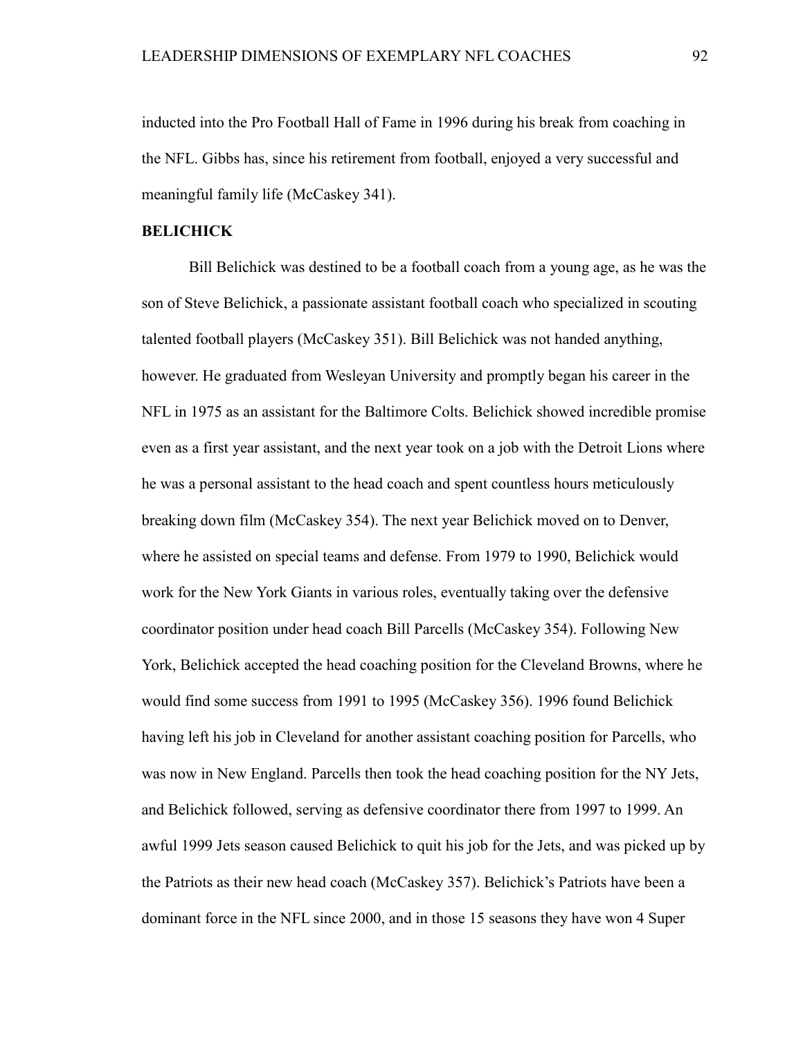inducted into the Pro Football Hall of Fame in 1996 during his break from coaching in the NFL. Gibbs has, since his retirement from football, enjoyed a very successful and meaningful family life (McCaskey 341).

**BELICHICK**

Bill Belichick was destined to be a football coach from a young age, as he was the son of Steve Belichick, a passionate assistant football coach who specialized in scouting talented football players (McCaskey 351). Bill Belichick was not handed anything, however. He graduated from Wesleyan University and promptly began his career in the NFL in 1975 as an assistant for the Baltimore Colts. Belichick showed incredible promise even as a first year assistant, and the next year took on a job with the Detroit Lions where he was a personal assistant to the head coach and spent countless hours meticulously breaking down film (McCaskey 354). The next year Belichick moved on to Denver, where he assisted on special teams and defense. From 1979 to 1990, Belichick would work for the New York Giants in various roles, eventually taking over the defensive coordinator position under head coach Bill Parcells (McCaskey 354). Following New York, Belichick accepted the head coaching position for the Cleveland Browns, where he would find some success from 1991 to 1995 (McCaskey 356). 1996 found Belichick having left his job in Cleveland for another assistant coaching position for Parcells, who was now in New England. Parcells then took the head coaching position for the NY Jets, and Belichick followed, serving as defensive coordinator there from 1997 to 1999. An awful 1999 Jets season caused Belichick to quit his job for the Jets, and was picked up by the Patriots as their new head coach (McCaskey 357). Belichick's Patriots have been a dominant force in the NFL since 2000, and in those 15 seasons they have won 4 Super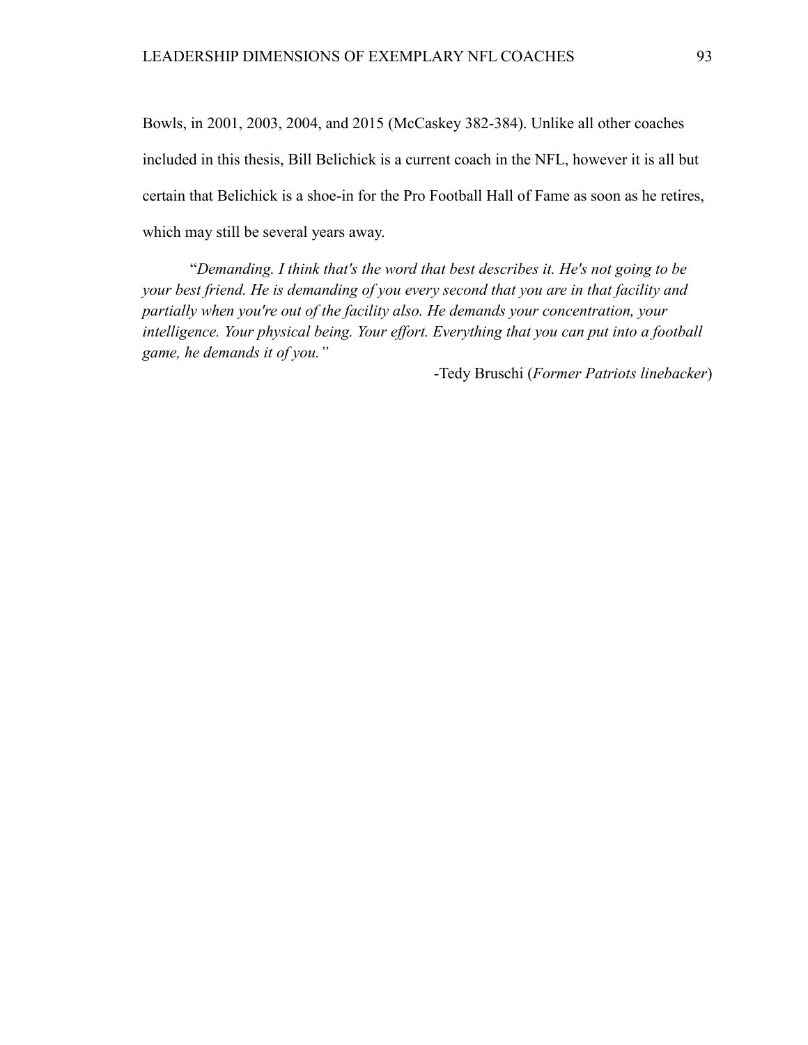Bowls, in 2001, 2003, 2004, and 2015 (McCaskey 382-384). Unlike all other coaches included in this thesis, Bill Belichick is a current coach in the NFL, however it is all but certain that Belichick is a shoe-in for the Pro Football Hall of Fame as soon as he retires, which may still be several years away.

"*Demanding. I think that's the word that best describes it. He's not going to be your best friend. He is demanding of you every second that you are in that facility and partially when you're out of the facility also. He demands your concentration, your intelligence. Your physical being. Your effort. Everything that you can put into a football game, he demands it of you."*

-Tedy Bruschi (*Former Patriots linebacker*)